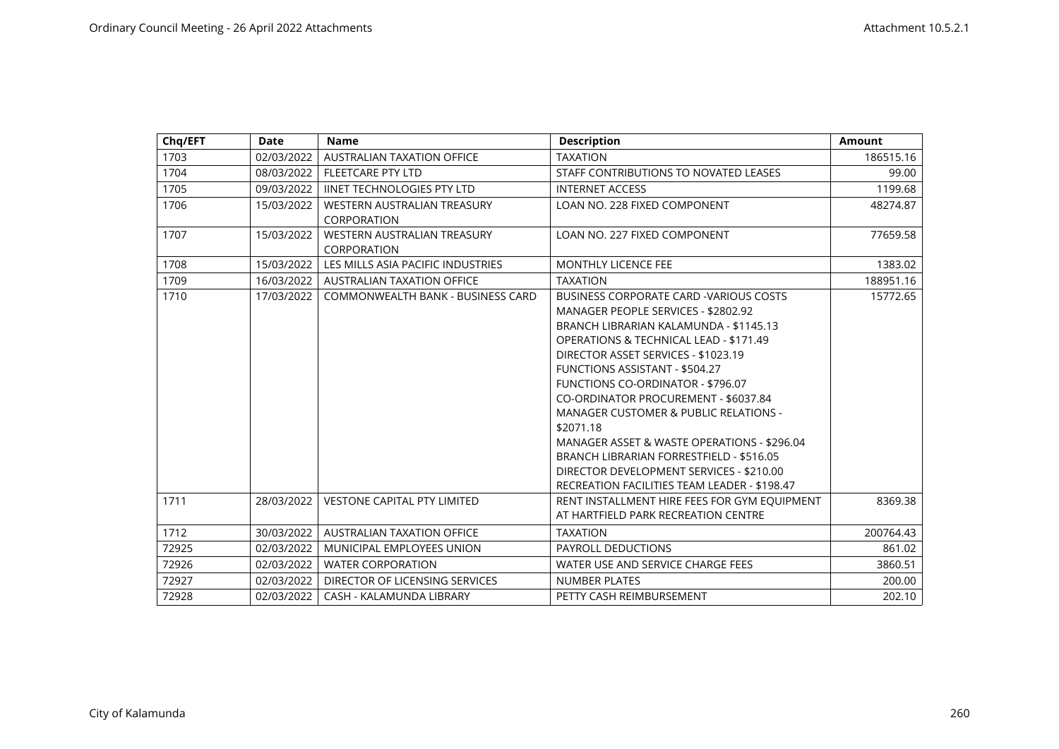| Chq/EFT | Date | Name | Description | Amount |
|---|---|---|---|---|
| 1703 | 02/03/2022 | AUSTRALIAN TAXATION OFFICE | TAXATION | 186515.16 |
| 1704 | 08/03/2022 | FLEETCARE PTY LTD | STAFF CONTRIBUTIONS TO NOVATED LEASES | 99.00 |
| 1705 | 09/03/2022 | IINET TECHNOLOGIES PTY LTD | INTERNET ACCESS | 1199.68 |
| 1706 | 15/03/2022 | WESTERN AUSTRALIAN TREASURY CORPORATION | LOAN NO. 228 FIXED COMPONENT | 48274.87 |
| 1707 | 15/03/2022 | WESTERN AUSTRALIAN TREASURY CORPORATION | LOAN NO. 227 FIXED COMPONENT | 77659.58 |
| 1708 | 15/03/2022 | LES MILLS ASIA PACIFIC INDUSTRIES | MONTHLY LICENCE FEE | 1383.02 |
| 1709 | 16/03/2022 | AUSTRALIAN TAXATION OFFICE | TAXATION | 188951.16 |
| 1710 | 17/03/2022 | COMMONWEALTH BANK - BUSINESS CARD | BUSINESS CORPORATE CARD -VARIOUS COSTS<br>MANAGER PEOPLE SERVICES - $2802.92<br>BRANCH LIBRARIAN KALAMUNDA - $1145.13<br>OPERATIONS & TECHNICAL LEAD - $171.49<br>DIRECTOR ASSET SERVICES - $1023.19<br>FUNCTIONS ASSISTANT - $504.27<br>FUNCTIONS CO-ORDINATOR - $796.07<br>CO-ORDINATOR PROCUREMENT - $6037.84<br>MANAGER CUSTOMER & PUBLIC RELATIONS - $2071.18<br>MANAGER ASSET & WASTE OPERATIONS - $296.04<br>BRANCH LIBRARIAN FORRESTFIELD - $516.05<br>DIRECTOR DEVELOPMENT SERVICES - $210.00<br>RECREATION FACILITIES TEAM LEADER - $198.47 | 15772.65 |
| 1711 | 28/03/2022 | VESTONE CAPITAL PTY LIMITED | RENT INSTALLMENT HIRE FEES FOR GYM EQUIPMENT AT HARTFIELD PARK RECREATION CENTRE | 8369.38 |
| 1712 | 30/03/2022 | AUSTRALIAN TAXATION OFFICE | TAXATION | 200764.43 |
| 72925 | 02/03/2022 | MUNICIPAL EMPLOYEES UNION | PAYROLL DEDUCTIONS | 861.02 |
| 72926 | 02/03/2022 | WATER CORPORATION | WATER USE AND SERVICE CHARGE FEES | 3860.51 |
| 72927 | 02/03/2022 | DIRECTOR OF LICENSING SERVICES | NUMBER PLATES | 200.00 |
| 72928 | 02/03/2022 | CASH - KALAMUNDA LIBRARY | PETTY CASH REIMBURSEMENT | 202.10 |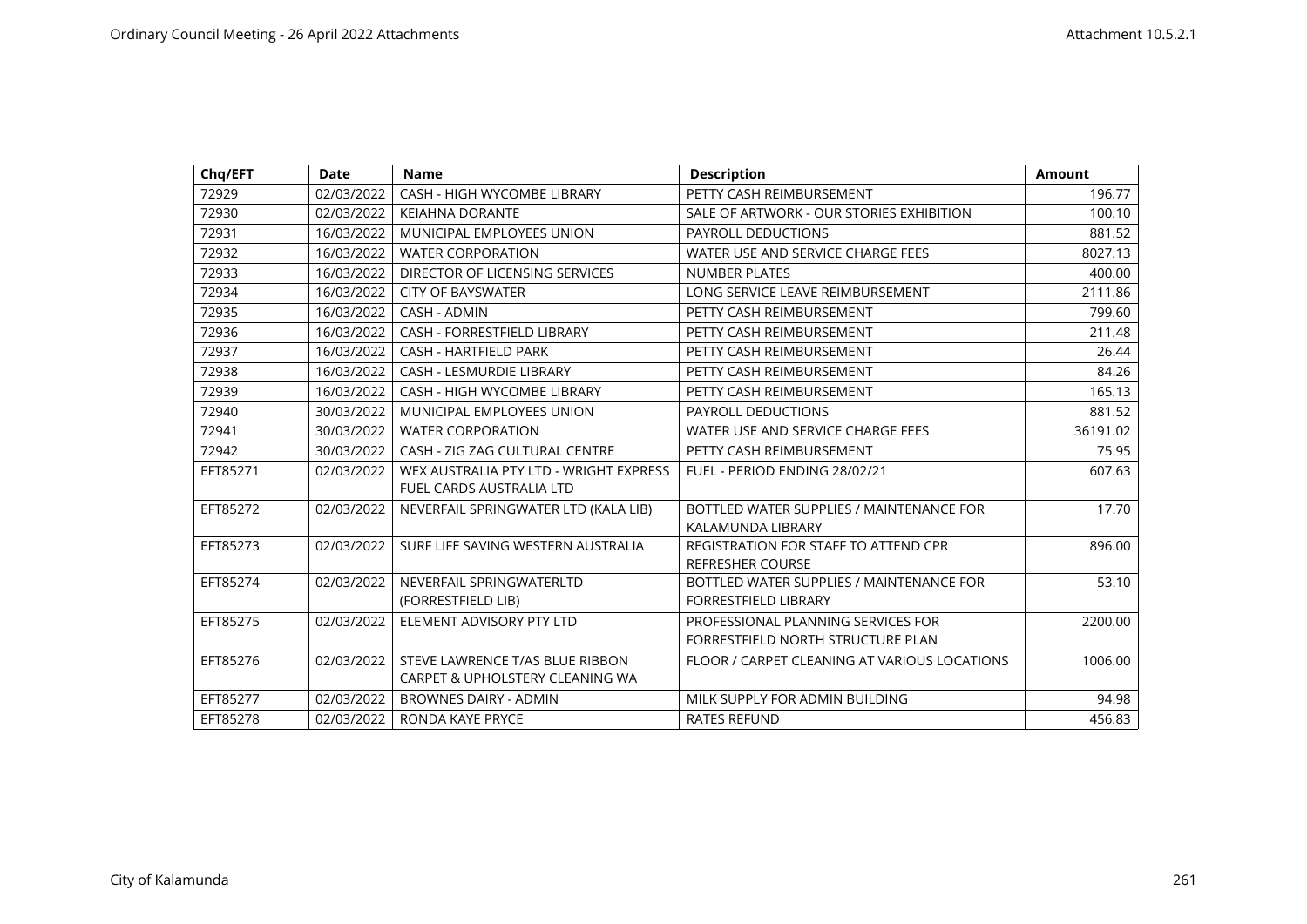| Chq/EFT | Date | Name | Description | Amount |
|---|---|---|---|---|
| 72929 | 02/03/2022 | CASH - HIGH WYCOMBE LIBRARY | PETTY CASH REIMBURSEMENT | 196.77 |
| 72930 | 02/03/2022 | KEIAHNA DORANTE | SALE OF ARTWORK - OUR STORIES EXHIBITION | 100.10 |
| 72931 | 16/03/2022 | MUNICIPAL EMPLOYEES UNION | PAYROLL DEDUCTIONS | 881.52 |
| 72932 | 16/03/2022 | WATER CORPORATION | WATER USE AND SERVICE CHARGE FEES | 8027.13 |
| 72933 | 16/03/2022 | DIRECTOR OF LICENSING SERVICES | NUMBER PLATES | 400.00 |
| 72934 | 16/03/2022 | CITY OF BAYSWATER | LONG SERVICE LEAVE REIMBURSEMENT | 2111.86 |
| 72935 | 16/03/2022 | CASH - ADMIN | PETTY CASH REIMBURSEMENT | 799.60 |
| 72936 | 16/03/2022 | CASH - FORRESTFIELD LIBRARY | PETTY CASH REIMBURSEMENT | 211.48 |
| 72937 | 16/03/2022 | CASH - HARTFIELD PARK | PETTY CASH REIMBURSEMENT | 26.44 |
| 72938 | 16/03/2022 | CASH - LESMURDIE LIBRARY | PETTY CASH REIMBURSEMENT | 84.26 |
| 72939 | 16/03/2022 | CASH - HIGH WYCOMBE LIBRARY | PETTY CASH REIMBURSEMENT | 165.13 |
| 72940 | 30/03/2022 | MUNICIPAL EMPLOYEES UNION | PAYROLL DEDUCTIONS | 881.52 |
| 72941 | 30/03/2022 | WATER CORPORATION | WATER USE AND SERVICE CHARGE FEES | 36191.02 |
| 72942 | 30/03/2022 | CASH - ZIG ZAG CULTURAL CENTRE | PETTY CASH REIMBURSEMENT | 75.95 |
| EFT85271 | 02/03/2022 | WEX AUSTRALIA PTY LTD - WRIGHT EXPRESS FUEL CARDS AUSTRALIA LTD | FUEL - PERIOD ENDING 28/02/21 | 607.63 |
| EFT85272 | 02/03/2022 | NEVERFAIL SPRINGWATER LTD (KALA LIB) | BOTTLED WATER SUPPLIES / MAINTENANCE FOR KALAMUNDA LIBRARY | 17.70 |
| EFT85273 | 02/03/2022 | SURF LIFE SAVING WESTERN AUSTRALIA | REGISTRATION FOR STAFF TO ATTEND CPR REFRESHER COURSE | 896.00 |
| EFT85274 | 02/03/2022 | NEVERFAIL SPRINGWATERLTD (FORRESTFIELD LIB) | BOTTLED WATER SUPPLIES / MAINTENANCE FOR FORRESTFIELD LIBRARY | 53.10 |
| EFT85275 | 02/03/2022 | ELEMENT ADVISORY PTY LTD | PROFESSIONAL PLANNING SERVICES FOR FORRESTFIELD NORTH STRUCTURE PLAN | 2200.00 |
| EFT85276 | 02/03/2022 | STEVE LAWRENCE T/AS BLUE RIBBON CARPET & UPHOLSTERY CLEANING WA | FLOOR / CARPET CLEANING AT VARIOUS LOCATIONS | 1006.00 |
| EFT85277 | 02/03/2022 | BROWNES DAIRY - ADMIN | MILK SUPPLY FOR ADMIN BUILDING | 94.98 |
| EFT85278 | 02/03/2022 | RONDA KAYE PRYCE | RATES REFUND | 456.83 |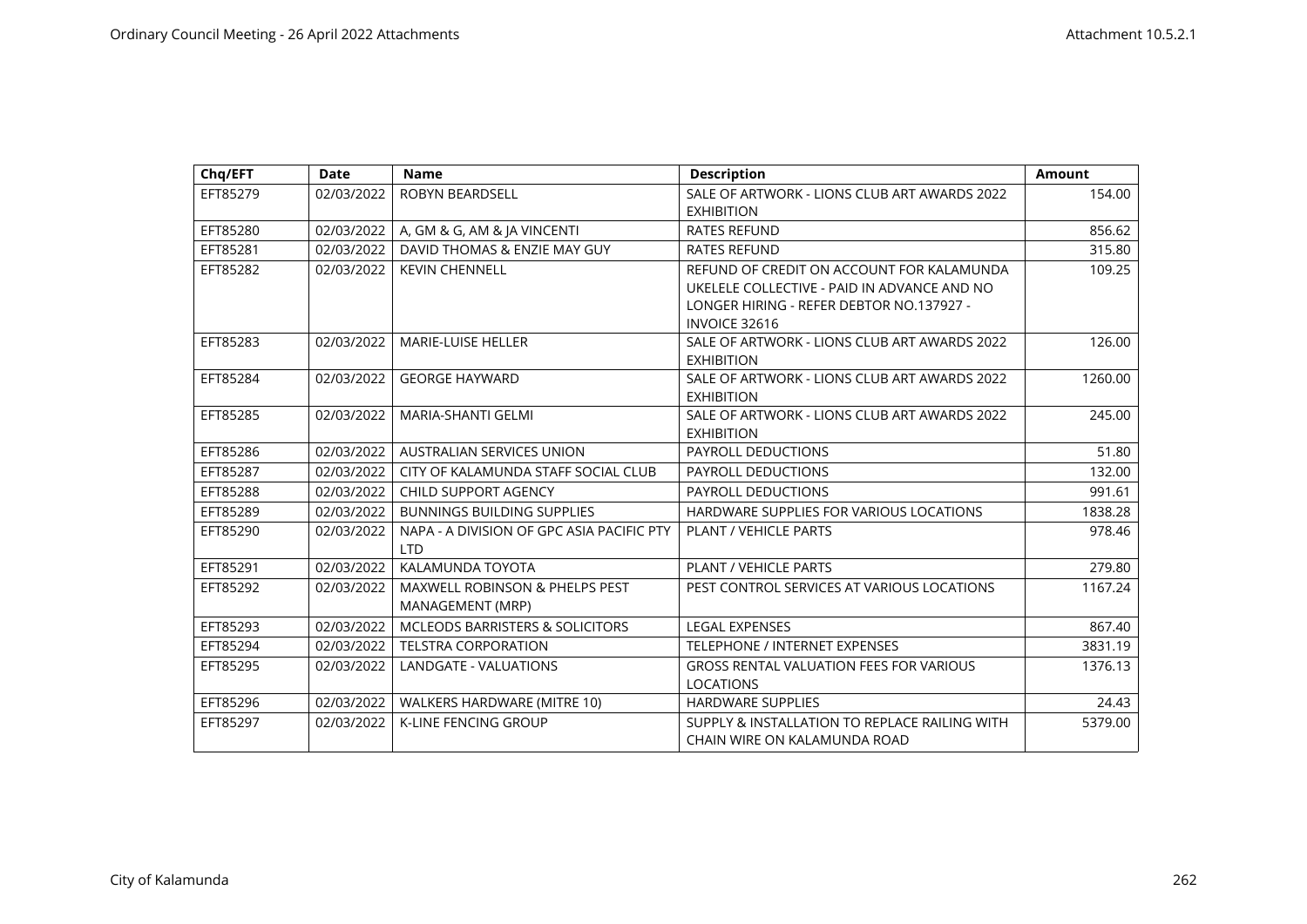| Chq/EFT | Date | Name | Description | Amount |
|---|---|---|---|---|
| EFT85279 | 02/03/2022 | ROBYN BEARDSELL | SALE OF ARTWORK - LIONS CLUB ART AWARDS 2022 EXHIBITION | 154.00 |
| EFT85280 | 02/03/2022 | A, GM & G, AM & JA VINCENTI | RATES REFUND | 856.62 |
| EFT85281 | 02/03/2022 | DAVID THOMAS & ENZIE MAY GUY | RATES REFUND | 315.80 |
| EFT85282 | 02/03/2022 | KEVIN CHENNELL | REFUND OF CREDIT ON ACCOUNT FOR KALAMUNDA UKELELE COLLECTIVE - PAID IN ADVANCE AND NO LONGER HIRING - REFER DEBTOR NO.137927 - INVOICE 32616 | 109.25 |
| EFT85283 | 02/03/2022 | MARIE-LUISE HELLER | SALE OF ARTWORK - LIONS CLUB ART AWARDS 2022 EXHIBITION | 126.00 |
| EFT85284 | 02/03/2022 | GEORGE HAYWARD | SALE OF ARTWORK - LIONS CLUB ART AWARDS 2022 EXHIBITION | 1260.00 |
| EFT85285 | 02/03/2022 | MARIA-SHANTI GELMI | SALE OF ARTWORK - LIONS CLUB ART AWARDS 2022 EXHIBITION | 245.00 |
| EFT85286 | 02/03/2022 | AUSTRALIAN SERVICES UNION | PAYROLL DEDUCTIONS | 51.80 |
| EFT85287 | 02/03/2022 | CITY OF KALAMUNDA STAFF SOCIAL CLUB | PAYROLL DEDUCTIONS | 132.00 |
| EFT85288 | 02/03/2022 | CHILD SUPPORT AGENCY | PAYROLL DEDUCTIONS | 991.61 |
| EFT85289 | 02/03/2022 | BUNNINGS BUILDING SUPPLIES | HARDWARE SUPPLIES FOR VARIOUS LOCATIONS | 1838.28 |
| EFT85290 | 02/03/2022 | NAPA - A DIVISION OF GPC ASIA PACIFIC PTY LTD | PLANT / VEHICLE PARTS | 978.46 |
| EFT85291 | 02/03/2022 | KALAMUNDA TOYOTA | PLANT / VEHICLE PARTS | 279.80 |
| EFT85292 | 02/03/2022 | MAXWELL ROBINSON & PHELPS PEST MANAGEMENT (MRP) | PEST CONTROL SERVICES AT VARIOUS LOCATIONS | 1167.24 |
| EFT85293 | 02/03/2022 | MCLEODS BARRISTERS & SOLICITORS | LEGAL EXPENSES | 867.40 |
| EFT85294 | 02/03/2022 | TELSTRA CORPORATION | TELEPHONE / INTERNET EXPENSES | 3831.19 |
| EFT85295 | 02/03/2022 | LANDGATE - VALUATIONS | GROSS RENTAL VALUATION FEES FOR VARIOUS LOCATIONS | 1376.13 |
| EFT85296 | 02/03/2022 | WALKERS HARDWARE (MITRE 10) | HARDWARE SUPPLIES | 24.43 |
| EFT85297 | 02/03/2022 | K-LINE FENCING GROUP | SUPPLY & INSTALLATION TO REPLACE RAILING WITH CHAIN WIRE ON KALAMUNDA ROAD | 5379.00 |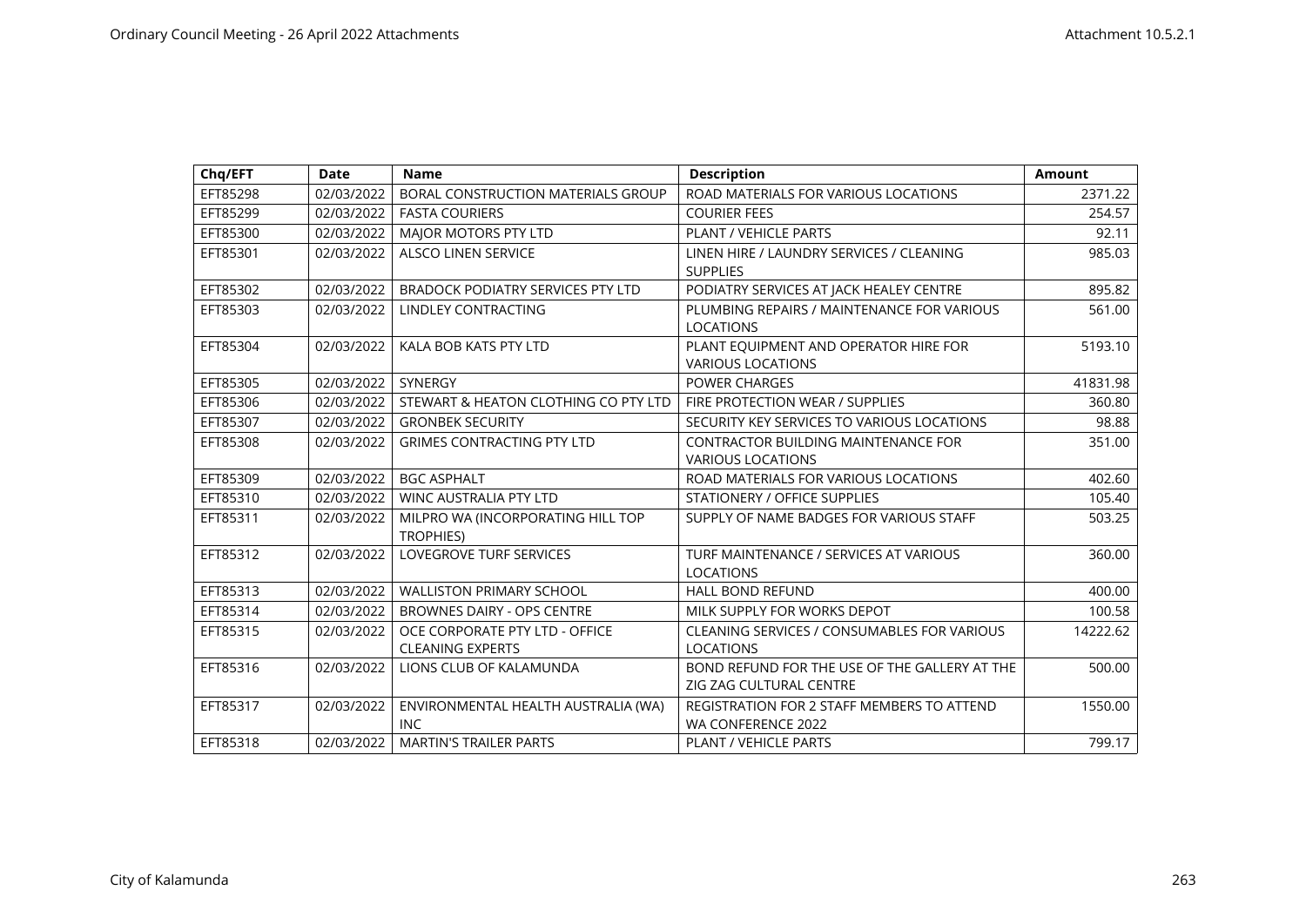| Chq/EFT | Date | Name | Description | Amount |
|---|---|---|---|---|
| EFT85298 | 02/03/2022 | BORAL CONSTRUCTION MATERIALS GROUP | ROAD MATERIALS FOR VARIOUS LOCATIONS | 2371.22 |
| EFT85299 | 02/03/2022 | FASTA COURIERS | COURIER FEES | 254.57 |
| EFT85300 | 02/03/2022 | MAJOR MOTORS PTY LTD | PLANT / VEHICLE PARTS | 92.11 |
| EFT85301 | 02/03/2022 | ALSCO LINEN SERVICE | LINEN HIRE / LAUNDRY SERVICES / CLEANING SUPPLIES | 985.03 |
| EFT85302 | 02/03/2022 | BRADOCK PODIATRY SERVICES PTY LTD | PODIATRY SERVICES AT JACK HEALEY CENTRE | 895.82 |
| EFT85303 | 02/03/2022 | LINDLEY CONTRACTING | PLUMBING REPAIRS / MAINTENANCE FOR VARIOUS LOCATIONS | 561.00 |
| EFT85304 | 02/03/2022 | KALA BOB KATS PTY LTD | PLANT EQUIPMENT AND OPERATOR HIRE FOR VARIOUS LOCATIONS | 5193.10 |
| EFT85305 | 02/03/2022 | SYNERGY | POWER CHARGES | 41831.98 |
| EFT85306 | 02/03/2022 | STEWART & HEATON CLOTHING CO PTY LTD | FIRE PROTECTION WEAR / SUPPLIES | 360.80 |
| EFT85307 | 02/03/2022 | GRONBEK SECURITY | SECURITY KEY SERVICES TO VARIOUS LOCATIONS | 98.88 |
| EFT85308 | 02/03/2022 | GRIMES CONTRACTING PTY LTD | CONTRACTOR BUILDING MAINTENANCE FOR VARIOUS LOCATIONS | 351.00 |
| EFT85309 | 02/03/2022 | BGC ASPHALT | ROAD MATERIALS FOR VARIOUS LOCATIONS | 402.60 |
| EFT85310 | 02/03/2022 | WINC AUSTRALIA PTY LTD | STATIONERY / OFFICE SUPPLIES | 105.40 |
| EFT85311 | 02/03/2022 | MILPRO WA (INCORPORATING HILL TOP TROPHIES) | SUPPLY OF NAME BADGES FOR VARIOUS STAFF | 503.25 |
| EFT85312 | 02/03/2022 | LOVEGROVE TURF SERVICES | TURF MAINTENANCE / SERVICES AT VARIOUS LOCATIONS | 360.00 |
| EFT85313 | 02/03/2022 | WALLISTON PRIMARY SCHOOL | HALL BOND REFUND | 400.00 |
| EFT85314 | 02/03/2022 | BROWNES DAIRY - OPS CENTRE | MILK SUPPLY FOR WORKS DEPOT | 100.58 |
| EFT85315 | 02/03/2022 | OCE CORPORATE PTY LTD - OFFICE CLEANING EXPERTS | CLEANING SERVICES / CONSUMABLES FOR VARIOUS LOCATIONS | 14222.62 |
| EFT85316 | 02/03/2022 | LIONS CLUB OF KALAMUNDA | BOND REFUND FOR THE USE OF THE GALLERY AT THE ZIG ZAG CULTURAL CENTRE | 500.00 |
| EFT85317 | 02/03/2022 | ENVIRONMENTAL HEALTH AUSTRALIA (WA) INC | REGISTRATION FOR 2 STAFF MEMBERS TO ATTEND WA CONFERENCE 2022 | 1550.00 |
| EFT85318 | 02/03/2022 | MARTIN'S TRAILER PARTS | PLANT / VEHICLE PARTS | 799.17 |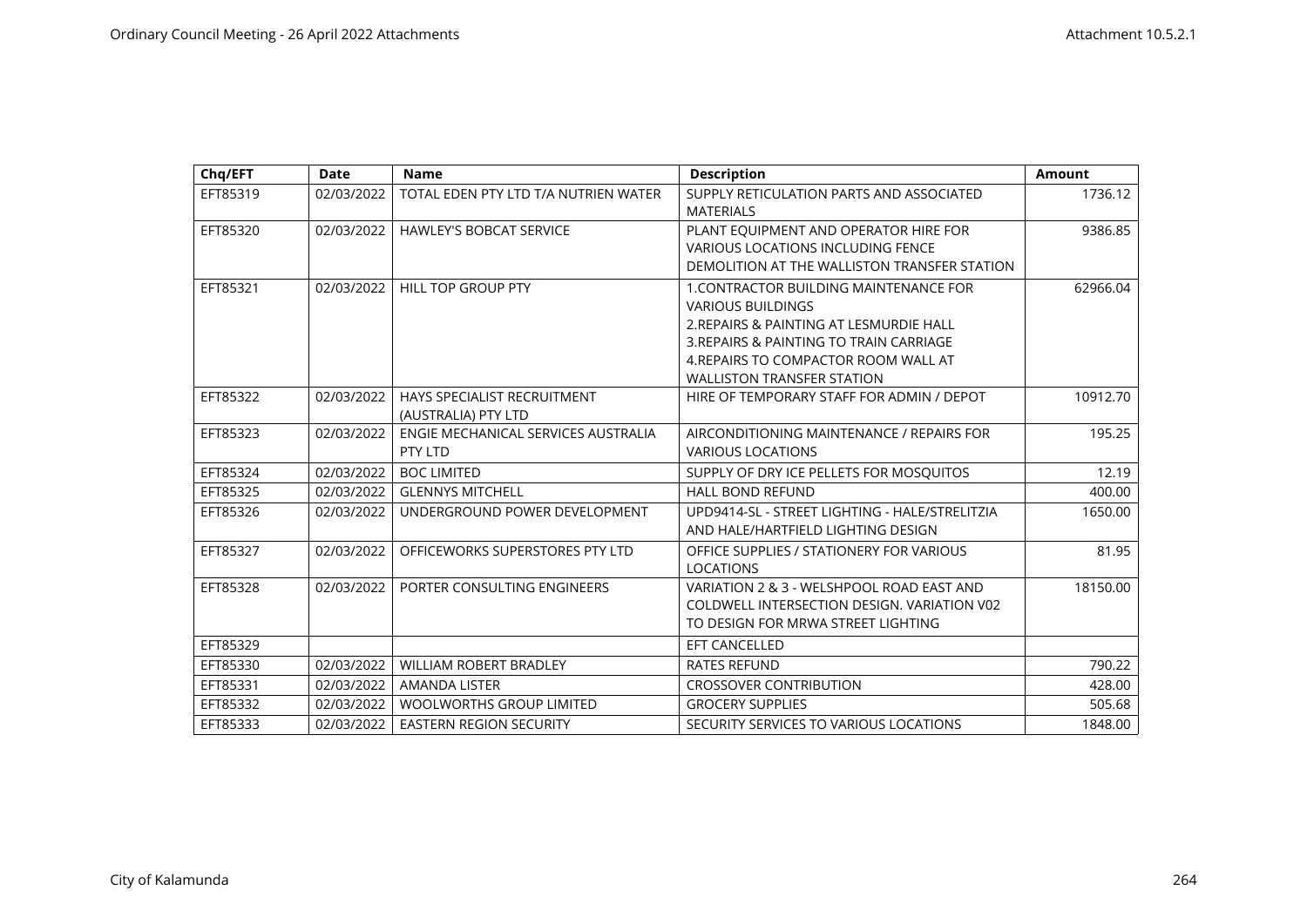| Chq/EFT | Date | Name | Description | Amount |
|---|---|---|---|---|
| EFT85319 | 02/03/2022 | TOTAL EDEN PTY LTD T/A NUTRIEN WATER | SUPPLY RETICULATION PARTS AND ASSOCIATED MATERIALS | 1736.12 |
| EFT85320 | 02/03/2022 | HAWLEY'S BOBCAT SERVICE | PLANT EQUIPMENT AND OPERATOR HIRE FOR VARIOUS LOCATIONS INCLUDING FENCE DEMOLITION AT THE WALLISTON TRANSFER STATION | 9386.85 |
| EFT85321 | 02/03/2022 | HILL TOP GROUP PTY | 1.CONTRACTOR BUILDING MAINTENANCE FOR VARIOUS BUILDINGS 2.REPAIRS & PAINTING AT LESMURDIE HALL 3.REPAIRS & PAINTING TO TRAIN CARRIAGE 4.REPAIRS TO COMPACTOR ROOM WALL AT WALLISTON TRANSFER STATION | 62966.04 |
| EFT85322 | 02/03/2022 | HAYS SPECIALIST RECRUITMENT (AUSTRALIA) PTY LTD | HIRE OF TEMPORARY STAFF FOR ADMIN / DEPOT | 10912.70 |
| EFT85323 | 02/03/2022 | ENGIE MECHANICAL SERVICES AUSTRALIA PTY LTD | AIRCONDITIONING MAINTENANCE / REPAIRS FOR VARIOUS LOCATIONS | 195.25 |
| EFT85324 | 02/03/2022 | BOC LIMITED | SUPPLY OF DRY ICE PELLETS FOR MOSQUITOS | 12.19 |
| EFT85325 | 02/03/2022 | GLENNYS MITCHELL | HALL BOND REFUND | 400.00 |
| EFT85326 | 02/03/2022 | UNDERGROUND POWER DEVELOPMENT | UPD9414-SL - STREET LIGHTING - HALE/STRELITZIA AND HALE/HARTFIELD LIGHTING DESIGN | 1650.00 |
| EFT85327 | 02/03/2022 | OFFICEWORKS SUPERSTORES PTY LTD | OFFICE SUPPLIES / STATIONERY FOR VARIOUS LOCATIONS | 81.95 |
| EFT85328 | 02/03/2022 | PORTER CONSULTING ENGINEERS | VARIATION 2 & 3 - WELSHPOOL ROAD EAST AND COLDWELL INTERSECTION DESIGN. VARIATION V02 TO DESIGN FOR MRWA STREET LIGHTING | 18150.00 |
| EFT85329 | | | EFT CANCELLED | |
| EFT85330 | 02/03/2022 | WILLIAM ROBERT BRADLEY | RATES REFUND | 790.22 |
| EFT85331 | 02/03/2022 | AMANDA LISTER | CROSSOVER CONTRIBUTION | 428.00 |
| EFT85332 | 02/03/2022 | WOOLWORTHS GROUP LIMITED | GROCERY SUPPLIES | 505.68 |
| EFT85333 | 02/03/2022 | EASTERN REGION SECURITY | SECURITY SERVICES TO VARIOUS LOCATIONS | 1848.00 |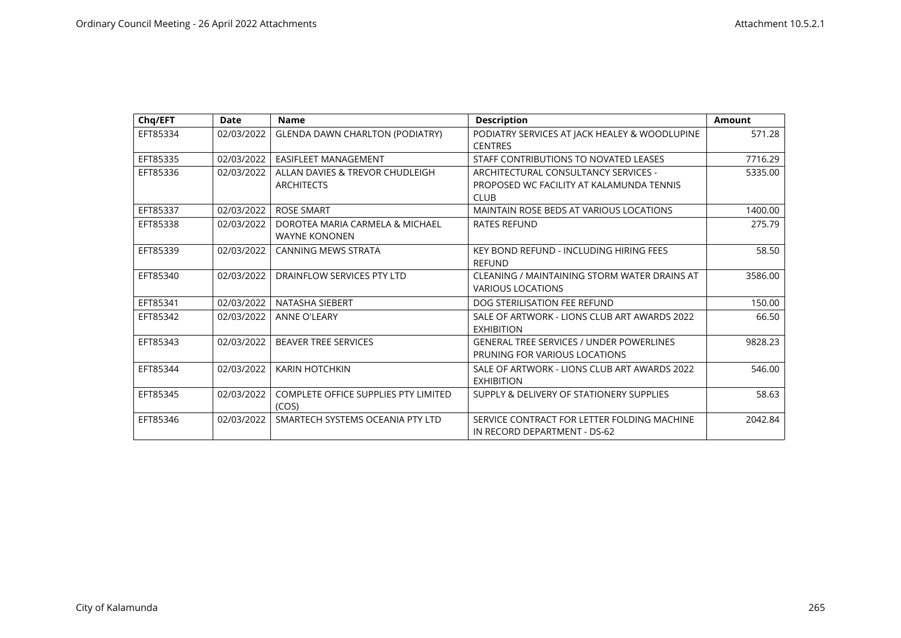| Chq/EFT | Date | Name | Description | Amount |
|---|---|---|---|---|
| EFT85334 | 02/03/2022 | GLENDA DAWN CHARLTON (PODIATRY) | PODIATRY SERVICES AT JACK HEALEY & WOODLUPINE CENTRES | 571.28 |
| EFT85335 | 02/03/2022 | EASIFLEET MANAGEMENT | STAFF CONTRIBUTIONS TO NOVATED LEASES | 7716.29 |
| EFT85336 | 02/03/2022 | ALLAN DAVIES & TREVOR CHUDLEIGH ARCHITECTS | ARCHITECTURAL CONSULTANCY SERVICES - PROPOSED WC FACILITY AT KALAMUNDA TENNIS CLUB | 5335.00 |
| EFT85337 | 02/03/2022 | ROSE SMART | MAINTAIN ROSE BEDS AT VARIOUS LOCATIONS | 1400.00 |
| EFT85338 | 02/03/2022 | DOROTEA MARIA CARMELA & MICHAEL WAYNE KONONEN | RATES REFUND | 275.79 |
| EFT85339 | 02/03/2022 | CANNING MEWS STRATA | KEY BOND REFUND - INCLUDING HIRING FEES REFUND | 58.50 |
| EFT85340 | 02/03/2022 | DRAINFLOW SERVICES PTY LTD | CLEANING / MAINTAINING STORM WATER DRAINS AT VARIOUS LOCATIONS | 3586.00 |
| EFT85341 | 02/03/2022 | NATASHA SIEBERT | DOG STERILISATION FEE REFUND | 150.00 |
| EFT85342 | 02/03/2022 | ANNE O'LEARY | SALE OF ARTWORK - LIONS CLUB ART AWARDS 2022 EXHIBITION | 66.50 |
| EFT85343 | 02/03/2022 | BEAVER TREE SERVICES | GENERAL TREE SERVICES / UNDER POWERLINES PRUNING FOR VARIOUS LOCATIONS | 9828.23 |
| EFT85344 | 02/03/2022 | KARIN HOTCHKIN | SALE OF ARTWORK - LIONS CLUB ART AWARDS 2022 EXHIBITION | 546.00 |
| EFT85345 | 02/03/2022 | COMPLETE OFFICE SUPPLIES PTY LIMITED (COS) | SUPPLY & DELIVERY OF STATIONERY SUPPLIES | 58.63 |
| EFT85346 | 02/03/2022 | SMARTECH SYSTEMS OCEANIA PTY LTD | SERVICE CONTRACT FOR LETTER FOLDING MACHINE IN RECORD DEPARTMENT - DS-62 | 2042.84 |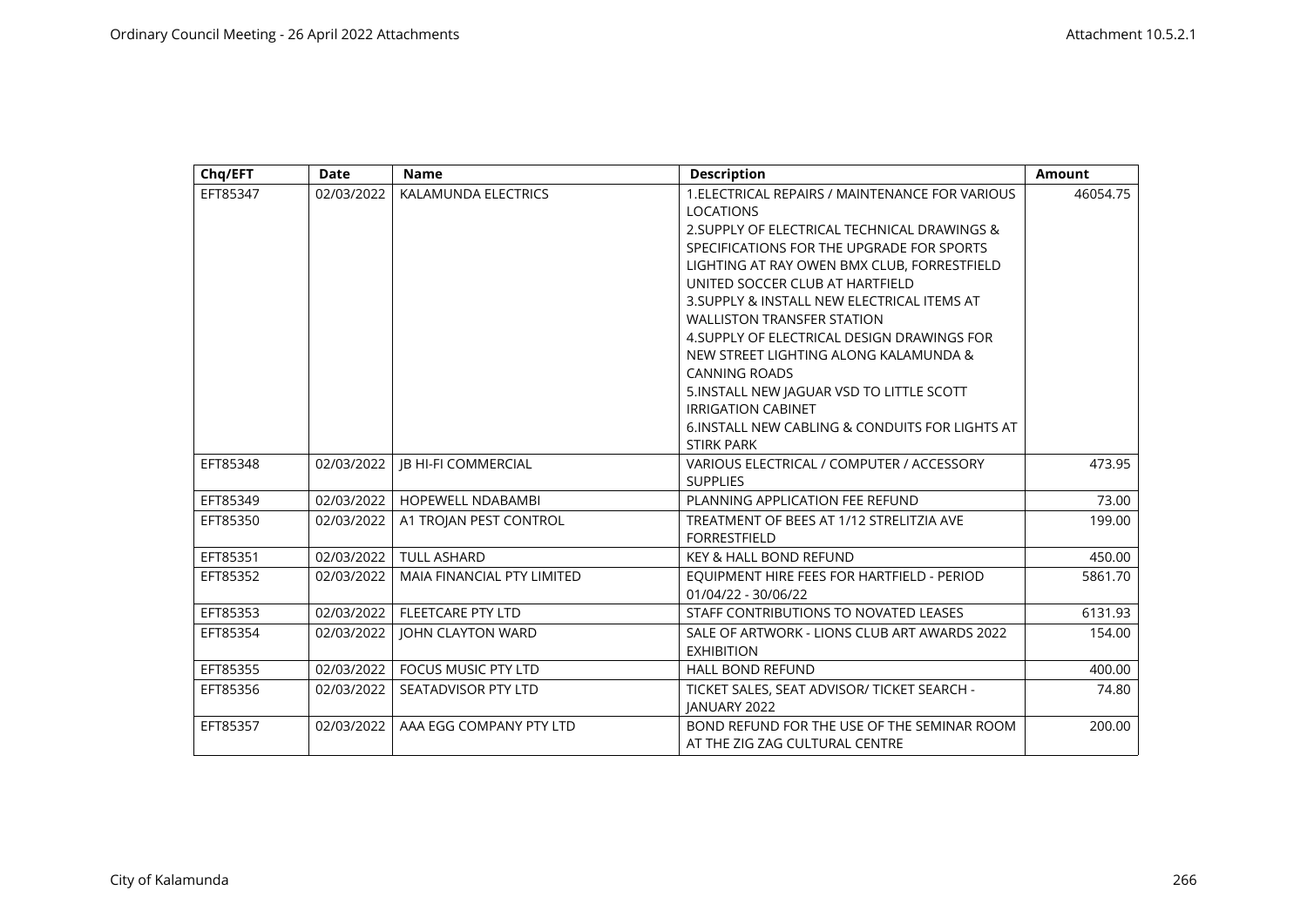| Chq/EFT | Date | Name | Description | Amount |
|---|---|---|---|---|
| EFT85347 | 02/03/2022 | KALAMUNDA ELECTRICS | 1.ELECTRICAL REPAIRS / MAINTENANCE FOR VARIOUS LOCATIONS 2.SUPPLY OF ELECTRICAL TECHNICAL DRAWINGS & SPECIFICATIONS FOR THE UPGRADE FOR SPORTS LIGHTING AT RAY OWEN BMX CLUB, FORRESTFIELD UNITED SOCCER CLUB AT HARTFIELD 3.SUPPLY & INSTALL NEW ELECTRICAL ITEMS AT WALLISTON TRANSFER STATION 4.SUPPLY OF ELECTRICAL DESIGN DRAWINGS FOR NEW STREET LIGHTING ALONG KALAMUNDA & CANNING ROADS 5.INSTALL NEW JAGUAR VSD TO LITTLE SCOTT IRRIGATION CABINET 6.INSTALL NEW CABLING & CONDUITS FOR LIGHTS AT STIRK PARK | 46054.75 |
| EFT85348 | 02/03/2022 | JB HI-FI COMMERCIAL | VARIOUS ELECTRICAL / COMPUTER / ACCESSORY SUPPLIES | 473.95 |
| EFT85349 | 02/03/2022 | HOPEWELL NDABAMBI | PLANNING APPLICATION FEE REFUND | 73.00 |
| EFT85350 | 02/03/2022 | A1 TROJAN PEST CONTROL | TREATMENT OF BEES AT 1/12 STRELITZIA AVE FORRESTFIELD | 199.00 |
| EFT85351 | 02/03/2022 | TULL ASHARD | KEY & HALL BOND REFUND | 450.00 |
| EFT85352 | 02/03/2022 | MAIA FINANCIAL PTY LIMITED | EQUIPMENT HIRE FEES FOR HARTFIELD - PERIOD 01/04/22 - 30/06/22 | 5861.70 |
| EFT85353 | 02/03/2022 | FLEETCARE PTY LTD | STAFF CONTRIBUTIONS TO NOVATED LEASES | 6131.93 |
| EFT85354 | 02/03/2022 | JOHN CLAYTON WARD | SALE OF ARTWORK - LIONS CLUB ART AWARDS 2022 EXHIBITION | 154.00 |
| EFT85355 | 02/03/2022 | FOCUS MUSIC PTY LTD | HALL BOND REFUND | 400.00 |
| EFT85356 | 02/03/2022 | SEATADVISOR PTY LTD | TICKET SALES, SEAT ADVISOR/ TICKET SEARCH - JANUARY 2022 | 74.80 |
| EFT85357 | 02/03/2022 | AAA EGG COMPANY PTY LTD | BOND REFUND FOR THE USE OF THE SEMINAR ROOM AT THE ZIG ZAG CULTURAL CENTRE | 200.00 |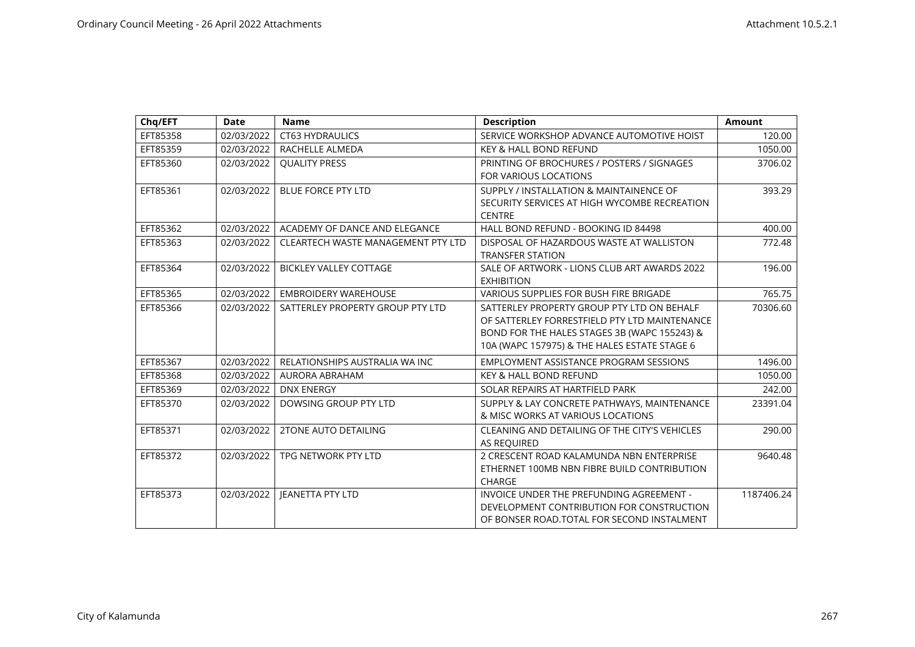| Chq/EFT | Date | Name | Description | Amount |
|---|---|---|---|---|
| EFT85358 | 02/03/2022 | CT63 HYDRAULICS | SERVICE WORKSHOP ADVANCE AUTOMOTIVE HOIST | 120.00 |
| EFT85359 | 02/03/2022 | RACHELLE ALMEDA | KEY & HALL BOND REFUND | 1050.00 |
| EFT85360 | 02/03/2022 | QUALITY PRESS | PRINTING OF BROCHURES / POSTERS / SIGNAGES FOR VARIOUS LOCATIONS | 3706.02 |
| EFT85361 | 02/03/2022 | BLUE FORCE PTY LTD | SUPPLY / INSTALLATION & MAINTAINENCE OF SECURITY SERVICES AT HIGH WYCOMBE RECREATION CENTRE | 393.29 |
| EFT85362 | 02/03/2022 | ACADEMY OF DANCE AND ELEGANCE | HALL BOND REFUND - BOOKING ID 84498 | 400.00 |
| EFT85363 | 02/03/2022 | CLEARTECH WASTE MANAGEMENT PTY LTD | DISPOSAL OF HAZARDOUS WASTE AT WALLISTON TRANSFER STATION | 772.48 |
| EFT85364 | 02/03/2022 | BICKLEY VALLEY COTTAGE | SALE OF ARTWORK - LIONS CLUB ART AWARDS 2022 EXHIBITION | 196.00 |
| EFT85365 | 02/03/2022 | EMBROIDERY WAREHOUSE | VARIOUS SUPPLIES FOR BUSH FIRE BRIGADE | 765.75 |
| EFT85366 | 02/03/2022 | SATTERLEY PROPERTY GROUP PTY LTD | SATTERLEY PROPERTY GROUP PTY LTD ON BEHALF OF SATTERLEY FORRESTFIELD PTY LTD MAINTENANCE BOND FOR THE HALES STAGES 3B (WAPC 155243) & 10A (WAPC 157975) & THE HALES ESTATE STAGE 6 | 70306.60 |
| EFT85367 | 02/03/2022 | RELATIONSHIPS AUSTRALIA WA INC | EMPLOYMENT ASSISTANCE PROGRAM SESSIONS | 1496.00 |
| EFT85368 | 02/03/2022 | AURORA ABRAHAM | KEY & HALL BOND REFUND | 1050.00 |
| EFT85369 | 02/03/2022 | DNX ENERGY | SOLAR REPAIRS AT HARTFIELD PARK | 242.00 |
| EFT85370 | 02/03/2022 | DOWSING GROUP PTY LTD | SUPPLY & LAY CONCRETE PATHWAYS, MAINTENANCE & MISC WORKS AT VARIOUS LOCATIONS | 23391.04 |
| EFT85371 | 02/03/2022 | 2TONE AUTO DETAILING | CLEANING AND DETAILING OF THE CITY'S VEHICLES AS REQUIRED | 290.00 |
| EFT85372 | 02/03/2022 | TPG NETWORK PTY LTD | 2 CRESCENT ROAD KALAMUNDA NBN ENTERPRISE ETHERNET 100MB NBN FIBRE BUILD CONTRIBUTION CHARGE | 9640.48 |
| EFT85373 | 02/03/2022 | JEANETTA PTY LTD | INVOICE UNDER THE PREFUNDING AGREEMENT - DEVELOPMENT CONTRIBUTION FOR CONSTRUCTION OF BONSER ROAD.TOTAL FOR SECOND INSTALMENT | 1187406.24 |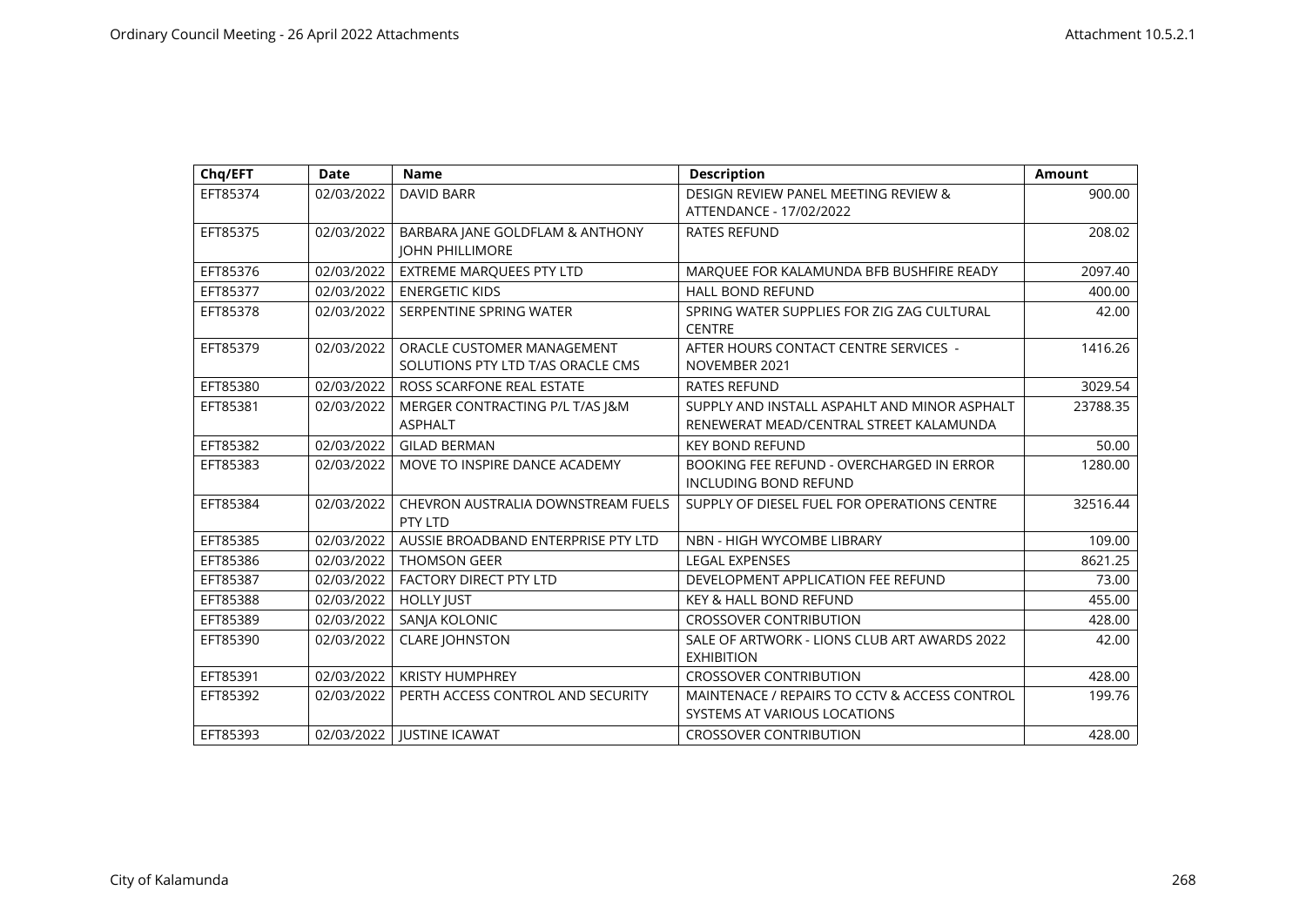| Chq/EFT | Date | Name | Description | Amount |
| --- | --- | --- | --- | --- |
| EFT85374 | 02/03/2022 | DAVID BARR | DESIGN REVIEW PANEL MEETING REVIEW & ATTENDANCE - 17/02/2022 | 900.00 |
| EFT85375 | 02/03/2022 | BARBARA JANE GOLDFLAM & ANTHONY JOHN PHILLIMORE | RATES REFUND | 208.02 |
| EFT85376 | 02/03/2022 | EXTREME MARQUEES PTY LTD | MARQUEE FOR KALAMUNDA BFB BUSHFIRE READY | 2097.40 |
| EFT85377 | 02/03/2022 | ENERGETIC KIDS | HALL BOND REFUND | 400.00 |
| EFT85378 | 02/03/2022 | SERPENTINE SPRING WATER | SPRING WATER SUPPLIES FOR ZIG ZAG CULTURAL CENTRE | 42.00 |
| EFT85379 | 02/03/2022 | ORACLE CUSTOMER MANAGEMENT SOLUTIONS PTY LTD T/AS ORACLE CMS | AFTER HOURS CONTACT CENTRE SERVICES - NOVEMBER 2021 | 1416.26 |
| EFT85380 | 02/03/2022 | ROSS SCARFONE REAL ESTATE | RATES REFUND | 3029.54 |
| EFT85381 | 02/03/2022 | MERGER CONTRACTING P/L T/AS J&M ASPHALT | SUPPLY AND INSTALL ASPAHLT AND MINOR ASPHALT RENEWERAT MEAD/CENTRAL STREET KALAMUNDA | 23788.35 |
| EFT85382 | 02/03/2022 | GILAD BERMAN | KEY BOND REFUND | 50.00 |
| EFT85383 | 02/03/2022 | MOVE TO INSPIRE DANCE ACADEMY | BOOKING FEE REFUND - OVERCHARGED IN ERROR INCLUDING BOND REFUND | 1280.00 |
| EFT85384 | 02/03/2022 | CHEVRON AUSTRALIA DOWNSTREAM FUELS PTY LTD | SUPPLY OF DIESEL FUEL FOR OPERATIONS CENTRE | 32516.44 |
| EFT85385 | 02/03/2022 | AUSSIE BROADBAND ENTERPRISE PTY LTD | NBN - HIGH WYCOMBE LIBRARY | 109.00 |
| EFT85386 | 02/03/2022 | THOMSON GEER | LEGAL EXPENSES | 8621.25 |
| EFT85387 | 02/03/2022 | FACTORY DIRECT PTY LTD | DEVELOPMENT APPLICATION FEE REFUND | 73.00 |
| EFT85388 | 02/03/2022 | HOLLY JUST | KEY & HALL BOND REFUND | 455.00 |
| EFT85389 | 02/03/2022 | SANJA KOLONIC | CROSSOVER CONTRIBUTION | 428.00 |
| EFT85390 | 02/03/2022 | CLARE JOHNSTON | SALE OF ARTWORK - LIONS CLUB ART AWARDS 2022 EXHIBITION | 42.00 |
| EFT85391 | 02/03/2022 | KRISTY HUMPHREY | CROSSOVER CONTRIBUTION | 428.00 |
| EFT85392 | 02/03/2022 | PERTH ACCESS CONTROL AND SECURITY | MAINTENACE / REPAIRS TO CCTV & ACCESS CONTROL SYSTEMS AT VARIOUS LOCATIONS | 199.76 |
| EFT85393 | 02/03/2022 | JUSTINE ICAWAT | CROSSOVER CONTRIBUTION | 428.00 |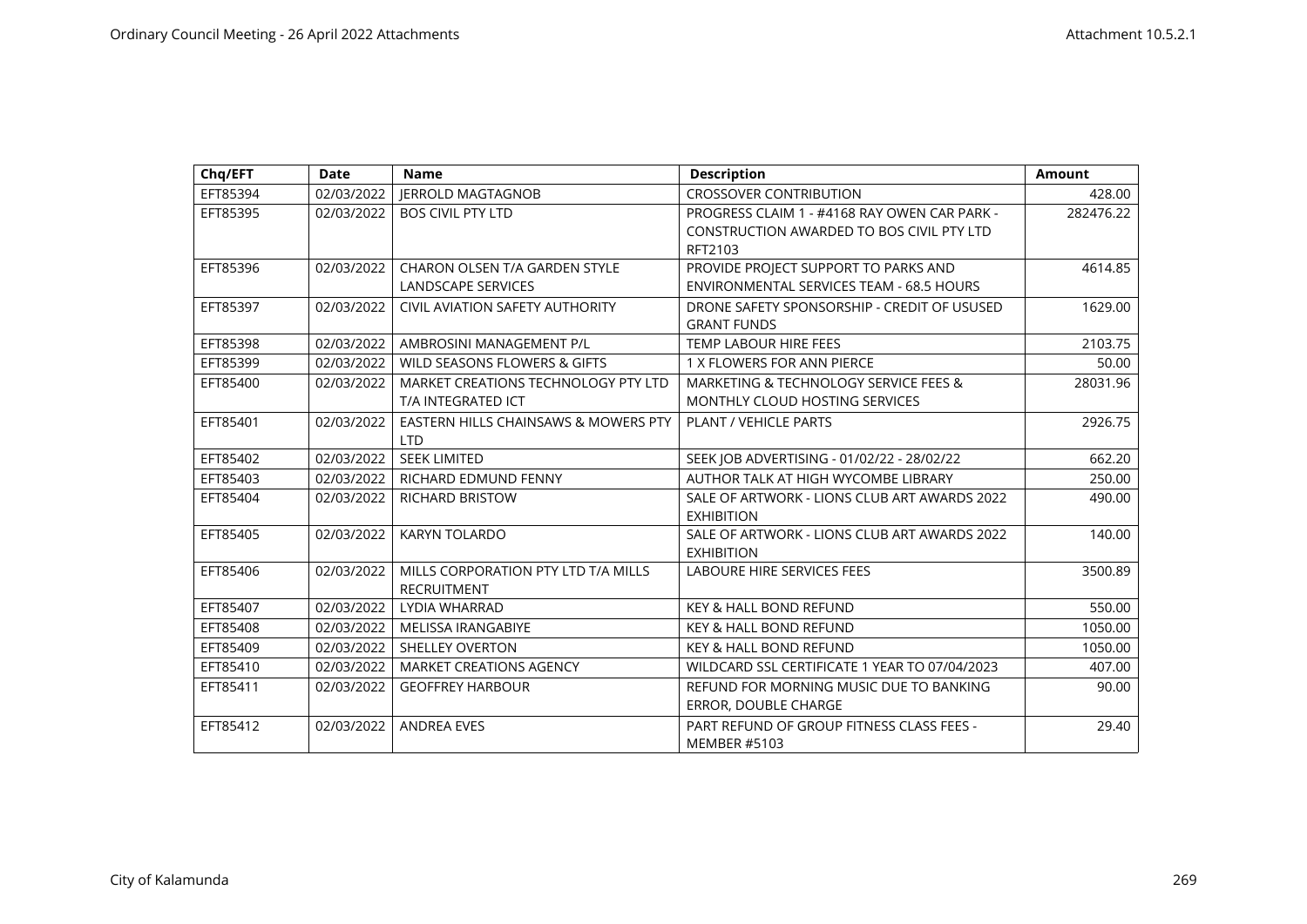| Chq/EFT | Date | Name | Description | Amount |
|---|---|---|---|---|
| EFT85394 | 02/03/2022 | JERROLD MAGTAGNOB | CROSSOVER CONTRIBUTION | 428.00 |
| EFT85395 | 02/03/2022 | BOS CIVIL PTY LTD | PROGRESS CLAIM 1 - #4168 RAY OWEN CAR PARK - CONSTRUCTION AWARDED TO BOS CIVIL PTY LTD RFT2103 | 282476.22 |
| EFT85396 | 02/03/2022 | CHARON OLSEN T/A GARDEN STYLE LANDSCAPE SERVICES | PROVIDE PROJECT SUPPORT TO PARKS AND ENVIRONMENTAL SERVICES TEAM - 68.5 HOURS | 4614.85 |
| EFT85397 | 02/03/2022 | CIVIL AVIATION SAFETY AUTHORITY | DRONE SAFETY SPONSORSHIP - CREDIT OF USUSED GRANT FUNDS | 1629.00 |
| EFT85398 | 02/03/2022 | AMBROSINI MANAGEMENT P/L | TEMP LABOUR HIRE FEES | 2103.75 |
| EFT85399 | 02/03/2022 | WILD SEASONS FLOWERS & GIFTS | 1 X FLOWERS FOR ANN PIERCE | 50.00 |
| EFT85400 | 02/03/2022 | MARKET CREATIONS TECHNOLOGY PTY LTD T/A INTEGRATED ICT | MARKETING & TECHNOLOGY SERVICE FEES & MONTHLY CLOUD HOSTING SERVICES | 28031.96 |
| EFT85401 | 02/03/2022 | EASTERN HILLS CHAINSAWS & MOWERS PTY LTD | PLANT / VEHICLE PARTS | 2926.75 |
| EFT85402 | 02/03/2022 | SEEK LIMITED | SEEK JOB ADVERTISING - 01/02/22 - 28/02/22 | 662.20 |
| EFT85403 | 02/03/2022 | RICHARD EDMUND FENNY | AUTHOR TALK AT HIGH WYCOMBE LIBRARY | 250.00 |
| EFT85404 | 02/03/2022 | RICHARD BRISTOW | SALE OF ARTWORK - LIONS CLUB ART AWARDS 2022 EXHIBITION | 490.00 |
| EFT85405 | 02/03/2022 | KARYN TOLARDO | SALE OF ARTWORK - LIONS CLUB ART AWARDS 2022 EXHIBITION | 140.00 |
| EFT85406 | 02/03/2022 | MILLS CORPORATION PTY LTD T/A MILLS RECRUITMENT | LABOURE HIRE SERVICES FEES | 3500.89 |
| EFT85407 | 02/03/2022 | LYDIA WHARRAD | KEY & HALL BOND REFUND | 550.00 |
| EFT85408 | 02/03/2022 | MELISSA IRANGABIYE | KEY & HALL BOND REFUND | 1050.00 |
| EFT85409 | 02/03/2022 | SHELLEY OVERTON | KEY & HALL BOND REFUND | 1050.00 |
| EFT85410 | 02/03/2022 | MARKET CREATIONS AGENCY | WILDCARD SSL CERTIFICATE 1 YEAR TO 07/04/2023 | 407.00 |
| EFT85411 | 02/03/2022 | GEOFFREY HARBOUR | REFUND FOR MORNING MUSIC DUE TO BANKING ERROR, DOUBLE CHARGE | 90.00 |
| EFT85412 | 02/03/2022 | ANDREA EVES | PART REFUND OF GROUP FITNESS CLASS FEES - MEMBER #5103 | 29.40 |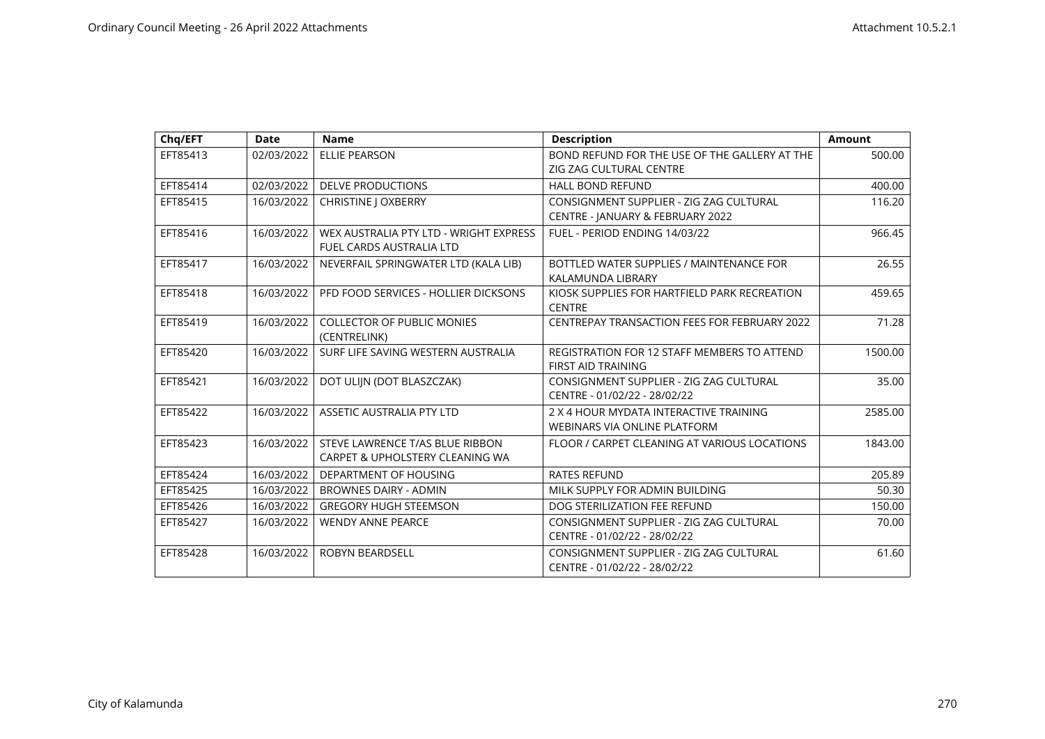| Chq/EFT | Date | Name | Description | Amount |
|---|---|---|---|---|
| EFT85413 | 02/03/2022 | ELLIE PEARSON | BOND REFUND FOR THE USE OF THE GALLERY AT THE ZIG ZAG CULTURAL CENTRE | 500.00 |
| EFT85414 | 02/03/2022 | DELVE PRODUCTIONS | HALL BOND REFUND | 400.00 |
| EFT85415 | 16/03/2022 | CHRISTINE J OXBERRY | CONSIGNMENT SUPPLIER - ZIG ZAG CULTURAL CENTRE - JANUARY & FEBRUARY 2022 | 116.20 |
| EFT85416 | 16/03/2022 | WEX AUSTRALIA PTY LTD - WRIGHT EXPRESS FUEL CARDS AUSTRALIA LTD | FUEL - PERIOD ENDING 14/03/22 | 966.45 |
| EFT85417 | 16/03/2022 | NEVERFAIL SPRINGWATER LTD (KALA LIB) | BOTTLED WATER SUPPLIES / MAINTENANCE FOR KALAMUNDA LIBRARY | 26.55 |
| EFT85418 | 16/03/2022 | PFD FOOD SERVICES - HOLLIER DICKSONS | KIOSK SUPPLIES FOR HARTFIELD PARK RECREATION CENTRE | 459.65 |
| EFT85419 | 16/03/2022 | COLLECTOR OF PUBLIC MONIES (CENTRELINK) | CENTREPAY TRANSACTION FEES FOR FEBRUARY 2022 | 71.28 |
| EFT85420 | 16/03/2022 | SURF LIFE SAVING WESTERN AUSTRALIA | REGISTRATION FOR 12 STAFF MEMBERS TO ATTEND FIRST AID TRAINING | 1500.00 |
| EFT85421 | 16/03/2022 | DOT ULIJN (DOT BLASZCZAK) | CONSIGNMENT SUPPLIER - ZIG ZAG CULTURAL CENTRE - 01/02/22 - 28/02/22 | 35.00 |
| EFT85422 | 16/03/2022 | ASSETIC AUSTRALIA PTY LTD | 2 X 4 HOUR MYDATA INTERACTIVE TRAINING WEBINARS VIA ONLINE PLATFORM | 2585.00 |
| EFT85423 | 16/03/2022 | STEVE LAWRENCE T/AS BLUE RIBBON CARPET & UPHOLSTERY CLEANING WA | FLOOR / CARPET CLEANING AT VARIOUS LOCATIONS | 1843.00 |
| EFT85424 | 16/03/2022 | DEPARTMENT OF HOUSING | RATES REFUND | 205.89 |
| EFT85425 | 16/03/2022 | BROWNES DAIRY - ADMIN | MILK SUPPLY FOR ADMIN BUILDING | 50.30 |
| EFT85426 | 16/03/2022 | GREGORY HUGH STEEMSON | DOG STERILIZATION FEE REFUND | 150.00 |
| EFT85427 | 16/03/2022 | WENDY ANNE PEARCE | CONSIGNMENT SUPPLIER - ZIG ZAG CULTURAL CENTRE - 01/02/22 - 28/02/22 | 70.00 |
| EFT85428 | 16/03/2022 | ROBYN BEARDSELL | CONSIGNMENT SUPPLIER - ZIG ZAG CULTURAL CENTRE - 01/02/22 - 28/02/22 | 61.60 |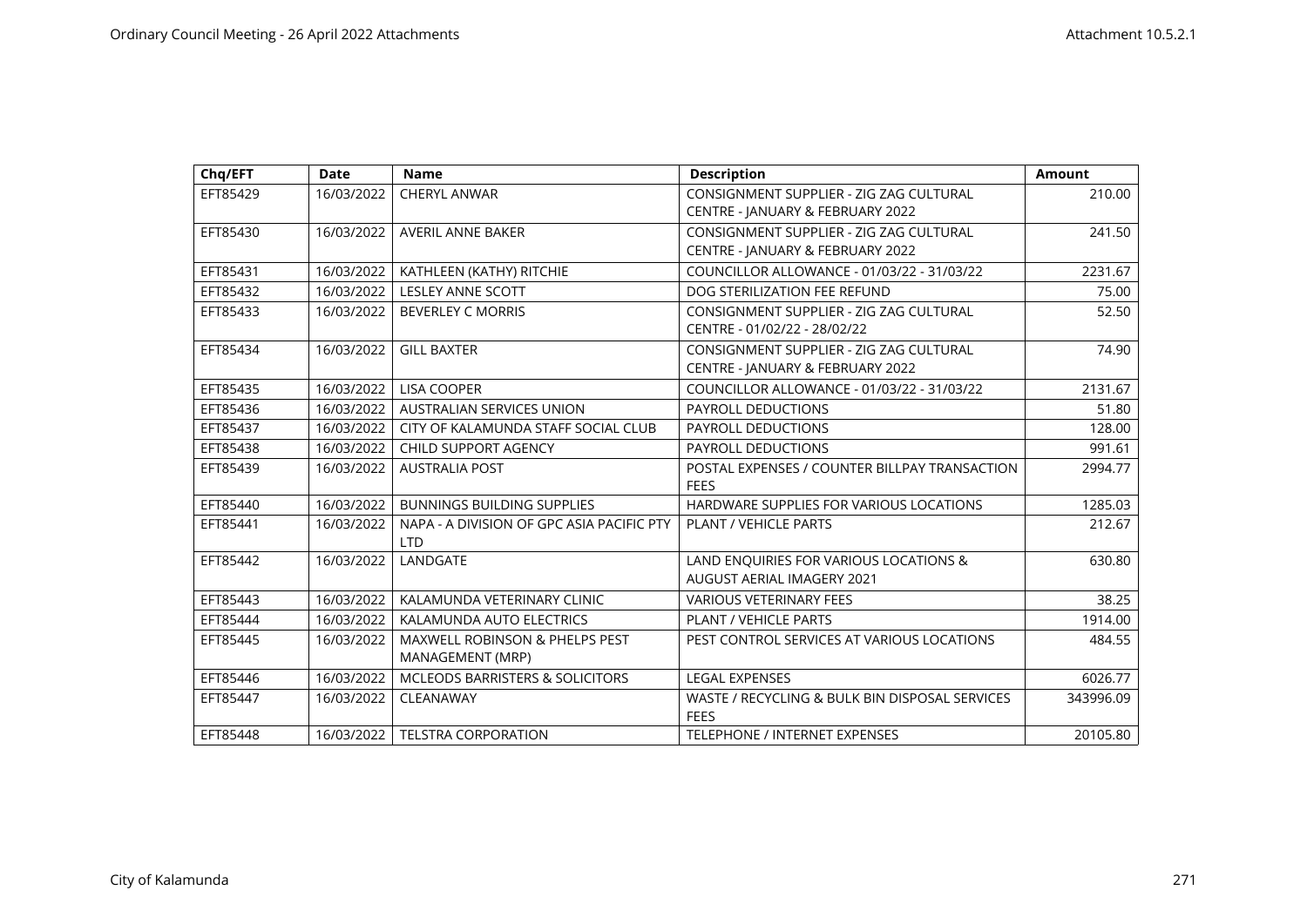| Chq/EFT | Date | Name | Description | Amount |
| --- | --- | --- | --- | --- |
| EFT85429 | 16/03/2022 | CHERYL ANWAR | CONSIGNMENT SUPPLIER - ZIG ZAG CULTURAL CENTRE - JANUARY & FEBRUARY 2022 | 210.00 |
| EFT85430 | 16/03/2022 | AVERIL ANNE BAKER | CONSIGNMENT SUPPLIER - ZIG ZAG CULTURAL CENTRE - JANUARY & FEBRUARY 2022 | 241.50 |
| EFT85431 | 16/03/2022 | KATHLEEN (KATHY) RITCHIE | COUNCILLOR ALLOWANCE - 01/03/22 - 31/03/22 | 2231.67 |
| EFT85432 | 16/03/2022 | LESLEY ANNE SCOTT | DOG STERILIZATION FEE REFUND | 75.00 |
| EFT85433 | 16/03/2022 | BEVERLEY C MORRIS | CONSIGNMENT SUPPLIER - ZIG ZAG CULTURAL CENTRE - 01/02/22 - 28/02/22 | 52.50 |
| EFT85434 | 16/03/2022 | GILL BAXTER | CONSIGNMENT SUPPLIER - ZIG ZAG CULTURAL CENTRE - JANUARY & FEBRUARY 2022 | 74.90 |
| EFT85435 | 16/03/2022 | LISA COOPER | COUNCILLOR ALLOWANCE - 01/03/22 - 31/03/22 | 2131.67 |
| EFT85436 | 16/03/2022 | AUSTRALIAN SERVICES UNION | PAYROLL DEDUCTIONS | 51.80 |
| EFT85437 | 16/03/2022 | CITY OF KALAMUNDA STAFF SOCIAL CLUB | PAYROLL DEDUCTIONS | 128.00 |
| EFT85438 | 16/03/2022 | CHILD SUPPORT AGENCY | PAYROLL DEDUCTIONS | 991.61 |
| EFT85439 | 16/03/2022 | AUSTRALIA POST | POSTAL EXPENSES / COUNTER BILLPAY TRANSACTION FEES | 2994.77 |
| EFT85440 | 16/03/2022 | BUNNINGS BUILDING SUPPLIES | HARDWARE SUPPLIES FOR VARIOUS LOCATIONS | 1285.03 |
| EFT85441 | 16/03/2022 | NAPA - A DIVISION OF GPC ASIA PACIFIC PTY LTD | PLANT / VEHICLE PARTS | 212.67 |
| EFT85442 | 16/03/2022 | LANDGATE | LAND ENQUIRIES FOR VARIOUS LOCATIONS & AUGUST AERIAL IMAGERY 2021 | 630.80 |
| EFT85443 | 16/03/2022 | KALAMUNDA VETERINARY CLINIC | VARIOUS VETERINARY FEES | 38.25 |
| EFT85444 | 16/03/2022 | KALAMUNDA AUTO ELECTRICS | PLANT / VEHICLE PARTS | 1914.00 |
| EFT85445 | 16/03/2022 | MAXWELL ROBINSON & PHELPS PEST MANAGEMENT (MRP) | PEST CONTROL SERVICES AT VARIOUS LOCATIONS | 484.55 |
| EFT85446 | 16/03/2022 | MCLEODS BARRISTERS & SOLICITORS | LEGAL EXPENSES | 6026.77 |
| EFT85447 | 16/03/2022 | CLEANAWAY | WASTE / RECYCLING & BULK BIN DISPOSAL SERVICES FEES | 343996.09 |
| EFT85448 | 16/03/2022 | TELSTRA CORPORATION | TELEPHONE / INTERNET EXPENSES | 20105.80 |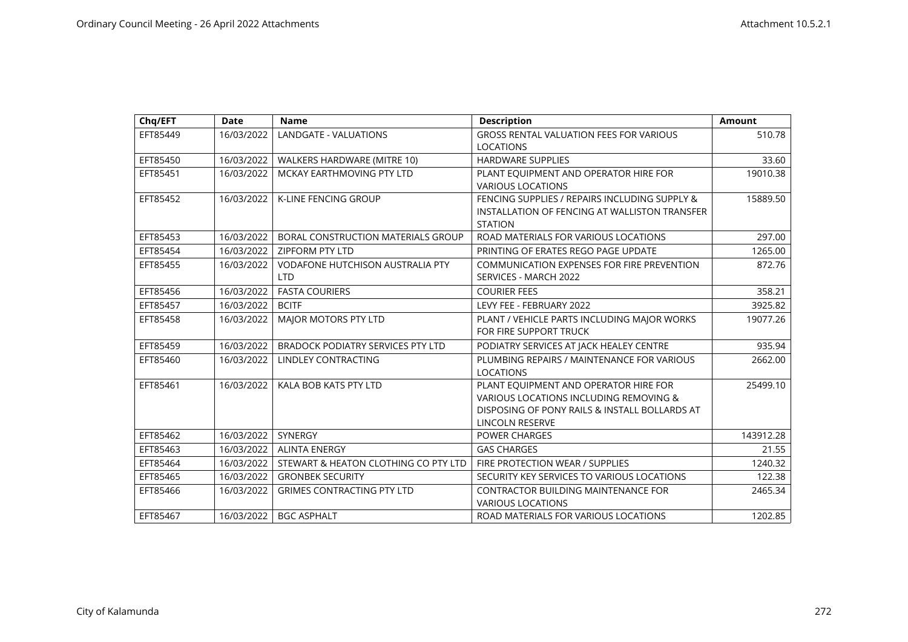| Chq/EFT | Date | Name | Description | Amount |
|---|---|---|---|---|
| EFT85449 | 16/03/2022 | LANDGATE - VALUATIONS | GROSS RENTAL VALUATION FEES FOR VARIOUS LOCATIONS | 510.78 |
| EFT85450 | 16/03/2022 | WALKERS HARDWARE (MITRE 10) | HARDWARE SUPPLIES | 33.60 |
| EFT85451 | 16/03/2022 | MCKAY EARTHMOVING PTY LTD | PLANT EQUIPMENT AND OPERATOR HIRE FOR VARIOUS LOCATIONS | 19010.38 |
| EFT85452 | 16/03/2022 | K-LINE FENCING GROUP | FENCING SUPPLIES / REPAIRS INCLUDING SUPPLY & INSTALLATION OF FENCING AT WALLISTON TRANSFER STATION | 15889.50 |
| EFT85453 | 16/03/2022 | BORAL CONSTRUCTION MATERIALS GROUP | ROAD MATERIALS FOR VARIOUS LOCATIONS | 297.00 |
| EFT85454 | 16/03/2022 | ZIPFORM PTY LTD | PRINTING OF ERATES REGO PAGE UPDATE | 1265.00 |
| EFT85455 | 16/03/2022 | VODAFONE HUTCHISON AUSTRALIA PTY LTD | COMMUNICATION EXPENSES FOR FIRE PREVENTION SERVICES - MARCH 2022 | 872.76 |
| EFT85456 | 16/03/2022 | FASTA COURIERS | COURIER FEES | 358.21 |
| EFT85457 | 16/03/2022 | BCITF | LEVY FEE - FEBRUARY 2022 | 3925.82 |
| EFT85458 | 16/03/2022 | MAJOR MOTORS PTY LTD | PLANT / VEHICLE PARTS INCLUDING MAJOR WORKS FOR FIRE SUPPORT TRUCK | 19077.26 |
| EFT85459 | 16/03/2022 | BRADOCK PODIATRY SERVICES PTY LTD | PODIATRY SERVICES AT JACK HEALEY CENTRE | 935.94 |
| EFT85460 | 16/03/2022 | LINDLEY CONTRACTING | PLUMBING REPAIRS / MAINTENANCE FOR VARIOUS LOCATIONS | 2662.00 |
| EFT85461 | 16/03/2022 | KALA BOB KATS PTY LTD | PLANT EQUIPMENT AND OPERATOR HIRE FOR VARIOUS LOCATIONS INCLUDING REMOVING & DISPOSING OF PONY RAILS & INSTALL BOLLARDS AT LINCOLN RESERVE | 25499.10 |
| EFT85462 | 16/03/2022 | SYNERGY | POWER CHARGES | 143912.28 |
| EFT85463 | 16/03/2022 | ALINTA ENERGY | GAS CHARGES | 21.55 |
| EFT85464 | 16/03/2022 | STEWART & HEATON CLOTHING CO PTY LTD | FIRE PROTECTION WEAR / SUPPLIES | 1240.32 |
| EFT85465 | 16/03/2022 | GRONBEK SECURITY | SECURITY KEY SERVICES TO VARIOUS LOCATIONS | 122.38 |
| EFT85466 | 16/03/2022 | GRIMES CONTRACTING PTY LTD | CONTRACTOR BUILDING MAINTENANCE FOR VARIOUS LOCATIONS | 2465.34 |
| EFT85467 | 16/03/2022 | BGC ASPHALT | ROAD MATERIALS FOR VARIOUS LOCATIONS | 1202.85 |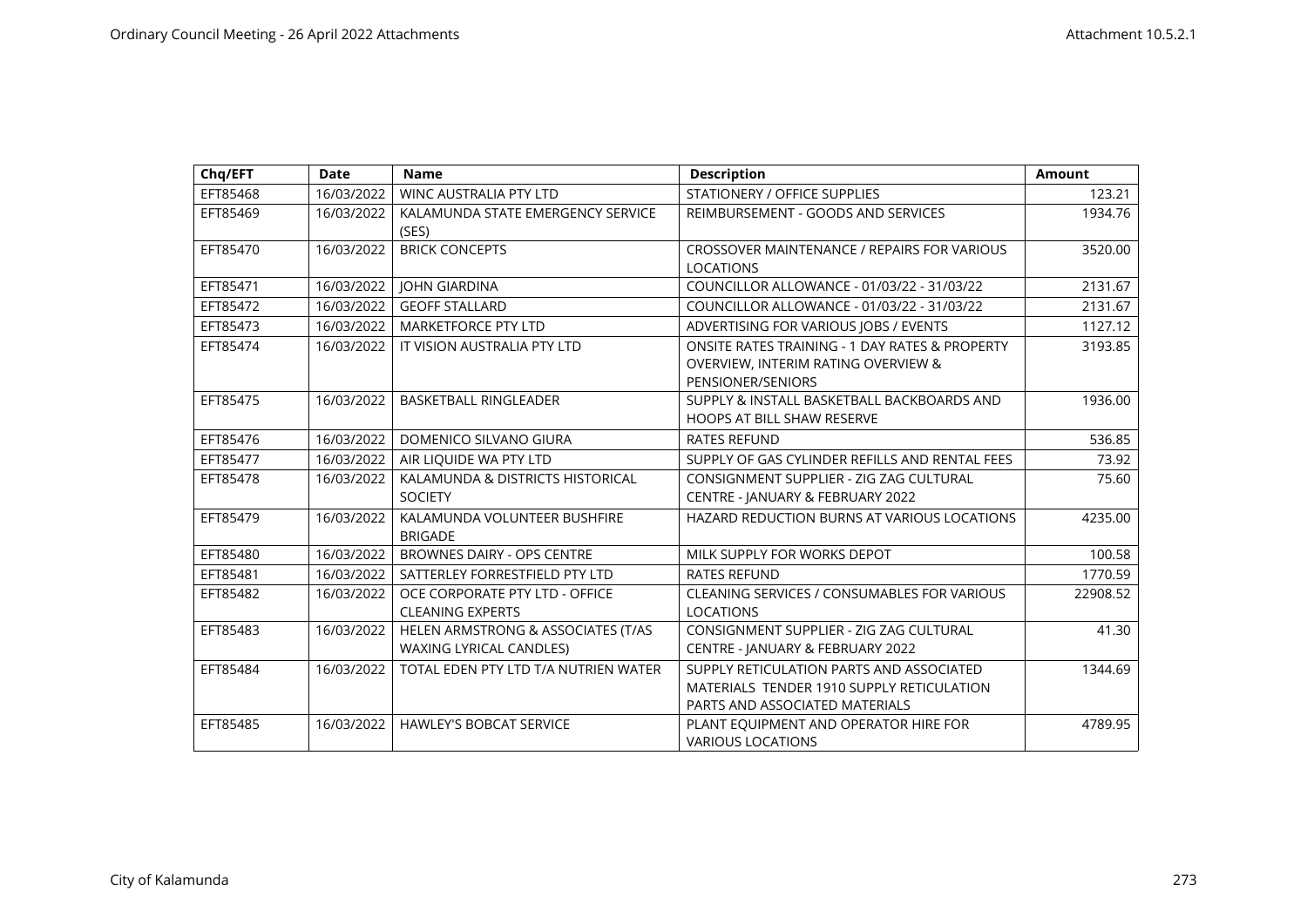| Chq/EFT | Date | Name | Description | Amount |
|---|---|---|---|---|
| EFT85468 | 16/03/2022 | WINC AUSTRALIA PTY LTD | STATIONERY / OFFICE SUPPLIES | 123.21 |
| EFT85469 | 16/03/2022 | KALAMUNDA STATE EMERGENCY SERVICE (SES) | REIMBURSEMENT - GOODS AND SERVICES | 1934.76 |
| EFT85470 | 16/03/2022 | BRICK CONCEPTS | CROSSOVER MAINTENANCE / REPAIRS FOR VARIOUS LOCATIONS | 3520.00 |
| EFT85471 | 16/03/2022 | JOHN GIARDINA | COUNCILLOR ALLOWANCE - 01/03/22 - 31/03/22 | 2131.67 |
| EFT85472 | 16/03/2022 | GEOFF STALLARD | COUNCILLOR ALLOWANCE - 01/03/22 - 31/03/22 | 2131.67 |
| EFT85473 | 16/03/2022 | MARKETFORCE PTY LTD | ADVERTISING FOR VARIOUS JOBS / EVENTS | 1127.12 |
| EFT85474 | 16/03/2022 | IT VISION AUSTRALIA PTY LTD | ONSITE RATES TRAINING - 1 DAY RATES & PROPERTY OVERVIEW, INTERIM RATING OVERVIEW & PENSIONER/SENIORS | 3193.85 |
| EFT85475 | 16/03/2022 | BASKETBALL RINGLEADER | SUPPLY & INSTALL BASKETBALL BACKBOARDS AND HOOPS AT BILL SHAW RESERVE | 1936.00 |
| EFT85476 | 16/03/2022 | DOMENICO SILVANO GIURA | RATES REFUND | 536.85 |
| EFT85477 | 16/03/2022 | AIR LIQUIDE WA PTY LTD | SUPPLY OF GAS CYLINDER REFILLS AND RENTAL FEES | 73.92 |
| EFT85478 | 16/03/2022 | KALAMUNDA & DISTRICTS HISTORICAL SOCIETY | CONSIGNMENT SUPPLIER - ZIG ZAG CULTURAL CENTRE - JANUARY & FEBRUARY 2022 | 75.60 |
| EFT85479 | 16/03/2022 | KALAMUNDA VOLUNTEER BUSHFIRE BRIGADE | HAZARD REDUCTION BURNS AT VARIOUS LOCATIONS | 4235.00 |
| EFT85480 | 16/03/2022 | BROWNES DAIRY - OPS CENTRE | MILK SUPPLY FOR WORKS DEPOT | 100.58 |
| EFT85481 | 16/03/2022 | SATTERLEY FORRESTFIELD PTY LTD | RATES REFUND | 1770.59 |
| EFT85482 | 16/03/2022 | OCE CORPORATE PTY LTD - OFFICE CLEANING EXPERTS | CLEANING SERVICES / CONSUMABLES FOR VARIOUS LOCATIONS | 22908.52 |
| EFT85483 | 16/03/2022 | HELEN ARMSTRONG & ASSOCIATES (T/AS WAXING LYRICAL CANDLES) | CONSIGNMENT SUPPLIER - ZIG ZAG CULTURAL CENTRE - JANUARY & FEBRUARY 2022 | 41.30 |
| EFT85484 | 16/03/2022 | TOTAL EDEN PTY LTD T/A NUTRIEN WATER | SUPPLY RETICULATION PARTS AND ASSOCIATED MATERIALS TENDER 1910 SUPPLY RETICULATION PARTS AND ASSOCIATED MATERIALS | 1344.69 |
| EFT85485 | 16/03/2022 | HAWLEY'S BOBCAT SERVICE | PLANT EQUIPMENT AND OPERATOR HIRE FOR VARIOUS LOCATIONS | 4789.95 |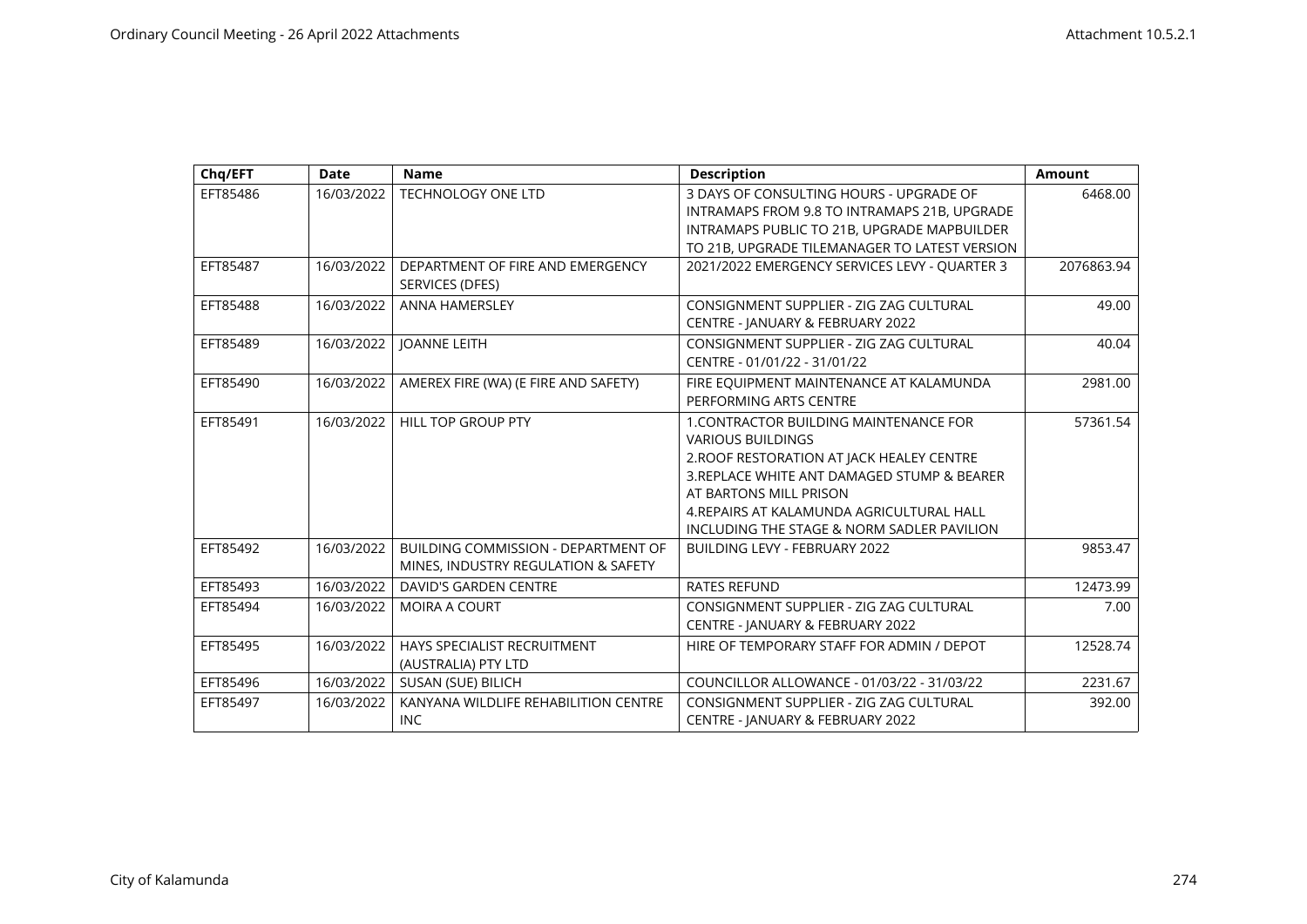| Chq/EFT | Date | Name | Description | Amount |
|---|---|---|---|---|
| EFT85486 | 16/03/2022 | TECHNOLOGY ONE LTD | 3 DAYS OF CONSULTING HOURS - UPGRADE OF INTRAMAPS FROM 9.8 TO INTRAMAPS 21B, UPGRADE INTRAMAPS PUBLIC TO 21B, UPGRADE MAPBUILDER TO 21B, UPGRADE TILEMANAGER TO LATEST VERSION | 6468.00 |
| EFT85487 | 16/03/2022 | DEPARTMENT OF FIRE AND EMERGENCY SERVICES (DFES) | 2021/2022 EMERGENCY SERVICES LEVY - QUARTER 3 | 2076863.94 |
| EFT85488 | 16/03/2022 | ANNA HAMERSLEY | CONSIGNMENT SUPPLIER - ZIG ZAG CULTURAL CENTRE - JANUARY & FEBRUARY 2022 | 49.00 |
| EFT85489 | 16/03/2022 | JOANNE LEITH | CONSIGNMENT SUPPLIER - ZIG ZAG CULTURAL CENTRE - 01/01/22 - 31/01/22 | 40.04 |
| EFT85490 | 16/03/2022 | AMEREX FIRE (WA) (E FIRE AND SAFETY) | FIRE EQUIPMENT MAINTENANCE AT KALAMUNDA PERFORMING ARTS CENTRE | 2981.00 |
| EFT85491 | 16/03/2022 | HILL TOP GROUP PTY | 1.CONTRACTOR BUILDING MAINTENANCE FOR VARIOUS BUILDINGS<br>2.ROOF RESTORATION AT JACK HEALEY CENTRE<br>3.REPLACE WHITE ANT DAMAGED STUMP & BEARER AT BARTONS MILL PRISON<br>4.REPAIRS AT KALAMUNDA AGRICULTURAL HALL INCLUDING THE STAGE & NORM SADLER PAVILION | 57361.54 |
| EFT85492 | 16/03/2022 | BUILDING COMMISSION - DEPARTMENT OF MINES, INDUSTRY REGULATION & SAFETY | BUILDING LEVY - FEBRUARY 2022 | 9853.47 |
| EFT85493 | 16/03/2022 | DAVID'S GARDEN CENTRE | RATES REFUND | 12473.99 |
| EFT85494 | 16/03/2022 | MOIRA A COURT | CONSIGNMENT SUPPLIER - ZIG ZAG CULTURAL CENTRE - JANUARY & FEBRUARY 2022 | 7.00 |
| EFT85495 | 16/03/2022 | HAYS SPECIALIST RECRUITMENT (AUSTRALIA) PTY LTD | HIRE OF TEMPORARY STAFF FOR ADMIN / DEPOT | 12528.74 |
| EFT85496 | 16/03/2022 | SUSAN (SUE) BILICH | COUNCILLOR ALLOWANCE - 01/03/22 - 31/03/22 | 2231.67 |
| EFT85497 | 16/03/2022 | KANYANA WILDLIFE REHABILITION CENTRE INC | CONSIGNMENT SUPPLIER - ZIG ZAG CULTURAL CENTRE - JANUARY & FEBRUARY 2022 | 392.00 |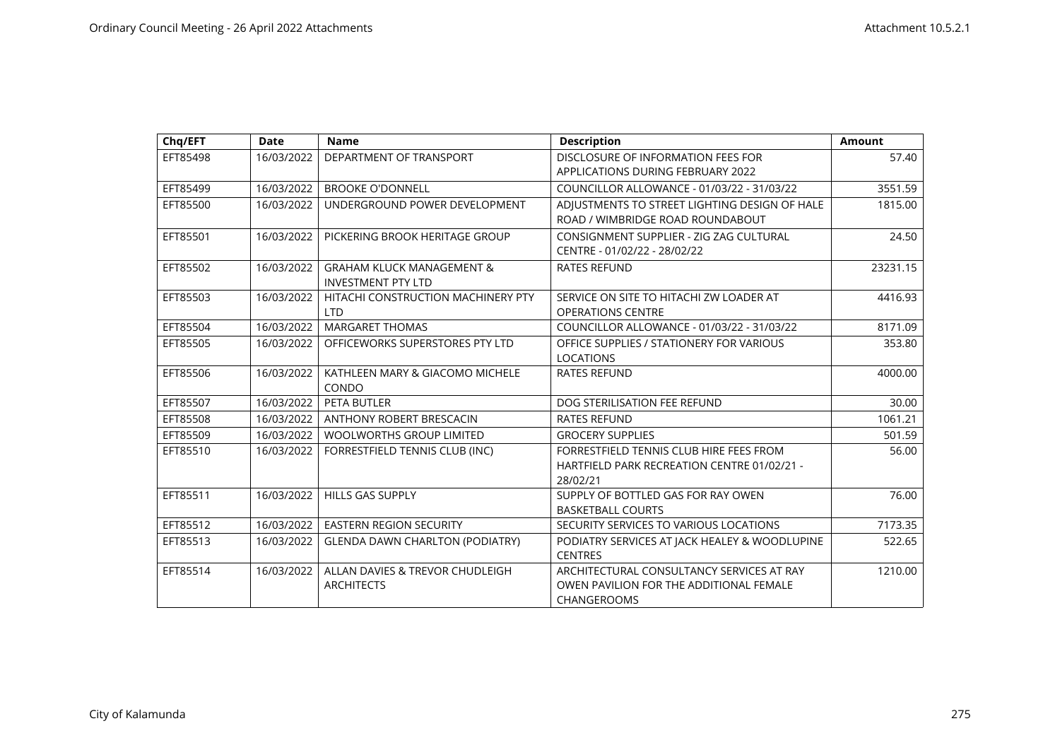| Chq/EFT | Date | Name | Description | Amount |
|---|---|---|---|---|
| EFT85498 | 16/03/2022 | DEPARTMENT OF TRANSPORT | DISCLOSURE OF INFORMATION FEES FOR APPLICATIONS DURING FEBRUARY 2022 | 57.40 |
| EFT85499 | 16/03/2022 | BROOKE O'DONNELL | COUNCILLOR ALLOWANCE - 01/03/22 - 31/03/22 | 3551.59 |
| EFT85500 | 16/03/2022 | UNDERGROUND POWER DEVELOPMENT | ADJUSTMENTS TO STREET LIGHTING DESIGN OF HALE ROAD / WIMBRIDGE ROAD ROUNDABOUT | 1815.00 |
| EFT85501 | 16/03/2022 | PICKERING BROOK HERITAGE GROUP | CONSIGNMENT SUPPLIER - ZIG ZAG CULTURAL CENTRE - 01/02/22 - 28/02/22 | 24.50 |
| EFT85502 | 16/03/2022 | GRAHAM KLUCK MANAGEMENT & INVESTMENT PTY LTD | RATES REFUND | 23231.15 |
| EFT85503 | 16/03/2022 | HITACHI CONSTRUCTION MACHINERY PTY LTD | SERVICE ON SITE TO HITACHI ZW LOADER AT OPERATIONS CENTRE | 4416.93 |
| EFT85504 | 16/03/2022 | MARGARET THOMAS | COUNCILLOR ALLOWANCE - 01/03/22 - 31/03/22 | 8171.09 |
| EFT85505 | 16/03/2022 | OFFICEWORKS SUPERSTORES PTY LTD | OFFICE SUPPLIES / STATIONERY FOR VARIOUS LOCATIONS | 353.80 |
| EFT85506 | 16/03/2022 | KATHLEEN MARY & GIACOMO MICHELE CONDO | RATES REFUND | 4000.00 |
| EFT85507 | 16/03/2022 | PETA BUTLER | DOG STERILISATION FEE REFUND | 30.00 |
| EFT85508 | 16/03/2022 | ANTHONY ROBERT BRESCACIN | RATES REFUND | 1061.21 |
| EFT85509 | 16/03/2022 | WOOLWORTHS GROUP LIMITED | GROCERY SUPPLIES | 501.59 |
| EFT85510 | 16/03/2022 | FORRESTFIELD TENNIS CLUB (INC) | FORRESTFIELD TENNIS CLUB HIRE FEES FROM HARTFIELD PARK RECREATION CENTRE 01/02/21 - 28/02/21 | 56.00 |
| EFT85511 | 16/03/2022 | HILLS GAS SUPPLY | SUPPLY OF BOTTLED GAS FOR RAY OWEN BASKETBALL COURTS | 76.00 |
| EFT85512 | 16/03/2022 | EASTERN REGION SECURITY | SECURITY SERVICES TO VARIOUS LOCATIONS | 7173.35 |
| EFT85513 | 16/03/2022 | GLENDA DAWN CHARLTON (PODIATRY) | PODIATRY SERVICES AT JACK HEALEY & WOODLUPINE CENTRES | 522.65 |
| EFT85514 | 16/03/2022 | ALLAN DAVIES & TREVOR CHUDLEIGH ARCHITECTS | ARCHITECTURAL CONSULTANCY SERVICES AT RAY OWEN PAVILION FOR THE ADDITIONAL FEMALE CHANGEROOMS | 1210.00 |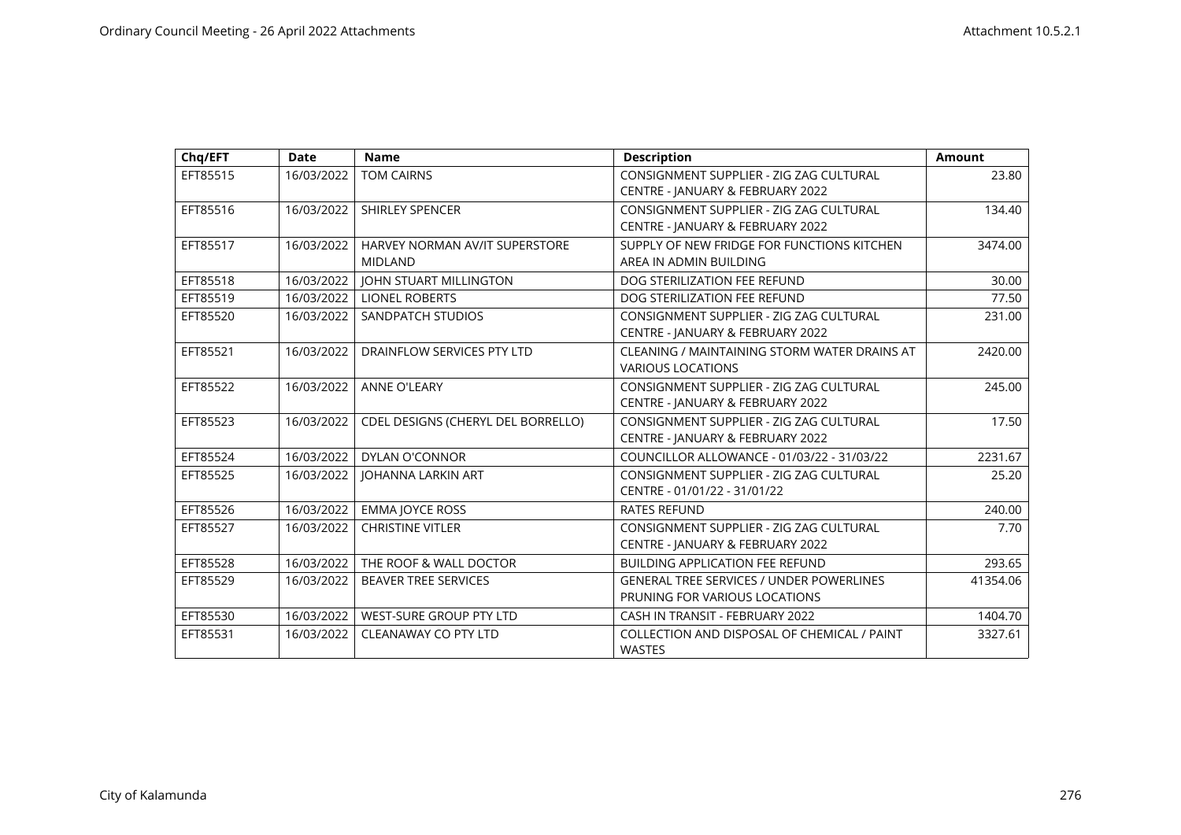| Chq/EFT | Date | Name | Description | Amount |
|---|---|---|---|---|
| EFT85515 | 16/03/2022 | TOM CAIRNS | CONSIGNMENT SUPPLIER - ZIG ZAG CULTURAL CENTRE - JANUARY & FEBRUARY 2022 | 23.80 |
| EFT85516 | 16/03/2022 | SHIRLEY SPENCER | CONSIGNMENT SUPPLIER - ZIG ZAG CULTURAL CENTRE - JANUARY & FEBRUARY 2022 | 134.40 |
| EFT85517 | 16/03/2022 | HARVEY NORMAN AV/IT SUPERSTORE MIDLAND | SUPPLY OF NEW FRIDGE FOR FUNCTIONS KITCHEN AREA IN ADMIN BUILDING | 3474.00 |
| EFT85518 | 16/03/2022 | JOHN STUART MILLINGTON | DOG STERILIZATION FEE REFUND | 30.00 |
| EFT85519 | 16/03/2022 | LIONEL ROBERTS | DOG STERILIZATION FEE REFUND | 77.50 |
| EFT85520 | 16/03/2022 | SANDPATCH STUDIOS | CONSIGNMENT SUPPLIER - ZIG ZAG CULTURAL CENTRE - JANUARY & FEBRUARY 2022 | 231.00 |
| EFT85521 | 16/03/2022 | DRAINFLOW SERVICES PTY LTD | CLEANING / MAINTAINING STORM WATER DRAINS AT VARIOUS LOCATIONS | 2420.00 |
| EFT85522 | 16/03/2022 | ANNE O'LEARY | CONSIGNMENT SUPPLIER - ZIG ZAG CULTURAL CENTRE - JANUARY & FEBRUARY 2022 | 245.00 |
| EFT85523 | 16/03/2022 | CDEL DESIGNS (CHERYL DEL BORRELLO) | CONSIGNMENT SUPPLIER - ZIG ZAG CULTURAL CENTRE - JANUARY & FEBRUARY 2022 | 17.50 |
| EFT85524 | 16/03/2022 | DYLAN O'CONNOR | COUNCILLOR ALLOWANCE - 01/03/22 - 31/03/22 | 2231.67 |
| EFT85525 | 16/03/2022 | JOHANNA LARKIN ART | CONSIGNMENT SUPPLIER - ZIG ZAG CULTURAL CENTRE - 01/01/22 - 31/01/22 | 25.20 |
| EFT85526 | 16/03/2022 | EMMA JOYCE ROSS | RATES REFUND | 240.00 |
| EFT85527 | 16/03/2022 | CHRISTINE VITLER | CONSIGNMENT SUPPLIER - ZIG ZAG CULTURAL CENTRE - JANUARY & FEBRUARY 2022 | 7.70 |
| EFT85528 | 16/03/2022 | THE ROOF & WALL DOCTOR | BUILDING APPLICATION FEE REFUND | 293.65 |
| EFT85529 | 16/03/2022 | BEAVER TREE SERVICES | GENERAL TREE SERVICES / UNDER POWERLINES PRUNING FOR VARIOUS LOCATIONS | 41354.06 |
| EFT85530 | 16/03/2022 | WEST-SURE GROUP PTY LTD | CASH IN TRANSIT - FEBRUARY 2022 | 1404.70 |
| EFT85531 | 16/03/2022 | CLEANAWAY CO PTY LTD | COLLECTION AND DISPOSAL OF CHEMICAL / PAINT WASTES | 3327.61 |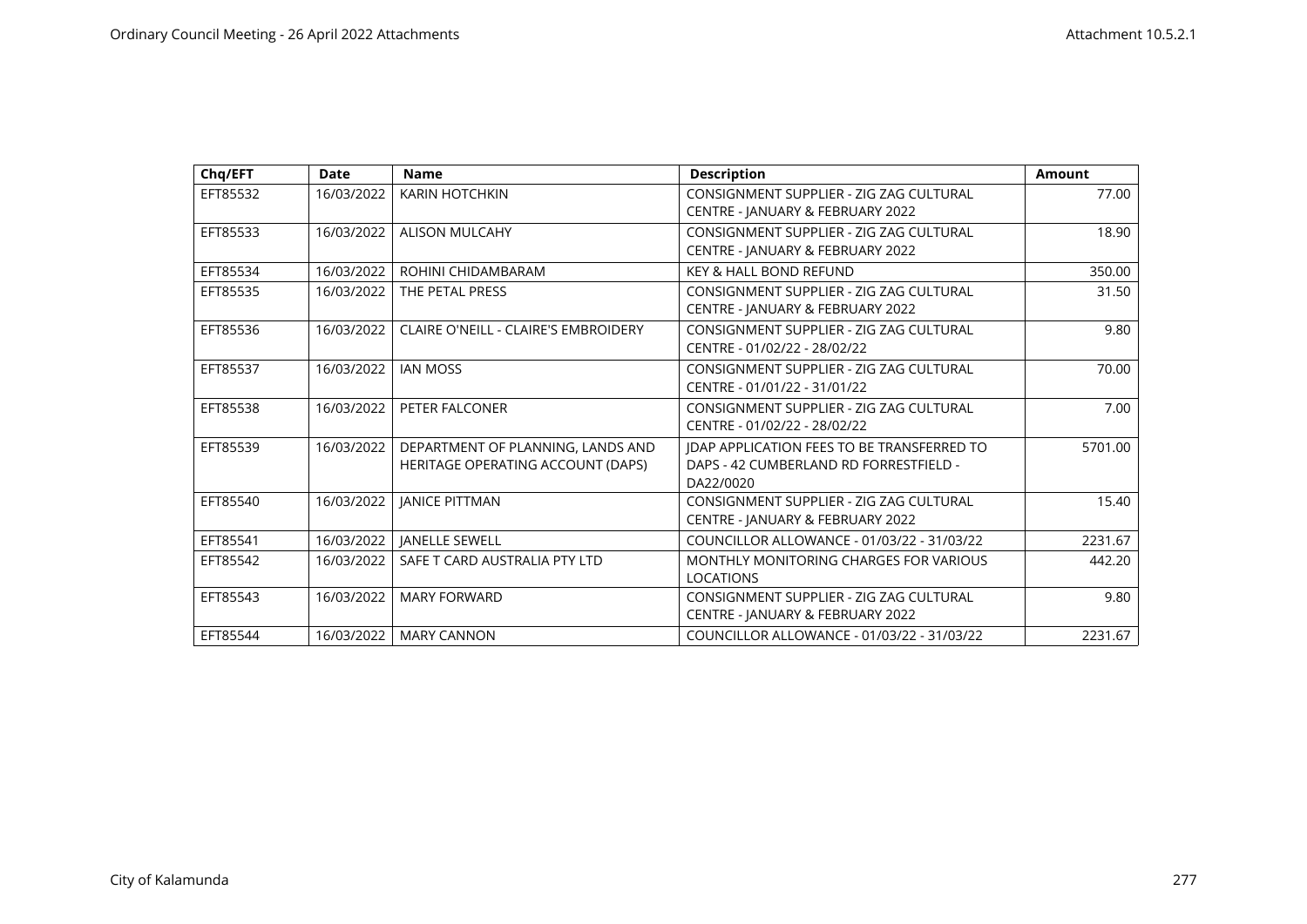| Chq/EFT | Date | Name | Description | Amount |
|---|---|---|---|---|
| EFT85532 | 16/03/2022 | KARIN HOTCHKIN | CONSIGNMENT SUPPLIER - ZIG ZAG CULTURAL CENTRE - JANUARY & FEBRUARY 2022 | 77.00 |
| EFT85533 | 16/03/2022 | ALISON MULCAHY | CONSIGNMENT SUPPLIER - ZIG ZAG CULTURAL CENTRE - JANUARY & FEBRUARY 2022 | 18.90 |
| EFT85534 | 16/03/2022 | ROHINI CHIDAMBARAM | KEY & HALL BOND REFUND | 350.00 |
| EFT85535 | 16/03/2022 | THE PETAL PRESS | CONSIGNMENT SUPPLIER - ZIG ZAG CULTURAL CENTRE - JANUARY & FEBRUARY 2022 | 31.50 |
| EFT85536 | 16/03/2022 | CLAIRE O'NEILL - CLAIRE'S EMBROIDERY | CONSIGNMENT SUPPLIER - ZIG ZAG CULTURAL CENTRE - 01/02/22 - 28/02/22 | 9.80 |
| EFT85537 | 16/03/2022 | IAN MOSS | CONSIGNMENT SUPPLIER - ZIG ZAG CULTURAL CENTRE - 01/01/22 - 31/01/22 | 70.00 |
| EFT85538 | 16/03/2022 | PETER FALCONER | CONSIGNMENT SUPPLIER - ZIG ZAG CULTURAL CENTRE - 01/02/22 - 28/02/22 | 7.00 |
| EFT85539 | 16/03/2022 | DEPARTMENT OF PLANNING, LANDS AND HERITAGE OPERATING ACCOUNT (DAPS) | JDAP APPLICATION FEES TO BE TRANSFERRED TO DAPS - 42 CUMBERLAND RD FORRESTFIELD - DA22/0020 | 5701.00 |
| EFT85540 | 16/03/2022 | JANICE PITTMAN | CONSIGNMENT SUPPLIER - ZIG ZAG CULTURAL CENTRE - JANUARY & FEBRUARY 2022 | 15.40 |
| EFT85541 | 16/03/2022 | JANELLE SEWELL | COUNCILLOR ALLOWANCE - 01/03/22 - 31/03/22 | 2231.67 |
| EFT85542 | 16/03/2022 | SAFE T CARD AUSTRALIA PTY LTD | MONTHLY MONITORING CHARGES FOR VARIOUS LOCATIONS | 442.20 |
| EFT85543 | 16/03/2022 | MARY FORWARD | CONSIGNMENT SUPPLIER - ZIG ZAG CULTURAL CENTRE - JANUARY & FEBRUARY 2022 | 9.80 |
| EFT85544 | 16/03/2022 | MARY CANNON | COUNCILLOR ALLOWANCE - 01/03/22 - 31/03/22 | 2231.67 |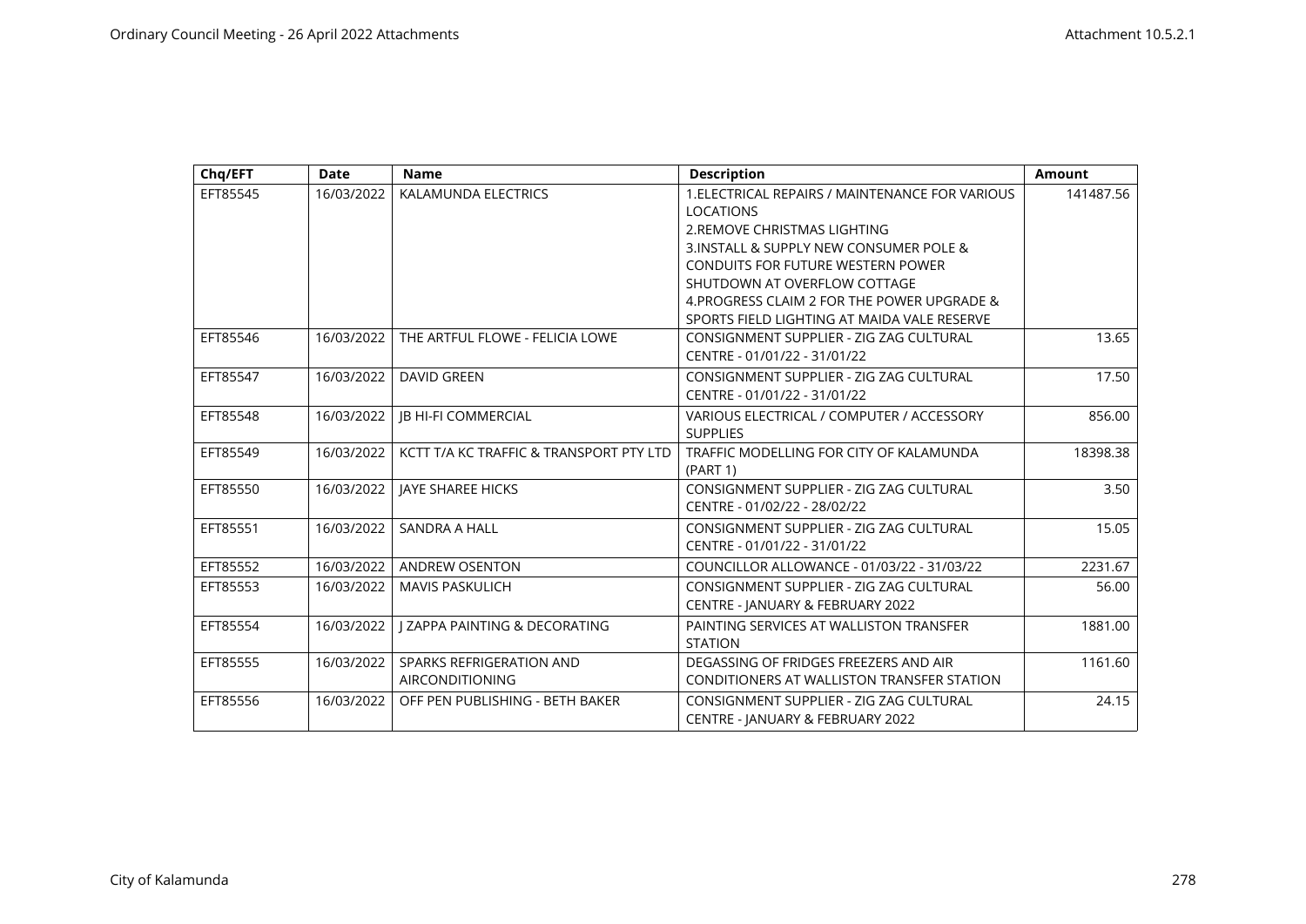| Chq/EFT | Date | Name | Description | Amount |
|---|---|---|---|---|
| EFT85545 | 16/03/2022 | KALAMUNDA ELECTRICS | 1.ELECTRICAL REPAIRS / MAINTENANCE FOR VARIOUS LOCATIONS 2.REMOVE CHRISTMAS LIGHTING 3.INSTALL & SUPPLY NEW CONSUMER POLE & CONDUITS FOR FUTURE WESTERN POWER SHUTDOWN AT OVERFLOW COTTAGE 4.PROGRESS CLAIM 2 FOR THE POWER UPGRADE & SPORTS FIELD LIGHTING AT MAIDA VALE RESERVE | 141487.56 |
| EFT85546 | 16/03/2022 | THE ARTFUL FLOWE - FELICIA LOWE | CONSIGNMENT SUPPLIER - ZIG ZAG CULTURAL CENTRE - 01/01/22 - 31/01/22 | 13.65 |
| EFT85547 | 16/03/2022 | DAVID GREEN | CONSIGNMENT SUPPLIER - ZIG ZAG CULTURAL CENTRE - 01/01/22 - 31/01/22 | 17.50 |
| EFT85548 | 16/03/2022 | JB HI-FI COMMERCIAL | VARIOUS ELECTRICAL / COMPUTER / ACCESSORY SUPPLIES | 856.00 |
| EFT85549 | 16/03/2022 | KCTT T/A KC TRAFFIC & TRANSPORT PTY LTD | TRAFFIC MODELLING FOR CITY OF KALAMUNDA (PART 1) | 18398.38 |
| EFT85550 | 16/03/2022 | JAYE SHAREE HICKS | CONSIGNMENT SUPPLIER - ZIG ZAG CULTURAL CENTRE - 01/02/22 - 28/02/22 | 3.50 |
| EFT85551 | 16/03/2022 | SANDRA A HALL | CONSIGNMENT SUPPLIER - ZIG ZAG CULTURAL CENTRE - 01/01/22 - 31/01/22 | 15.05 |
| EFT85552 | 16/03/2022 | ANDREW OSENTON | COUNCILLOR ALLOWANCE - 01/03/22 - 31/03/22 | 2231.67 |
| EFT85553 | 16/03/2022 | MAVIS PASKULICH | CONSIGNMENT SUPPLIER - ZIG ZAG CULTURAL CENTRE - JANUARY & FEBRUARY 2022 | 56.00 |
| EFT85554 | 16/03/2022 | J ZAPPA PAINTING & DECORATING | PAINTING SERVICES AT WALLISTON TRANSFER STATION | 1881.00 |
| EFT85555 | 16/03/2022 | SPARKS REFRIGERATION AND AIRCONDITIONING | DEGASSING OF FRIDGES FREEZERS AND AIR CONDITIONERS AT WALLISTON TRANSFER STATION | 1161.60 |
| EFT85556 | 16/03/2022 | OFF PEN PUBLISHING - BETH BAKER | CONSIGNMENT SUPPLIER - ZIG ZAG CULTURAL CENTRE - JANUARY & FEBRUARY 2022 | 24.15 |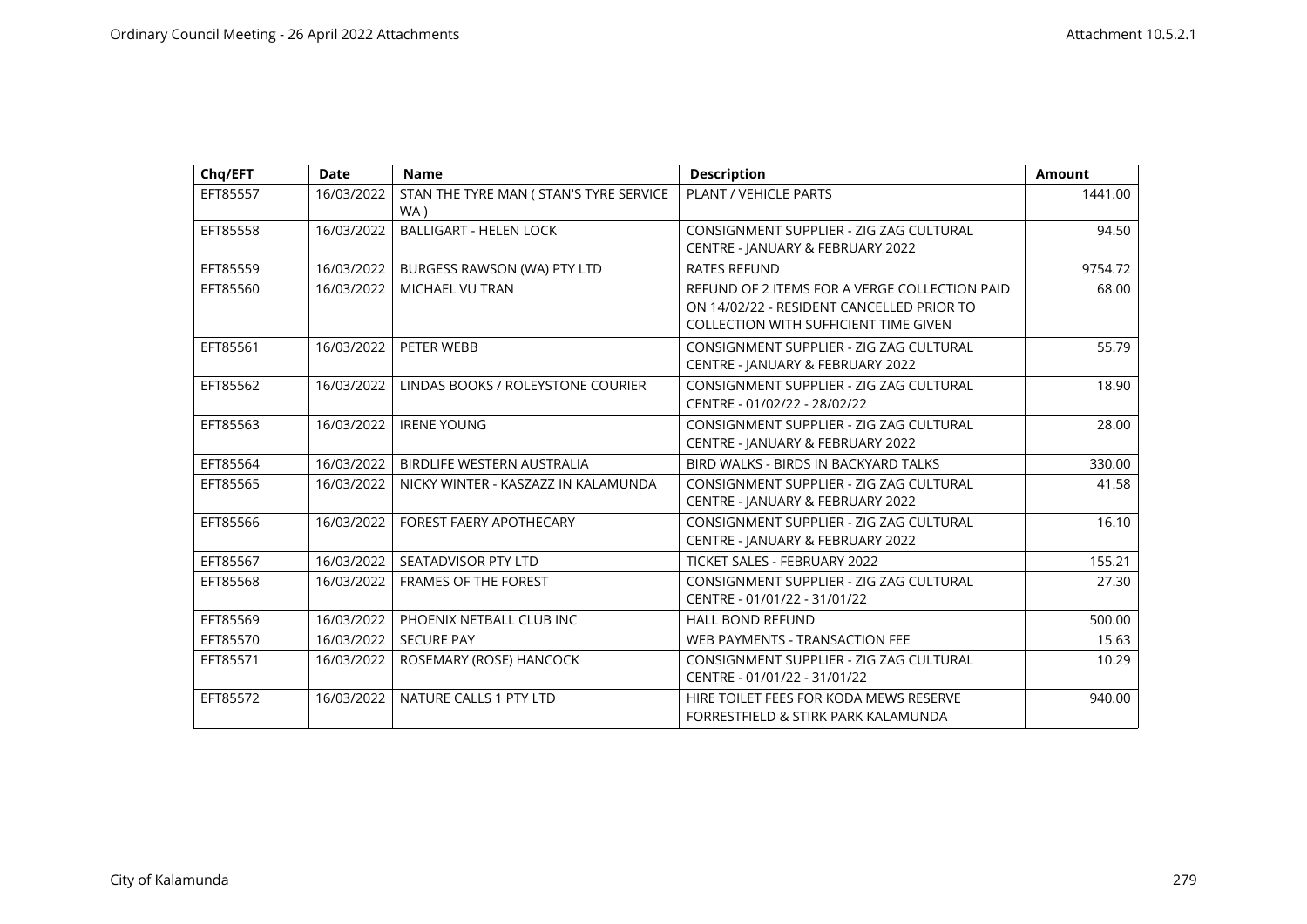| Chq/EFT | Date | Name | Description | Amount |
|---|---|---|---|---|
| EFT85557 | 16/03/2022 | STAN THE TYRE MAN ( STAN'S TYRE SERVICE WA ) | PLANT / VEHICLE PARTS | 1441.00 |
| EFT85558 | 16/03/2022 | BALLIGART - HELEN LOCK | CONSIGNMENT SUPPLIER - ZIG ZAG CULTURAL CENTRE - JANUARY & FEBRUARY 2022 | 94.50 |
| EFT85559 | 16/03/2022 | BURGESS RAWSON (WA) PTY LTD | RATES REFUND | 9754.72 |
| EFT85560 | 16/03/2022 | MICHAEL VU TRAN | REFUND OF 2 ITEMS FOR A VERGE COLLECTION PAID ON 14/02/22 - RESIDENT CANCELLED PRIOR TO COLLECTION WITH SUFFICIENT TIME GIVEN | 68.00 |
| EFT85561 | 16/03/2022 | PETER WEBB | CONSIGNMENT SUPPLIER - ZIG ZAG CULTURAL CENTRE - JANUARY & FEBRUARY 2022 | 55.79 |
| EFT85562 | 16/03/2022 | LINDAS BOOKS / ROLEYSTONE COURIER | CONSIGNMENT SUPPLIER - ZIG ZAG CULTURAL CENTRE - 01/02/22 - 28/02/22 | 18.90 |
| EFT85563 | 16/03/2022 | IRENE YOUNG | CONSIGNMENT SUPPLIER - ZIG ZAG CULTURAL CENTRE - JANUARY & FEBRUARY 2022 | 28.00 |
| EFT85564 | 16/03/2022 | BIRDLIFE WESTERN AUSTRALIA | BIRD WALKS - BIRDS IN BACKYARD TALKS | 330.00 |
| EFT85565 | 16/03/2022 | NICKY WINTER - KASZAZZ IN KALAMUNDA | CONSIGNMENT SUPPLIER - ZIG ZAG CULTURAL CENTRE - JANUARY & FEBRUARY 2022 | 41.58 |
| EFT85566 | 16/03/2022 | FOREST FAERY APOTHECARY | CONSIGNMENT SUPPLIER - ZIG ZAG CULTURAL CENTRE - JANUARY & FEBRUARY 2022 | 16.10 |
| EFT85567 | 16/03/2022 | SEATADVISOR PTY LTD | TICKET SALES - FEBRUARY 2022 | 155.21 |
| EFT85568 | 16/03/2022 | FRAMES OF THE FOREST | CONSIGNMENT SUPPLIER - ZIG ZAG CULTURAL CENTRE - 01/01/22 - 31/01/22 | 27.30 |
| EFT85569 | 16/03/2022 | PHOENIX NETBALL CLUB INC | HALL BOND REFUND | 500.00 |
| EFT85570 | 16/03/2022 | SECURE PAY | WEB PAYMENTS - TRANSACTION FEE | 15.63 |
| EFT85571 | 16/03/2022 | ROSEMARY (ROSE) HANCOCK | CONSIGNMENT SUPPLIER - ZIG ZAG CULTURAL CENTRE - 01/01/22 - 31/01/22 | 10.29 |
| EFT85572 | 16/03/2022 | NATURE CALLS 1 PTY LTD | HIRE TOILET FEES FOR KODA MEWS RESERVE FORRESTFIELD & STIRK PARK KALAMUNDA | 940.00 |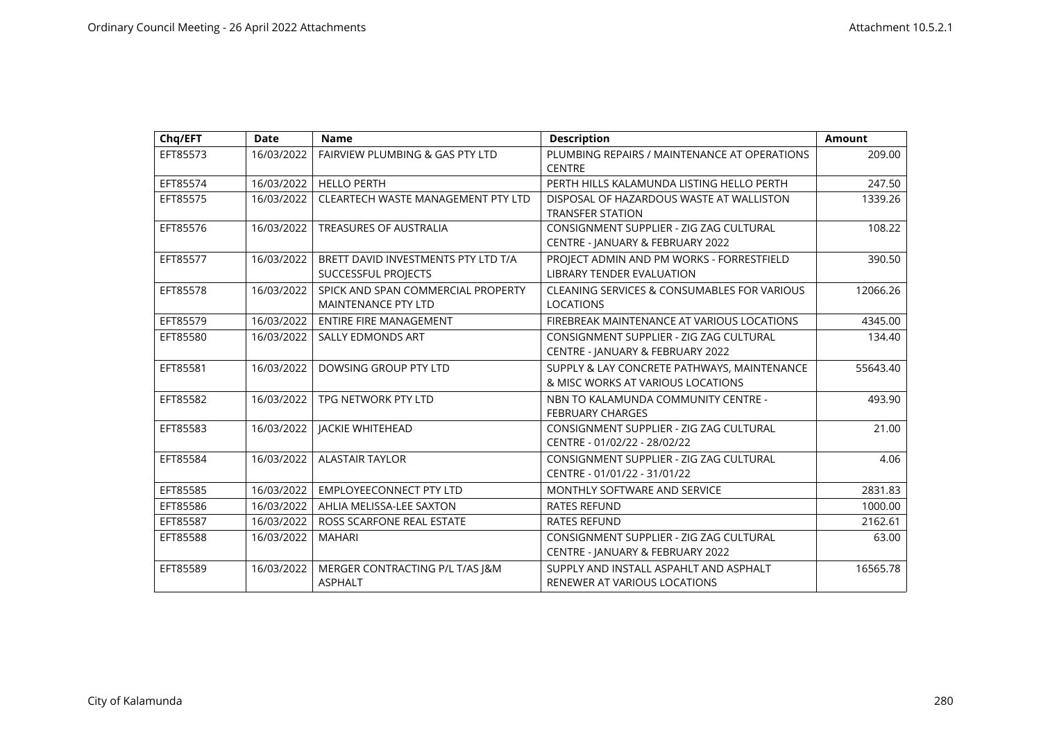| Chq/EFT | Date | Name | Description | Amount |
|---|---|---|---|---|
| EFT85573 | 16/03/2022 | FAIRVIEW PLUMBING & GAS PTY LTD | PLUMBING REPAIRS / MAINTENANCE AT OPERATIONS CENTRE | 209.00 |
| EFT85574 | 16/03/2022 | HELLO PERTH | PERTH HILLS KALAMUNDA LISTING HELLO PERTH | 247.50 |
| EFT85575 | 16/03/2022 | CLEARTECH WASTE MANAGEMENT PTY LTD | DISPOSAL OF HAZARDOUS WASTE AT WALLISTON TRANSFER STATION | 1339.26 |
| EFT85576 | 16/03/2022 | TREASURES OF AUSTRALIA | CONSIGNMENT SUPPLIER - ZIG ZAG CULTURAL CENTRE - JANUARY & FEBRUARY 2022 | 108.22 |
| EFT85577 | 16/03/2022 | BRETT DAVID INVESTMENTS PTY LTD T/A SUCCESSFUL PROJECTS | PROJECT ADMIN AND PM WORKS - FORRESTFIELD LIBRARY TENDER EVALUATION | 390.50 |
| EFT85578 | 16/03/2022 | SPICK AND SPAN COMMERCIAL PROPERTY MAINTENANCE PTY LTD | CLEANING SERVICES & CONSUMABLES FOR VARIOUS LOCATIONS | 12066.26 |
| EFT85579 | 16/03/2022 | ENTIRE FIRE MANAGEMENT | FIREBREAK MAINTENANCE AT VARIOUS LOCATIONS | 4345.00 |
| EFT85580 | 16/03/2022 | SALLY EDMONDS ART | CONSIGNMENT SUPPLIER - ZIG ZAG CULTURAL CENTRE - JANUARY & FEBRUARY 2022 | 134.40 |
| EFT85581 | 16/03/2022 | DOWSING GROUP PTY LTD | SUPPLY & LAY CONCRETE PATHWAYS, MAINTENANCE & MISC WORKS AT VARIOUS LOCATIONS | 55643.40 |
| EFT85582 | 16/03/2022 | TPG NETWORK PTY LTD | NBN TO KALAMUNDA COMMUNITY CENTRE - FEBRUARY CHARGES | 493.90 |
| EFT85583 | 16/03/2022 | JACKIE WHITEHEAD | CONSIGNMENT SUPPLIER - ZIG ZAG CULTURAL CENTRE - 01/02/22 - 28/02/22 | 21.00 |
| EFT85584 | 16/03/2022 | ALASTAIR TAYLOR | CONSIGNMENT SUPPLIER - ZIG ZAG CULTURAL CENTRE - 01/01/22 - 31/01/22 | 4.06 |
| EFT85585 | 16/03/2022 | EMPLOYEECONNECT PTY LTD | MONTHLY SOFTWARE AND SERVICE | 2831.83 |
| EFT85586 | 16/03/2022 | AHLIA MELISSA-LEE SAXTON | RATES REFUND | 1000.00 |
| EFT85587 | 16/03/2022 | ROSS SCARFONE REAL ESTATE | RATES REFUND | 2162.61 |
| EFT85588 | 16/03/2022 | MAHARI | CONSIGNMENT SUPPLIER - ZIG ZAG CULTURAL CENTRE - JANUARY & FEBRUARY 2022 | 63.00 |
| EFT85589 | 16/03/2022 | MERGER CONTRACTING P/L T/AS J&M ASPHALT | SUPPLY AND INSTALL ASPAHLT AND ASPHALT RENEWER AT VARIOUS LOCATIONS | 16565.78 |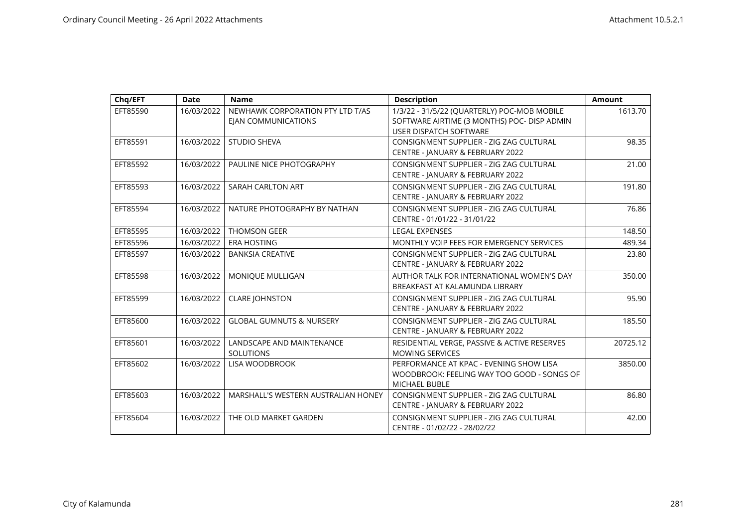| Chq/EFT | Date | Name | Description | Amount |
|---|---|---|---|---|
| EFT85590 | 16/03/2022 | NEWHAWK CORPORATION PTY LTD T/AS EJAN COMMUNICATIONS | 1/3/22 - 31/5/22 (QUARTERLY) POC-MOB MOBILE SOFTWARE AIRTIME (3 MONTHS) POC- DISP ADMIN USER DISPATCH SOFTWARE | 1613.70 |
| EFT85591 | 16/03/2022 | STUDIO SHEVA | CONSIGNMENT SUPPLIER - ZIG ZAG CULTURAL CENTRE - JANUARY & FEBRUARY 2022 | 98.35 |
| EFT85592 | 16/03/2022 | PAULINE NICE PHOTOGRAPHY | CONSIGNMENT SUPPLIER - ZIG ZAG CULTURAL CENTRE - JANUARY & FEBRUARY 2022 | 21.00 |
| EFT85593 | 16/03/2022 | SARAH CARLTON ART | CONSIGNMENT SUPPLIER - ZIG ZAG CULTURAL CENTRE - JANUARY & FEBRUARY 2022 | 191.80 |
| EFT85594 | 16/03/2022 | NATURE PHOTOGRAPHY BY NATHAN | CONSIGNMENT SUPPLIER - ZIG ZAG CULTURAL CENTRE - 01/01/22 - 31/01/22 | 76.86 |
| EFT85595 | 16/03/2022 | THOMSON GEER | LEGAL EXPENSES | 148.50 |
| EFT85596 | 16/03/2022 | ERA HOSTING | MONTHLY VOIP FEES FOR EMERGENCY SERVICES | 489.34 |
| EFT85597 | 16/03/2022 | BANKSIA CREATIVE | CONSIGNMENT SUPPLIER - ZIG ZAG CULTURAL CENTRE - JANUARY & FEBRUARY 2022 | 23.80 |
| EFT85598 | 16/03/2022 | MONIQUE MULLIGAN | AUTHOR TALK FOR INTERNATIONAL WOMEN'S DAY BREAKFAST AT KALAMUNDA LIBRARY | 350.00 |
| EFT85599 | 16/03/2022 | CLARE JOHNSTON | CONSIGNMENT SUPPLIER - ZIG ZAG CULTURAL CENTRE - JANUARY & FEBRUARY 2022 | 95.90 |
| EFT85600 | 16/03/2022 | GLOBAL GUMNUTS & NURSERY | CONSIGNMENT SUPPLIER - ZIG ZAG CULTURAL CENTRE - JANUARY & FEBRUARY 2022 | 185.50 |
| EFT85601 | 16/03/2022 | LANDSCAPE AND MAINTENANCE SOLUTIONS | RESIDENTIAL VERGE, PASSIVE & ACTIVE RESERVES MOWING SERVICES | 20725.12 |
| EFT85602 | 16/03/2022 | LISA WOODBROOK | PERFORMANCE AT KPAC - EVENING SHOW LISA WOODBROOK: FEELING WAY TOO GOOD - SONGS OF MICHAEL BUBLE | 3850.00 |
| EFT85603 | 16/03/2022 | MARSHALL'S WESTERN AUSTRALIAN HONEY | CONSIGNMENT SUPPLIER - ZIG ZAG CULTURAL CENTRE - JANUARY & FEBRUARY 2022 | 86.80 |
| EFT85604 | 16/03/2022 | THE OLD MARKET GARDEN | CONSIGNMENT SUPPLIER - ZIG ZAG CULTURAL CENTRE - 01/02/22 - 28/02/22 | 42.00 |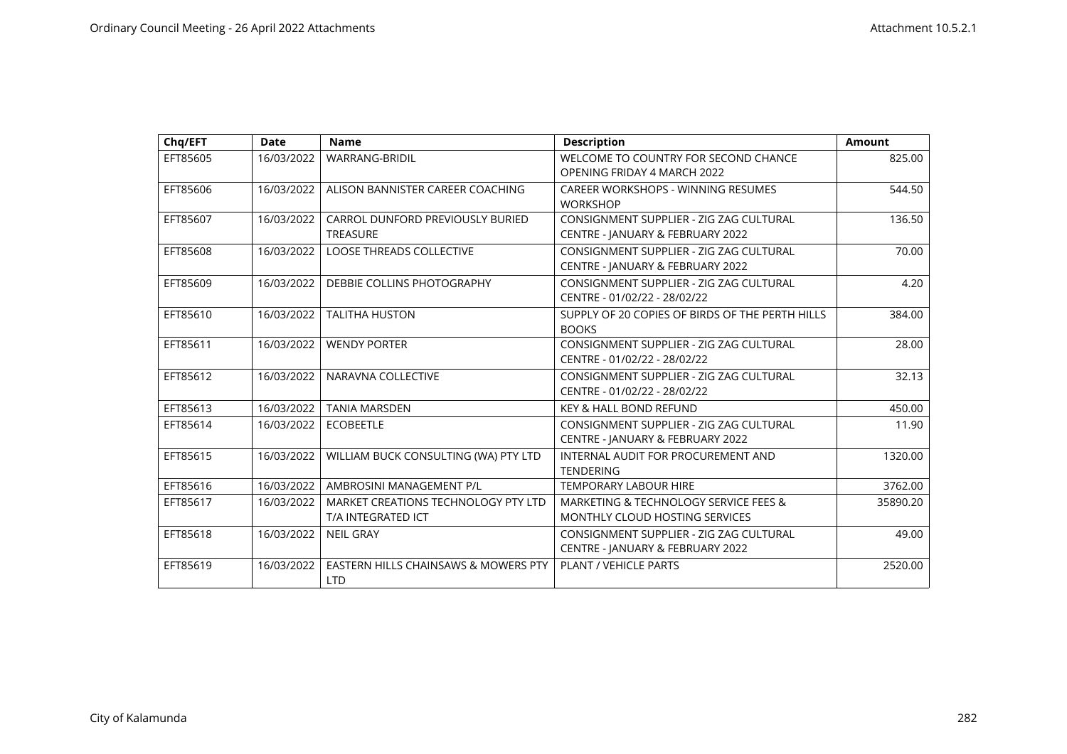| Chq/EFT | Date | Name | Description | Amount |
|---|---|---|---|---|
| EFT85605 | 16/03/2022 | WARRANG-BRIDIL | WELCOME TO COUNTRY FOR SECOND CHANCE OPENING FRIDAY 4 MARCH 2022 | 825.00 |
| EFT85606 | 16/03/2022 | ALISON BANNISTER CAREER COACHING | CAREER WORKSHOPS - WINNING RESUMES WORKSHOP | 544.50 |
| EFT85607 | 16/03/2022 | CARROL DUNFORD PREVIOUSLY BURIED TREASURE | CONSIGNMENT SUPPLIER - ZIG ZAG CULTURAL CENTRE - JANUARY & FEBRUARY 2022 | 136.50 |
| EFT85608 | 16/03/2022 | LOOSE THREADS COLLECTIVE | CONSIGNMENT SUPPLIER - ZIG ZAG CULTURAL CENTRE - JANUARY & FEBRUARY 2022 | 70.00 |
| EFT85609 | 16/03/2022 | DEBBIE COLLINS PHOTOGRAPHY | CONSIGNMENT SUPPLIER - ZIG ZAG CULTURAL CENTRE - 01/02/22 - 28/02/22 | 4.20 |
| EFT85610 | 16/03/2022 | TALITHA HUSTON | SUPPLY OF 20 COPIES OF BIRDS OF THE PERTH HILLS BOOKS | 384.00 |
| EFT85611 | 16/03/2022 | WENDY PORTER | CONSIGNMENT SUPPLIER - ZIG ZAG CULTURAL CENTRE - 01/02/22 - 28/02/22 | 28.00 |
| EFT85612 | 16/03/2022 | NARAVNA COLLECTIVE | CONSIGNMENT SUPPLIER - ZIG ZAG CULTURAL CENTRE - 01/02/22 - 28/02/22 | 32.13 |
| EFT85613 | 16/03/2022 | TANIA MARSDEN | KEY & HALL BOND REFUND | 450.00 |
| EFT85614 | 16/03/2022 | ECOBEETLE | CONSIGNMENT SUPPLIER - ZIG ZAG CULTURAL CENTRE - JANUARY & FEBRUARY 2022 | 11.90 |
| EFT85615 | 16/03/2022 | WILLIAM BUCK CONSULTING (WA) PTY LTD | INTERNAL AUDIT FOR PROCUREMENT AND TENDERING | 1320.00 |
| EFT85616 | 16/03/2022 | AMBROSINI MANAGEMENT P/L | TEMPORARY LABOUR HIRE | 3762.00 |
| EFT85617 | 16/03/2022 | MARKET CREATIONS TECHNOLOGY PTY LTD T/A INTEGRATED ICT | MARKETING & TECHNOLOGY SERVICE FEES & MONTHLY CLOUD HOSTING SERVICES | 35890.20 |
| EFT85618 | 16/03/2022 | NEIL GRAY | CONSIGNMENT SUPPLIER - ZIG ZAG CULTURAL CENTRE - JANUARY & FEBRUARY 2022 | 49.00 |
| EFT85619 | 16/03/2022 | EASTERN HILLS CHAINSAWS & MOWERS PTY LTD | PLANT / VEHICLE PARTS | 2520.00 |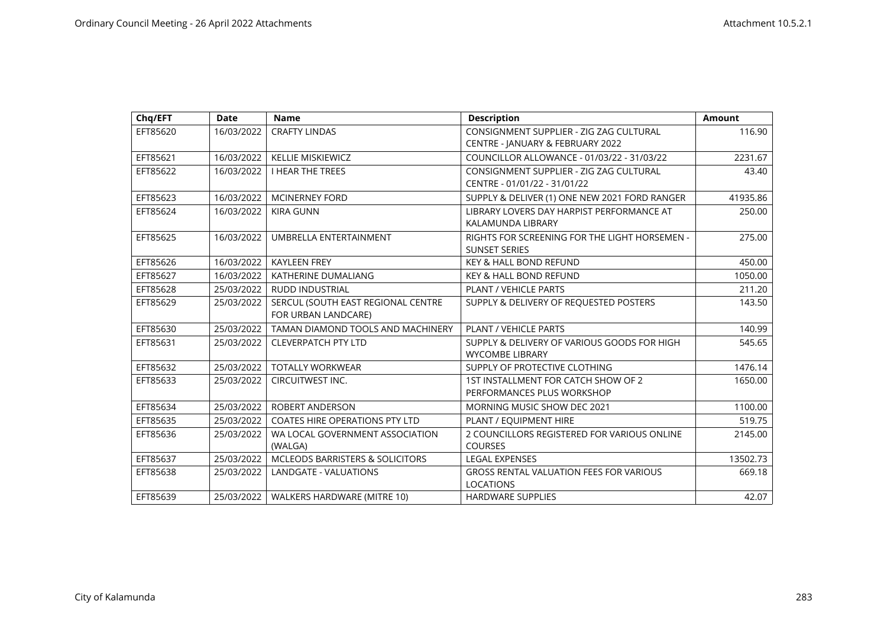| Chq/EFT | Date | Name | Description | Amount |
|---|---|---|---|---|
| EFT85620 | 16/03/2022 | CRAFTY LINDAS | CONSIGNMENT SUPPLIER - ZIG ZAG CULTURAL CENTRE - JANUARY & FEBRUARY 2022 | 116.90 |
| EFT85621 | 16/03/2022 | KELLIE MISKIEWICZ | COUNCILLOR ALLOWANCE - 01/03/22 - 31/03/22 | 2231.67 |
| EFT85622 | 16/03/2022 | I HEAR THE TREES | CONSIGNMENT SUPPLIER - ZIG ZAG CULTURAL CENTRE - 01/01/22 - 31/01/22 | 43.40 |
| EFT85623 | 16/03/2022 | MCINERNEY FORD | SUPPLY & DELIVER (1) ONE NEW 2021 FORD RANGER | 41935.86 |
| EFT85624 | 16/03/2022 | KIRA GUNN | LIBRARY LOVERS DAY HARPIST PERFORMANCE AT KALAMUNDA LIBRARY | 250.00 |
| EFT85625 | 16/03/2022 | UMBRELLA ENTERTAINMENT | RIGHTS FOR SCREENING FOR THE LIGHT HORSEMEN - SUNSET SERIES | 275.00 |
| EFT85626 | 16/03/2022 | KAYLEEN FREY | KEY & HALL BOND REFUND | 450.00 |
| EFT85627 | 16/03/2022 | KATHERINE DUMALIANG | KEY & HALL BOND REFUND | 1050.00 |
| EFT85628 | 25/03/2022 | RUDD INDUSTRIAL | PLANT / VEHICLE PARTS | 211.20 |
| EFT85629 | 25/03/2022 | SERCUL (SOUTH EAST REGIONAL CENTRE FOR URBAN LANDCARE) | SUPPLY & DELIVERY OF REQUESTED POSTERS | 143.50 |
| EFT85630 | 25/03/2022 | TAMAN DIAMOND TOOLS AND MACHINERY | PLANT / VEHICLE PARTS | 140.99 |
| EFT85631 | 25/03/2022 | CLEVERPATCH PTY LTD | SUPPLY & DELIVERY OF VARIOUS GOODS FOR HIGH WYCOMBE LIBRARY | 545.65 |
| EFT85632 | 25/03/2022 | TOTALLY WORKWEAR | SUPPLY OF PROTECTIVE CLOTHING | 1476.14 |
| EFT85633 | 25/03/2022 | CIRCUITWEST INC. | 1ST INSTALLMENT FOR CATCH SHOW OF 2 PERFORMANCES PLUS WORKSHOP | 1650.00 |
| EFT85634 | 25/03/2022 | ROBERT ANDERSON | MORNING MUSIC SHOW DEC 2021 | 1100.00 |
| EFT85635 | 25/03/2022 | COATES HIRE OPERATIONS PTY LTD | PLANT / EQUIPMENT HIRE | 519.75 |
| EFT85636 | 25/03/2022 | WA LOCAL GOVERNMENT ASSOCIATION (WALGA) | 2 COUNCILLORS REGISTERED FOR VARIOUS ONLINE COURSES | 2145.00 |
| EFT85637 | 25/03/2022 | MCLEODS BARRISTERS & SOLICITORS | LEGAL EXPENSES | 13502.73 |
| EFT85638 | 25/03/2022 | LANDGATE - VALUATIONS | GROSS RENTAL VALUATION FEES FOR VARIOUS LOCATIONS | 669.18 |
| EFT85639 | 25/03/2022 | WALKERS HARDWARE (MITRE 10) | HARDWARE SUPPLIES | 42.07 |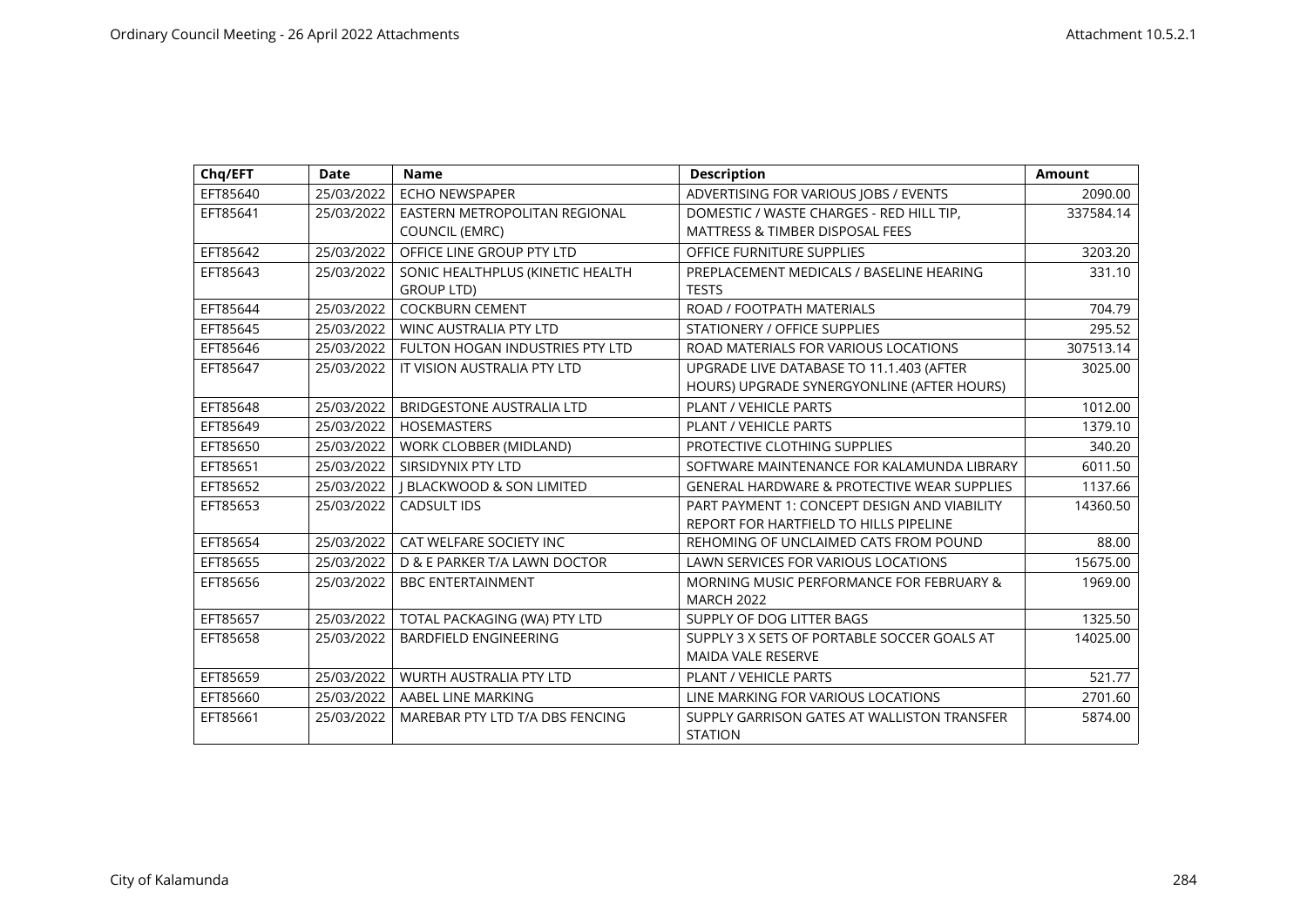| Chq/EFT | Date | Name | Description | Amount |
|---|---|---|---|---|
| EFT85640 | 25/03/2022 | ECHO NEWSPAPER | ADVERTISING FOR VARIOUS JOBS / EVENTS | 2090.00 |
| EFT85641 | 25/03/2022 | EASTERN METROPOLITAN REGIONAL COUNCIL (EMRC) | DOMESTIC / WASTE CHARGES - RED HILL TIP, MATTRESS & TIMBER DISPOSAL FEES | 337584.14 |
| EFT85642 | 25/03/2022 | OFFICE LINE GROUP PTY LTD | OFFICE FURNITURE SUPPLIES | 3203.20 |
| EFT85643 | 25/03/2022 | SONIC HEALTHPLUS (KINETIC HEALTH GROUP LTD) | PREPLACEMENT MEDICALS / BASELINE HEARING TESTS | 331.10 |
| EFT85644 | 25/03/2022 | COCKBURN CEMENT | ROAD / FOOTPATH MATERIALS | 704.79 |
| EFT85645 | 25/03/2022 | WINC AUSTRALIA PTY LTD | STATIONERY / OFFICE SUPPLIES | 295.52 |
| EFT85646 | 25/03/2022 | FULTON HOGAN INDUSTRIES PTY LTD | ROAD MATERIALS FOR VARIOUS LOCATIONS | 307513.14 |
| EFT85647 | 25/03/2022 | IT VISION AUSTRALIA PTY LTD | UPGRADE LIVE DATABASE TO 11.1.403 (AFTER HOURS) UPGRADE SYNERGYONLINE (AFTER HOURS) | 3025.00 |
| EFT85648 | 25/03/2022 | BRIDGESTONE AUSTRALIA LTD | PLANT / VEHICLE PARTS | 1012.00 |
| EFT85649 | 25/03/2022 | HOSEMASTERS | PLANT / VEHICLE PARTS | 1379.10 |
| EFT85650 | 25/03/2022 | WORK CLOBBER (MIDLAND) | PROTECTIVE CLOTHING SUPPLIES | 340.20 |
| EFT85651 | 25/03/2022 | SIRSIDYNIX PTY LTD | SOFTWARE MAINTENANCE FOR KALAMUNDA LIBRARY | 6011.50 |
| EFT85652 | 25/03/2022 | J BLACKWOOD & SON LIMITED | GENERAL HARDWARE & PROTECTIVE WEAR SUPPLIES | 1137.66 |
| EFT85653 | 25/03/2022 | CADSULT IDS | PART PAYMENT 1: CONCEPT DESIGN AND VIABILITY REPORT FOR HARTFIELD TO HILLS PIPELINE | 14360.50 |
| EFT85654 | 25/03/2022 | CAT WELFARE SOCIETY INC | REHOMING OF UNCLAIMED CATS FROM POUND | 88.00 |
| EFT85655 | 25/03/2022 | D & E PARKER T/A LAWN DOCTOR | LAWN SERVICES FOR VARIOUS LOCATIONS | 15675.00 |
| EFT85656 | 25/03/2022 | BBC ENTERTAINMENT | MORNING MUSIC PERFORMANCE FOR FEBRUARY & MARCH 2022 | 1969.00 |
| EFT85657 | 25/03/2022 | TOTAL PACKAGING (WA) PTY LTD | SUPPLY OF DOG LITTER BAGS | 1325.50 |
| EFT85658 | 25/03/2022 | BARDFIELD ENGINEERING | SUPPLY 3 X SETS OF PORTABLE SOCCER GOALS AT MAIDA VALE RESERVE | 14025.00 |
| EFT85659 | 25/03/2022 | WURTH AUSTRALIA PTY LTD | PLANT / VEHICLE PARTS | 521.77 |
| EFT85660 | 25/03/2022 | AABEL LINE MARKING | LINE MARKING FOR VARIOUS LOCATIONS | 2701.60 |
| EFT85661 | 25/03/2022 | MAREBAR PTY LTD T/A DBS FENCING | SUPPLY GARRISON GATES AT WALLISTON TRANSFER STATION | 5874.00 |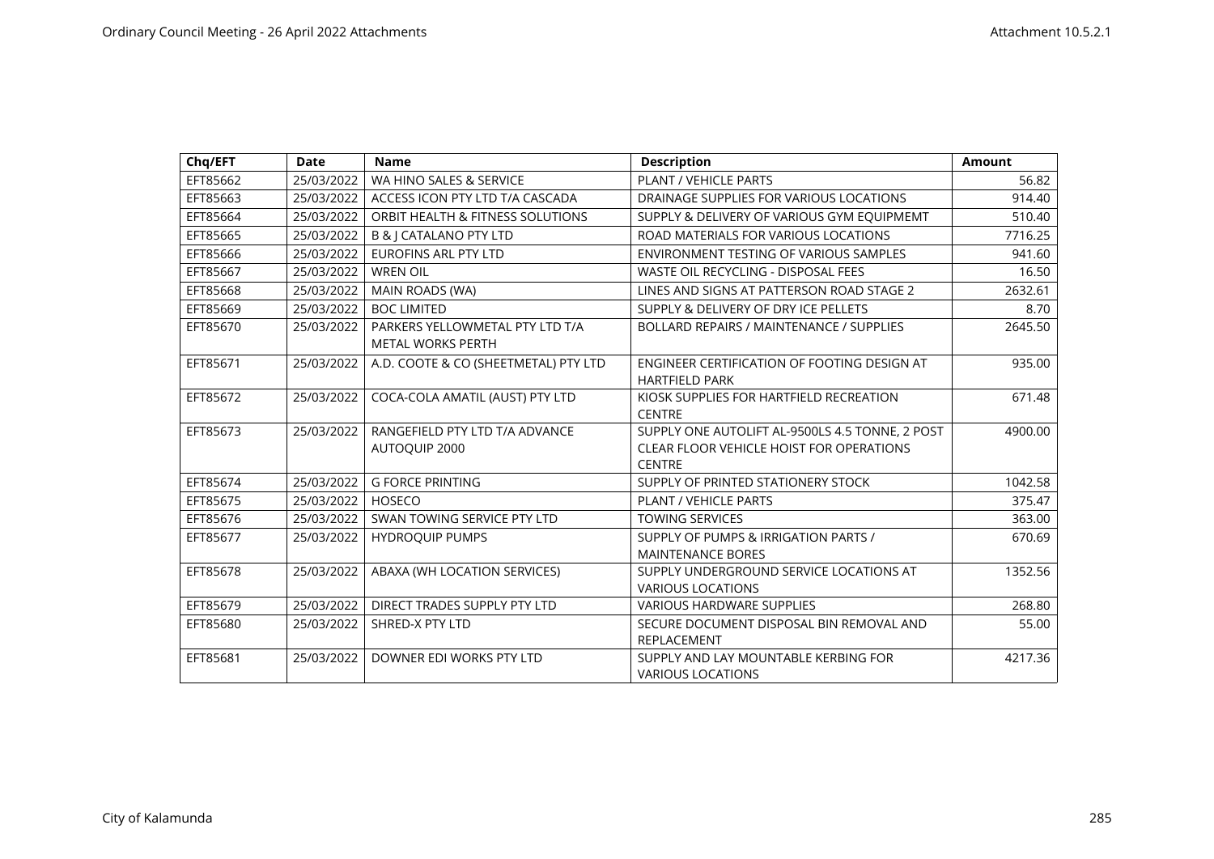| Chq/EFT | Date | Name | Description | Amount |
|---|---|---|---|---|
| EFT85662 | 25/03/2022 | WA HINO SALES & SERVICE | PLANT / VEHICLE PARTS | 56.82 |
| EFT85663 | 25/03/2022 | ACCESS ICON PTY LTD T/A CASCADA | DRAINAGE SUPPLIES FOR VARIOUS LOCATIONS | 914.40 |
| EFT85664 | 25/03/2022 | ORBIT HEALTH & FITNESS SOLUTIONS | SUPPLY & DELIVERY OF VARIOUS GYM EQUIPMEMT | 510.40 |
| EFT85665 | 25/03/2022 | B & J CATALANO PTY LTD | ROAD MATERIALS FOR VARIOUS LOCATIONS | 7716.25 |
| EFT85666 | 25/03/2022 | EUROFINS ARL PTY LTD | ENVIRONMENT TESTING OF VARIOUS SAMPLES | 941.60 |
| EFT85667 | 25/03/2022 | WREN OIL | WASTE OIL RECYCLING - DISPOSAL FEES | 16.50 |
| EFT85668 | 25/03/2022 | MAIN ROADS (WA) | LINES AND SIGNS AT PATTERSON ROAD STAGE 2 | 2632.61 |
| EFT85669 | 25/03/2022 | BOC LIMITED | SUPPLY & DELIVERY OF DRY ICE PELLETS | 8.70 |
| EFT85670 | 25/03/2022 | PARKERS YELLOWMETAL PTY LTD T/A METAL WORKS PERTH | BOLLARD REPAIRS / MAINTENANCE / SUPPLIES | 2645.50 |
| EFT85671 | 25/03/2022 | A.D. COOTE & CO (SHEETMETAL) PTY LTD | ENGINEER CERTIFICATION OF FOOTING DESIGN AT HARTFIELD PARK | 935.00 |
| EFT85672 | 25/03/2022 | COCA-COLA AMATIL (AUST) PTY LTD | KIOSK SUPPLIES FOR HARTFIELD RECREATION CENTRE | 671.48 |
| EFT85673 | 25/03/2022 | RANGEFIELD PTY LTD T/A ADVANCE AUTOQUIP 2000 | SUPPLY ONE AUTOLIFT AL-9500LS 4.5 TONNE, 2 POST CLEAR FLOOR VEHICLE HOIST FOR OPERATIONS CENTRE | 4900.00 |
| EFT85674 | 25/03/2022 | G FORCE PRINTING | SUPPLY OF PRINTED STATIONERY STOCK | 1042.58 |
| EFT85675 | 25/03/2022 | HOSECO | PLANT / VEHICLE PARTS | 375.47 |
| EFT85676 | 25/03/2022 | SWAN TOWING SERVICE PTY LTD | TOWING SERVICES | 363.00 |
| EFT85677 | 25/03/2022 | HYDROQUIP PUMPS | SUPPLY OF PUMPS & IRRIGATION PARTS / MAINTENANCE BORES | 670.69 |
| EFT85678 | 25/03/2022 | ABAXA (WH LOCATION SERVICES) | SUPPLY UNDERGROUND SERVICE LOCATIONS AT VARIOUS LOCATIONS | 1352.56 |
| EFT85679 | 25/03/2022 | DIRECT TRADES SUPPLY PTY LTD | VARIOUS HARDWARE SUPPLIES | 268.80 |
| EFT85680 | 25/03/2022 | SHRED-X PTY LTD | SECURE DOCUMENT DISPOSAL BIN REMOVAL AND REPLACEMENT | 55.00 |
| EFT85681 | 25/03/2022 | DOWNER EDI WORKS PTY LTD | SUPPLY AND LAY MOUNTABLE KERBING FOR VARIOUS LOCATIONS | 4217.36 |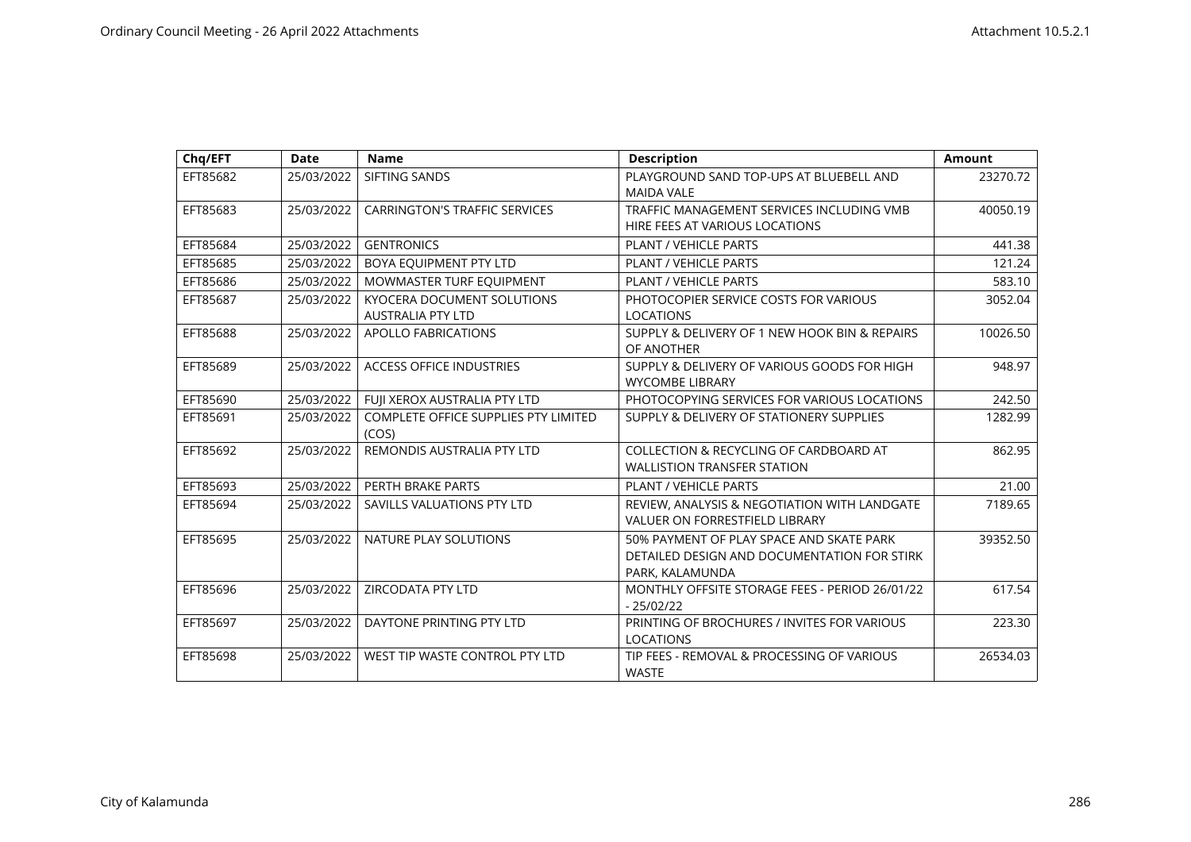| Chq/EFT | Date | Name | Description | Amount |
|---|---|---|---|---|
| EFT85682 | 25/03/2022 | SIFTING SANDS | PLAYGROUND SAND TOP-UPS AT BLUEBELL AND MAIDA VALE | 23270.72 |
| EFT85683 | 25/03/2022 | CARRINGTON'S TRAFFIC SERVICES | TRAFFIC MANAGEMENT SERVICES INCLUDING VMB HIRE FEES AT VARIOUS LOCATIONS | 40050.19 |
| EFT85684 | 25/03/2022 | GENTRONICS | PLANT / VEHICLE PARTS | 441.38 |
| EFT85685 | 25/03/2022 | BOYA EQUIPMENT PTY LTD | PLANT / VEHICLE PARTS | 121.24 |
| EFT85686 | 25/03/2022 | MOWMASTER TURF EQUIPMENT | PLANT / VEHICLE PARTS | 583.10 |
| EFT85687 | 25/03/2022 | KYOCERA DOCUMENT SOLUTIONS AUSTRALIA PTY LTD | PHOTOCOPIER SERVICE COSTS FOR VARIOUS LOCATIONS | 3052.04 |
| EFT85688 | 25/03/2022 | APOLLO FABRICATIONS | SUPPLY & DELIVERY OF 1 NEW HOOK BIN & REPAIRS OF ANOTHER | 10026.50 |
| EFT85689 | 25/03/2022 | ACCESS OFFICE INDUSTRIES | SUPPLY & DELIVERY OF VARIOUS GOODS FOR HIGH WYCOMBE LIBRARY | 948.97 |
| EFT85690 | 25/03/2022 | FUJI XEROX AUSTRALIA PTY LTD | PHOTOCOPYING SERVICES FOR VARIOUS LOCATIONS | 242.50 |
| EFT85691 | 25/03/2022 | COMPLETE OFFICE SUPPLIES PTY LIMITED (COS) | SUPPLY & DELIVERY OF STATIONERY SUPPLIES | 1282.99 |
| EFT85692 | 25/03/2022 | REMONDIS AUSTRALIA PTY LTD | COLLECTION & RECYCLING OF CARDBOARD AT WALLISTION TRANSFER STATION | 862.95 |
| EFT85693 | 25/03/2022 | PERTH BRAKE PARTS | PLANT / VEHICLE PARTS | 21.00 |
| EFT85694 | 25/03/2022 | SAVILLS VALUATIONS PTY LTD | REVIEW, ANALYSIS & NEGOTIATION WITH LANDGATE VALUER ON FORRESTFIELD LIBRARY | 7189.65 |
| EFT85695 | 25/03/2022 | NATURE PLAY SOLUTIONS | 50% PAYMENT OF PLAY SPACE AND SKATE PARK DETAILED DESIGN AND DOCUMENTATION FOR STIRK PARK, KALAMUNDA | 39352.50 |
| EFT85696 | 25/03/2022 | ZIRCODATA PTY LTD | MONTHLY OFFSITE STORAGE FEES - PERIOD 26/01/22 - 25/02/22 | 617.54 |
| EFT85697 | 25/03/2022 | DAYTONE PRINTING PTY LTD | PRINTING OF BROCHURES / INVITES FOR VARIOUS LOCATIONS | 223.30 |
| EFT85698 | 25/03/2022 | WEST TIP WASTE CONTROL PTY LTD | TIP FEES - REMOVAL & PROCESSING OF VARIOUS WASTE | 26534.03 |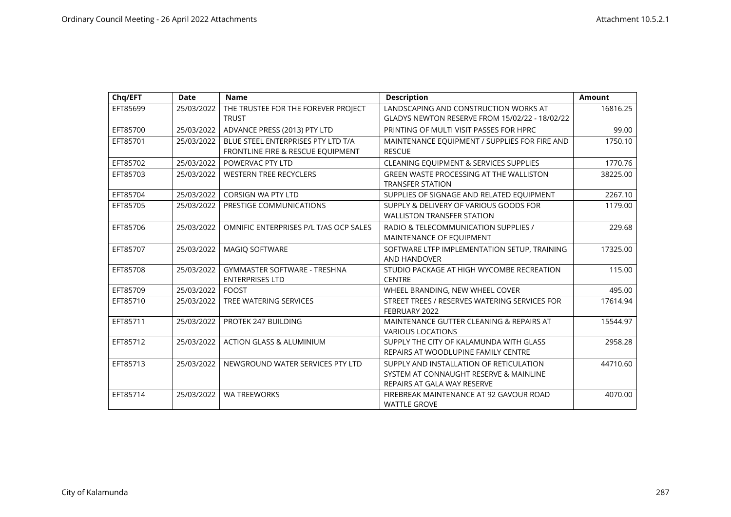| Chq/EFT | Date | Name | Description | Amount |
|---|---|---|---|---|
| EFT85699 | 25/03/2022 | THE TRUSTEE FOR THE FOREVER PROJECT TRUST | LANDSCAPING AND CONSTRUCTION WORKS AT GLADYS NEWTON RESERVE FROM 15/02/22 - 18/02/22 | 16816.25 |
| EFT85700 | 25/03/2022 | ADVANCE PRESS (2013) PTY LTD | PRINTING OF MULTI VISIT PASSES FOR HPRC | 99.00 |
| EFT85701 | 25/03/2022 | BLUE STEEL ENTERPRISES PTY LTD T/A FRONTLINE FIRE & RESCUE EQUIPMENT | MAINTENANCE EQUIPMENT / SUPPLIES FOR FIRE AND RESCUE | 1750.10 |
| EFT85702 | 25/03/2022 | POWERVAC PTY LTD | CLEANING EQUIPMENT & SERVICES SUPPLIES | 1770.76 |
| EFT85703 | 25/03/2022 | WESTERN TREE RECYCLERS | GREEN WASTE PROCESSING AT THE WALLISTON TRANSFER STATION | 38225.00 |
| EFT85704 | 25/03/2022 | CORSIGN WA PTY LTD | SUPPLIES OF SIGNAGE AND RELATED EQUIPMENT | 2267.10 |
| EFT85705 | 25/03/2022 | PRESTIGE COMMUNICATIONS | SUPPLY & DELIVERY OF VARIOUS GOODS FOR WALLISTON TRANSFER STATION | 1179.00 |
| EFT85706 | 25/03/2022 | OMNIFIC ENTERPRISES P/L T/AS OCP SALES | RADIO & TELECOMMUNICATION SUPPLIES / MAINTENANCE OF EQUIPMENT | 229.68 |
| EFT85707 | 25/03/2022 | MAGIQ SOFTWARE | SOFTWARE LTFP IMPLEMENTATION SETUP, TRAINING AND HANDOVER | 17325.00 |
| EFT85708 | 25/03/2022 | GYMMASTER SOFTWARE - TRESHNA ENTERPRISES LTD | STUDIO PACKAGE AT HIGH WYCOMBE RECREATION CENTRE | 115.00 |
| EFT85709 | 25/03/2022 | FOOST | WHEEL BRANDING, NEW WHEEL COVER | 495.00 |
| EFT85710 | 25/03/2022 | TREE WATERING SERVICES | STREET TREES / RESERVES WATERING SERVICES FOR FEBRUARY 2022 | 17614.94 |
| EFT85711 | 25/03/2022 | PROTEK 247 BUILDING | MAINTENANCE GUTTER CLEANING & REPAIRS AT VARIOUS LOCATIONS | 15544.97 |
| EFT85712 | 25/03/2022 | ACTION GLASS & ALUMINIUM | SUPPLY THE CITY OF KALAMUNDA WITH GLASS REPAIRS AT WOODLUPINE FAMILY CENTRE | 2958.28 |
| EFT85713 | 25/03/2022 | NEWGROUND WATER SERVICES PTY LTD | SUPPLY AND INSTALLATION OF RETICULATION SYSTEM AT CONNAUGHT RESERVE & MAINLINE REPAIRS AT GALA WAY RESERVE | 44710.60 |
| EFT85714 | 25/03/2022 | WA TREEWORKS | FIREBREAK MAINTENANCE AT 92 GAVOUR ROAD WATTLE GROVE | 4070.00 |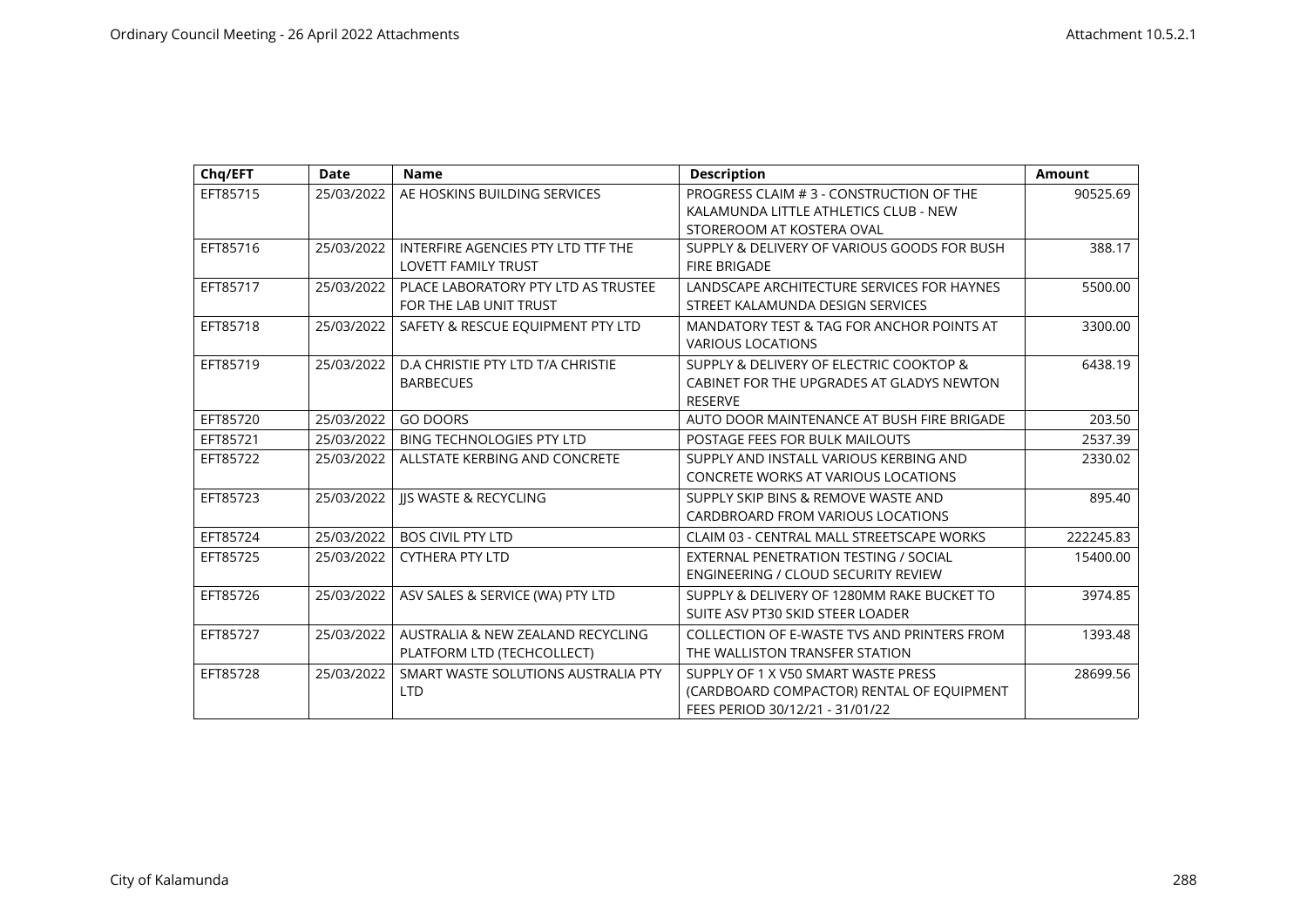| Chq/EFT | Date | Name | Description | Amount |
|---|---|---|---|---|
| EFT85715 | 25/03/2022 | AE HOSKINS BUILDING SERVICES | PROGRESS CLAIM # 3 - CONSTRUCTION OF THE KALAMUNDA LITTLE ATHLETICS CLUB - NEW STOREROOM AT KOSTERA OVAL | 90525.69 |
| EFT85716 | 25/03/2022 | INTERFIRE AGENCIES PTY LTD TTF THE LOVETT FAMILY TRUST | SUPPLY & DELIVERY OF VARIOUS GOODS FOR BUSH FIRE BRIGADE | 388.17 |
| EFT85717 | 25/03/2022 | PLACE LABORATORY PTY LTD AS TRUSTEE FOR THE LAB UNIT TRUST | LANDSCAPE ARCHITECTURE SERVICES FOR HAYNES STREET KALAMUNDA DESIGN SERVICES | 5500.00 |
| EFT85718 | 25/03/2022 | SAFETY & RESCUE EQUIPMENT PTY LTD | MANDATORY TEST & TAG FOR ANCHOR POINTS AT VARIOUS LOCATIONS | 3300.00 |
| EFT85719 | 25/03/2022 | D.A CHRISTIE PTY LTD T/A CHRISTIE BARBECUES | SUPPLY & DELIVERY OF ELECTRIC COOKTOP & CABINET FOR THE UPGRADES AT GLADYS NEWTON RESERVE | 6438.19 |
| EFT85720 | 25/03/2022 | GO DOORS | AUTO DOOR MAINTENANCE AT BUSH FIRE BRIGADE | 203.50 |
| EFT85721 | 25/03/2022 | BING TECHNOLOGIES PTY LTD | POSTAGE FEES FOR BULK MAILOUTS | 2537.39 |
| EFT85722 | 25/03/2022 | ALLSTATE KERBING AND CONCRETE | SUPPLY AND INSTALL VARIOUS KERBING AND CONCRETE WORKS AT VARIOUS LOCATIONS | 2330.02 |
| EFT85723 | 25/03/2022 | JJS WASTE & RECYCLING | SUPPLY SKIP BINS & REMOVE WASTE AND CARDBROARD FROM VARIOUS LOCATIONS | 895.40 |
| EFT85724 | 25/03/2022 | BOS CIVIL PTY LTD | CLAIM 03 - CENTRAL MALL STREETSCAPE WORKS | 222245.83 |
| EFT85725 | 25/03/2022 | CYTHERA PTY LTD | EXTERNAL PENETRATION TESTING / SOCIAL ENGINEERING / CLOUD SECURITY REVIEW | 15400.00 |
| EFT85726 | 25/03/2022 | ASV SALES & SERVICE (WA) PTY LTD | SUPPLY & DELIVERY OF 1280MM RAKE BUCKET TO SUITE ASV PT30 SKID STEER LOADER | 3974.85 |
| EFT85727 | 25/03/2022 | AUSTRALIA & NEW ZEALAND RECYCLING PLATFORM LTD (TECHCOLLECT) | COLLECTION OF E-WASTE TVS AND PRINTERS FROM THE WALLISTON TRANSFER STATION | 1393.48 |
| EFT85728 | 25/03/2022 | SMART WASTE SOLUTIONS AUSTRALIA PTY LTD | SUPPLY OF 1 X V50 SMART WASTE PRESS (CARDBOARD COMPACTOR) RENTAL OF EQUIPMENT FEES PERIOD 30/12/21 - 31/01/22 | 28699.56 |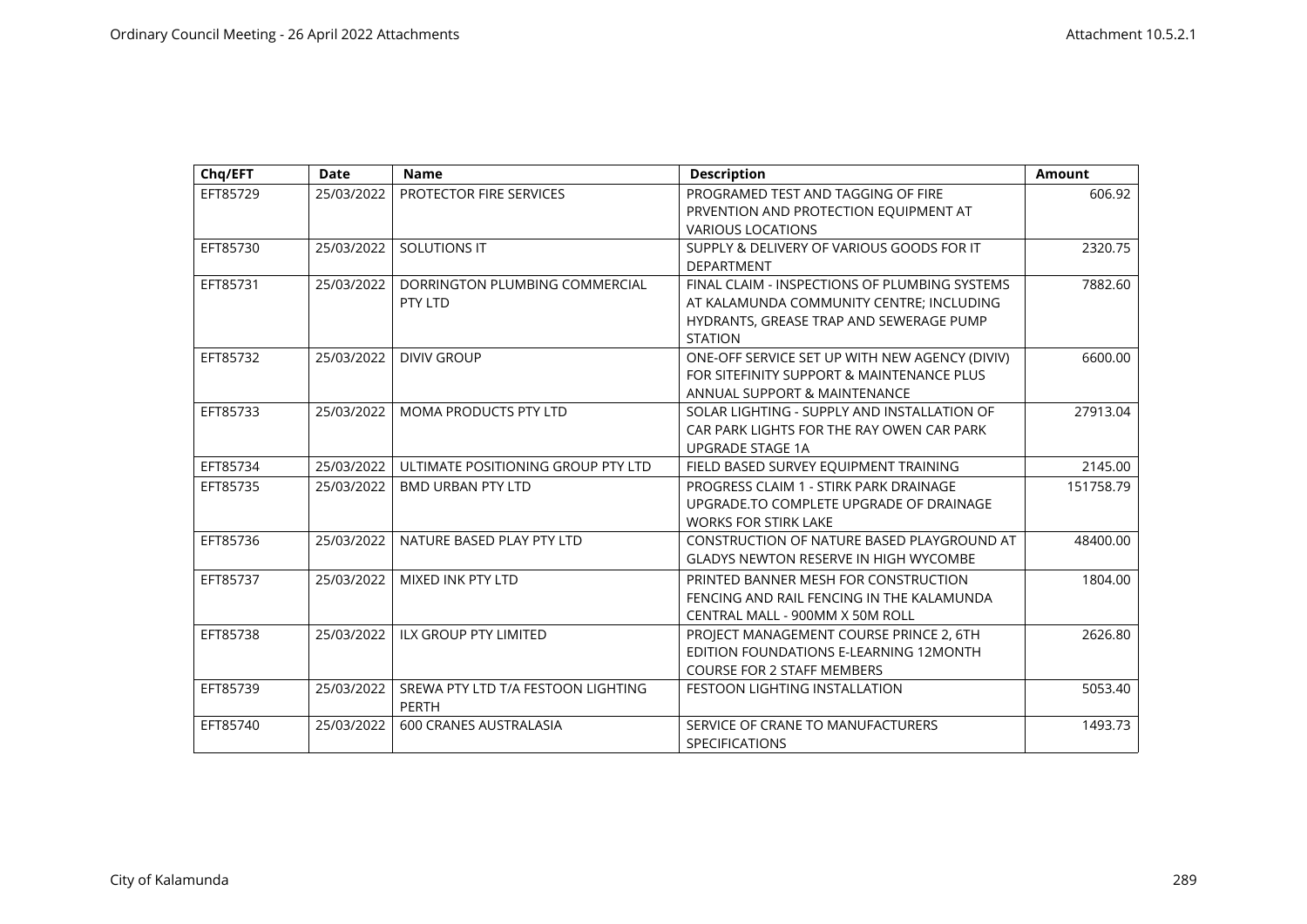| Chq/EFT | Date | Name | Description | Amount |
|---|---|---|---|---|
| EFT85729 | 25/03/2022 | PROTECTOR FIRE SERVICES | PROGRAMED TEST AND TAGGING OF FIRE PRVENTION AND PROTECTION EQUIPMENT AT VARIOUS LOCATIONS | 606.92 |
| EFT85730 | 25/03/2022 | SOLUTIONS IT | SUPPLY & DELIVERY OF VARIOUS GOODS FOR IT DEPARTMENT | 2320.75 |
| EFT85731 | 25/03/2022 | DORRINGTON PLUMBING COMMERCIAL PTY LTD | FINAL CLAIM - INSPECTIONS OF PLUMBING SYSTEMS AT KALAMUNDA COMMUNITY CENTRE; INCLUDING HYDRANTS, GREASE TRAP AND SEWERAGE PUMP STATION | 7882.60 |
| EFT85732 | 25/03/2022 | DIVIV GROUP | ONE-OFF SERVICE SET UP WITH NEW AGENCY (DIVIV) FOR SITEFINITY SUPPORT & MAINTENANCE PLUS ANNUAL SUPPORT & MAINTENANCE | 6600.00 |
| EFT85733 | 25/03/2022 | MOMA PRODUCTS PTY LTD | SOLAR LIGHTING - SUPPLY AND INSTALLATION OF CAR PARK LIGHTS FOR THE RAY OWEN CAR PARK UPGRADE STAGE 1A | 27913.04 |
| EFT85734 | 25/03/2022 | ULTIMATE POSITIONING GROUP PTY LTD | FIELD BASED SURVEY EQUIPMENT TRAINING | 2145.00 |
| EFT85735 | 25/03/2022 | BMD URBAN PTY LTD | PROGRESS CLAIM 1 - STIRK PARK DRAINAGE UPGRADE.TO COMPLETE UPGRADE OF DRAINAGE WORKS FOR STIRK LAKE | 151758.79 |
| EFT85736 | 25/03/2022 | NATURE BASED PLAY PTY LTD | CONSTRUCTION OF NATURE BASED PLAYGROUND AT GLADYS NEWTON RESERVE IN HIGH WYCOMBE | 48400.00 |
| EFT85737 | 25/03/2022 | MIXED INK PTY LTD | PRINTED BANNER MESH FOR CONSTRUCTION FENCING AND RAIL FENCING IN THE KALAMUNDA CENTRAL MALL - 900MM X 50M ROLL | 1804.00 |
| EFT85738 | 25/03/2022 | ILX GROUP PTY LIMITED | PROJECT MANAGEMENT COURSE PRINCE 2, 6TH EDITION FOUNDATIONS E-LEARNING 12MONTH COURSE FOR 2 STAFF MEMBERS | 2626.80 |
| EFT85739 | 25/03/2022 | SREWA PTY LTD T/A FESTOON LIGHTING PERTH | FESTOON LIGHTING INSTALLATION | 5053.40 |
| EFT85740 | 25/03/2022 | 600 CRANES AUSTRALASIA | SERVICE OF CRANE TO MANUFACTURERS SPECIFICATIONS | 1493.73 |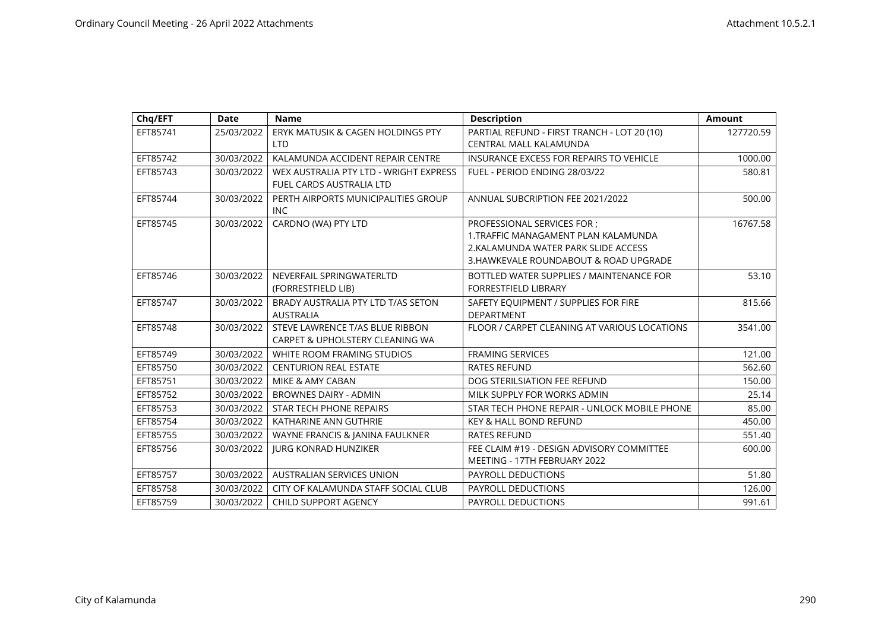| Chq/EFT | Date | Name | Description | Amount |
|---|---|---|---|---|
| EFT85741 | 25/03/2022 | ERYK MATUSIK & CAGEN HOLDINGS PTY LTD | PARTIAL REFUND - FIRST TRANCH - LOT 20 (10) CENTRAL MALL KALAMUNDA | 127720.59 |
| EFT85742 | 30/03/2022 | KALAMUNDA ACCIDENT REPAIR CENTRE | INSURANCE EXCESS FOR REPAIRS TO VEHICLE | 1000.00 |
| EFT85743 | 30/03/2022 | WEX AUSTRALIA PTY LTD - WRIGHT EXPRESS FUEL CARDS AUSTRALIA LTD | FUEL - PERIOD ENDING 28/03/22 | 580.81 |
| EFT85744 | 30/03/2022 | PERTH AIRPORTS MUNICIPALITIES GROUP INC | ANNUAL SUBCRIPTION FEE 2021/2022 | 500.00 |
| EFT85745 | 30/03/2022 | CARDNO (WA) PTY LTD | PROFESSIONAL SERVICES FOR ; 1.TRAFFIC MANAGAMENT PLAN KALAMUNDA 2.KALAMUNDA WATER PARK SLIDE ACCESS 3.HAWKEVALE ROUNDABOUT & ROAD UPGRADE | 16767.58 |
| EFT85746 | 30/03/2022 | NEVERFAIL SPRINGWATERLTD (FORRESTFIELD LIB) | BOTTLED WATER SUPPLIES / MAINTENANCE FOR FORRESTFIELD LIBRARY | 53.10 |
| EFT85747 | 30/03/2022 | BRADY AUSTRALIA PTY LTD T/AS SETON AUSTRALIA | SAFETY EQUIPMENT / SUPPLIES FOR FIRE DEPARTMENT | 815.66 |
| EFT85748 | 30/03/2022 | STEVE LAWRENCE T/AS BLUE RIBBON CARPET & UPHOLSTERY CLEANING WA | FLOOR / CARPET CLEANING AT VARIOUS LOCATIONS | 3541.00 |
| EFT85749 | 30/03/2022 | WHITE ROOM FRAMING STUDIOS | FRAMING SERVICES | 121.00 |
| EFT85750 | 30/03/2022 | CENTURION REAL ESTATE | RATES REFUND | 562.60 |
| EFT85751 | 30/03/2022 | MIKE & AMY CABAN | DOG STERILSIATION FEE REFUND | 150.00 |
| EFT85752 | 30/03/2022 | BROWNES DAIRY - ADMIN | MILK SUPPLY FOR WORKS ADMIN | 25.14 |
| EFT85753 | 30/03/2022 | STAR TECH PHONE REPAIRS | STAR TECH PHONE REPAIR - UNLOCK MOBILE PHONE | 85.00 |
| EFT85754 | 30/03/2022 | KATHARINE ANN GUTHRIE | KEY & HALL BOND REFUND | 450.00 |
| EFT85755 | 30/03/2022 | WAYNE FRANCIS & JANINA FAULKNER | RATES REFUND | 551.40 |
| EFT85756 | 30/03/2022 | JURG KONRAD HUNZIKER | FEE CLAIM #19 - DESIGN ADVISORY COMMITTEE MEETING - 17TH FEBRUARY 2022 | 600.00 |
| EFT85757 | 30/03/2022 | AUSTRALIAN SERVICES UNION | PAYROLL DEDUCTIONS | 51.80 |
| EFT85758 | 30/03/2022 | CITY OF KALAMUNDA STAFF SOCIAL CLUB | PAYROLL DEDUCTIONS | 126.00 |
| EFT85759 | 30/03/2022 | CHILD SUPPORT AGENCY | PAYROLL DEDUCTIONS | 991.61 |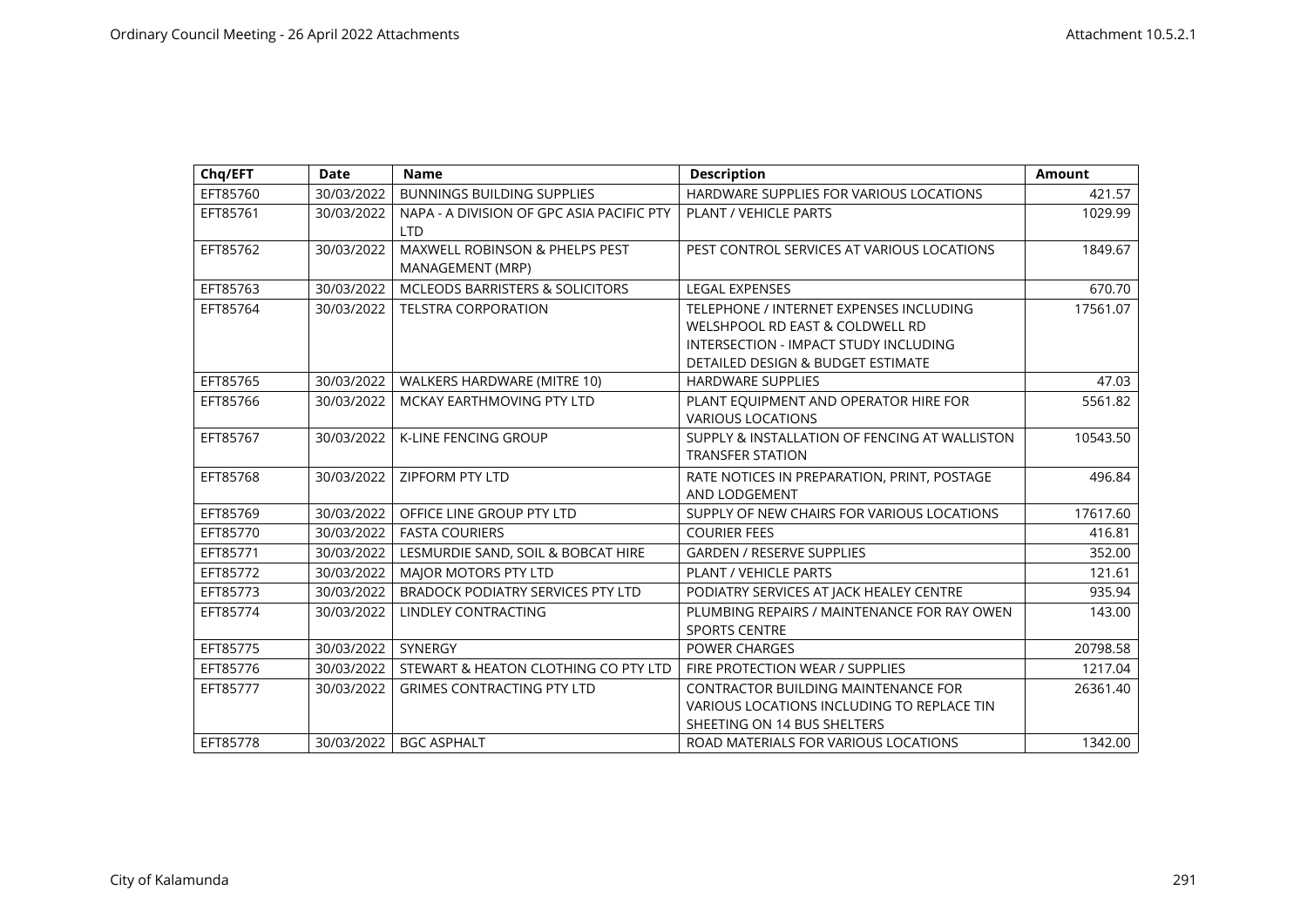| Chq/EFT | Date | Name | Description | Amount |
|---|---|---|---|---|
| EFT85760 | 30/03/2022 | BUNNINGS BUILDING SUPPLIES | HARDWARE SUPPLIES FOR VARIOUS LOCATIONS | 421.57 |
| EFT85761 | 30/03/2022 | NAPA - A DIVISION OF GPC ASIA PACIFIC PTY LTD | PLANT / VEHICLE PARTS | 1029.99 |
| EFT85762 | 30/03/2022 | MAXWELL ROBINSON & PHELPS PEST MANAGEMENT (MRP) | PEST CONTROL SERVICES AT VARIOUS LOCATIONS | 1849.67 |
| EFT85763 | 30/03/2022 | MCLEODS BARRISTERS & SOLICITORS | LEGAL EXPENSES | 670.70 |
| EFT85764 | 30/03/2022 | TELSTRA CORPORATION | TELEPHONE / INTERNET EXPENSES INCLUDING WELSHPOOL RD EAST & COLDWELL RD INTERSECTION - IMPACT STUDY INCLUDING DETAILED DESIGN & BUDGET ESTIMATE | 17561.07 |
| EFT85765 | 30/03/2022 | WALKERS HARDWARE (MITRE 10) | HARDWARE SUPPLIES | 47.03 |
| EFT85766 | 30/03/2022 | MCKAY EARTHMOVING PTY LTD | PLANT EQUIPMENT AND OPERATOR HIRE FOR VARIOUS LOCATIONS | 5561.82 |
| EFT85767 | 30/03/2022 | K-LINE FENCING GROUP | SUPPLY & INSTALLATION OF FENCING AT WALLISTON TRANSFER STATION | 10543.50 |
| EFT85768 | 30/03/2022 | ZIPFORM PTY LTD | RATE NOTICES IN PREPARATION, PRINT, POSTAGE AND LODGEMENT | 496.84 |
| EFT85769 | 30/03/2022 | OFFICE LINE GROUP PTY LTD | SUPPLY OF NEW CHAIRS FOR VARIOUS LOCATIONS | 17617.60 |
| EFT85770 | 30/03/2022 | FASTA COURIERS | COURIER FEES | 416.81 |
| EFT85771 | 30/03/2022 | LESMURDIE SAND, SOIL & BOBCAT HIRE | GARDEN / RESERVE SUPPLIES | 352.00 |
| EFT85772 | 30/03/2022 | MAJOR MOTORS PTY LTD | PLANT / VEHICLE PARTS | 121.61 |
| EFT85773 | 30/03/2022 | BRADOCK PODIATRY SERVICES PTY LTD | PODIATRY SERVICES AT JACK HEALEY CENTRE | 935.94 |
| EFT85774 | 30/03/2022 | LINDLEY CONTRACTING | PLUMBING REPAIRS / MAINTENANCE FOR RAY OWEN SPORTS CENTRE | 143.00 |
| EFT85775 | 30/03/2022 | SYNERGY | POWER CHARGES | 20798.58 |
| EFT85776 | 30/03/2022 | STEWART & HEATON CLOTHING CO PTY LTD | FIRE PROTECTION WEAR / SUPPLIES | 1217.04 |
| EFT85777 | 30/03/2022 | GRIMES CONTRACTING PTY LTD | CONTRACTOR BUILDING MAINTENANCE FOR VARIOUS LOCATIONS INCLUDING TO REPLACE TIN SHEETING ON 14 BUS SHELTERS | 26361.40 |
| EFT85778 | 30/03/2022 | BGC ASPHALT | ROAD MATERIALS FOR VARIOUS LOCATIONS | 1342.00 |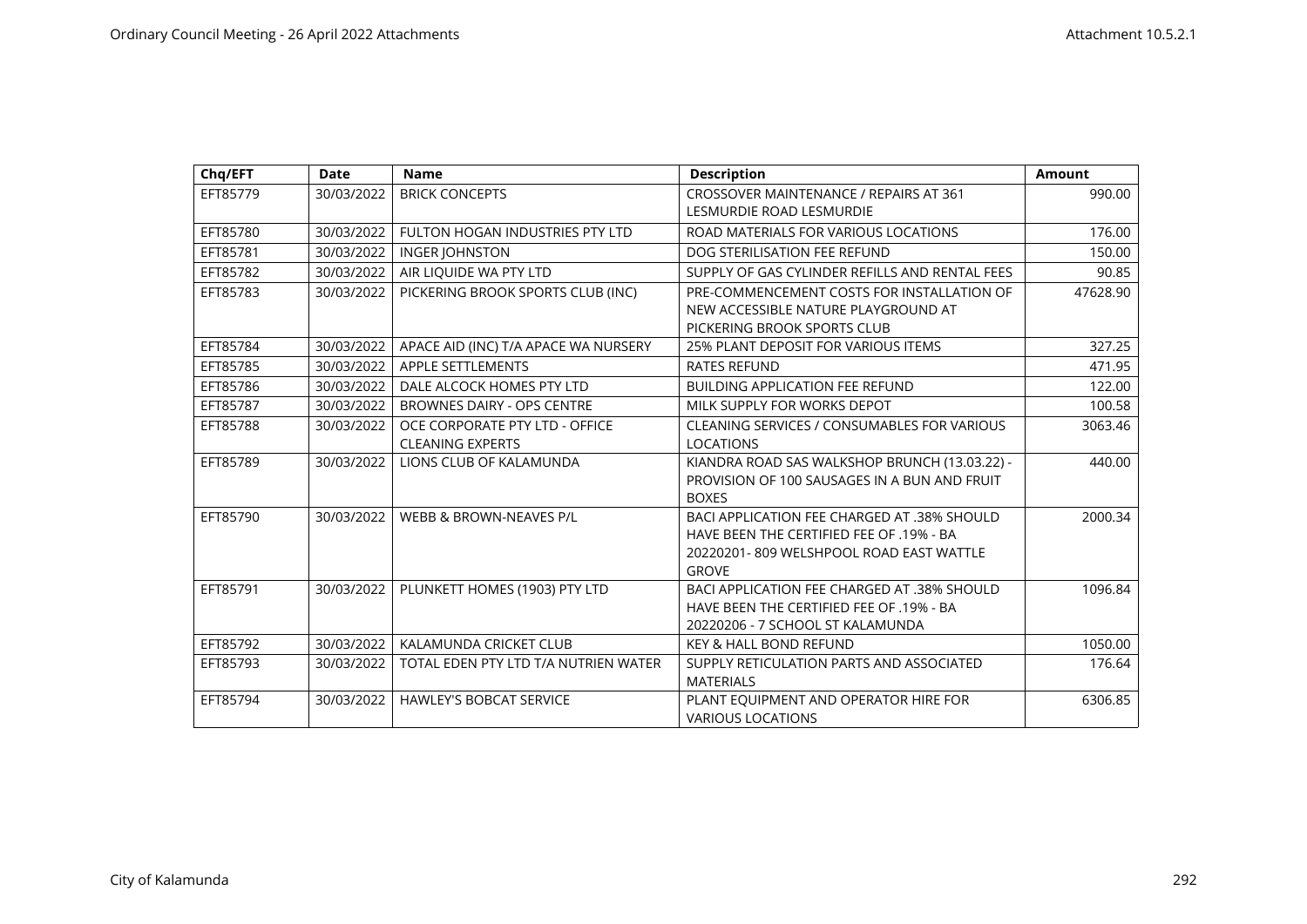| Chq/EFT | Date | Name | Description | Amount |
|---|---|---|---|---|
| EFT85779 | 30/03/2022 | BRICK CONCEPTS | CROSSOVER MAINTENANCE / REPAIRS AT 361 LESMURDIE ROAD LESMURDIE | 990.00 |
| EFT85780 | 30/03/2022 | FULTON HOGAN INDUSTRIES PTY LTD | ROAD MATERIALS FOR VARIOUS LOCATIONS | 176.00 |
| EFT85781 | 30/03/2022 | INGER JOHNSTON | DOG STERILISATION FEE REFUND | 150.00 |
| EFT85782 | 30/03/2022 | AIR LIQUIDE WA PTY LTD | SUPPLY OF GAS CYLINDER REFILLS AND RENTAL FEES | 90.85 |
| EFT85783 | 30/03/2022 | PICKERING BROOK SPORTS CLUB (INC) | PRE-COMMENCEMENT COSTS FOR INSTALLATION OF NEW ACCESSIBLE NATURE PLAYGROUND AT PICKERING BROOK SPORTS CLUB | 47628.90 |
| EFT85784 | 30/03/2022 | APACE AID (INC) T/A APACE WA NURSERY | 25% PLANT DEPOSIT FOR VARIOUS ITEMS | 327.25 |
| EFT85785 | 30/03/2022 | APPLE SETTLEMENTS | RATES REFUND | 471.95 |
| EFT85786 | 30/03/2022 | DALE ALCOCK HOMES PTY LTD | BUILDING APPLICATION FEE REFUND | 122.00 |
| EFT85787 | 30/03/2022 | BROWNES DAIRY - OPS CENTRE | MILK SUPPLY FOR WORKS DEPOT | 100.58 |
| EFT85788 | 30/03/2022 | OCE CORPORATE PTY LTD - OFFICE CLEANING EXPERTS | CLEANING SERVICES / CONSUMABLES FOR VARIOUS LOCATIONS | 3063.46 |
| EFT85789 | 30/03/2022 | LIONS CLUB OF KALAMUNDA | KIANDRA ROAD SAS WALKSHOP BRUNCH (13.03.22) - PROVISION OF 100 SAUSAGES IN A BUN AND FRUIT BOXES | 440.00 |
| EFT85790 | 30/03/2022 | WEBB & BROWN-NEAVES P/L | BACI APPLICATION FEE CHARGED AT .38% SHOULD HAVE BEEN THE CERTIFIED FEE OF .19% - BA 20220201- 809 WELSHPOOL ROAD EAST WATTLE GROVE | 2000.34 |
| EFT85791 | 30/03/2022 | PLUNKETT HOMES (1903) PTY LTD | BACI APPLICATION FEE CHARGED AT .38% SHOULD HAVE BEEN THE CERTIFIED FEE OF .19% - BA 20220206 - 7 SCHOOL ST KALAMUNDA | 1096.84 |
| EFT85792 | 30/03/2022 | KALAMUNDA CRICKET CLUB | KEY & HALL BOND REFUND | 1050.00 |
| EFT85793 | 30/03/2022 | TOTAL EDEN PTY LTD T/A NUTRIEN WATER | SUPPLY RETICULATION PARTS AND ASSOCIATED MATERIALS | 176.64 |
| EFT85794 | 30/03/2022 | HAWLEY'S BOBCAT SERVICE | PLANT EQUIPMENT AND OPERATOR HIRE FOR VARIOUS LOCATIONS | 6306.85 |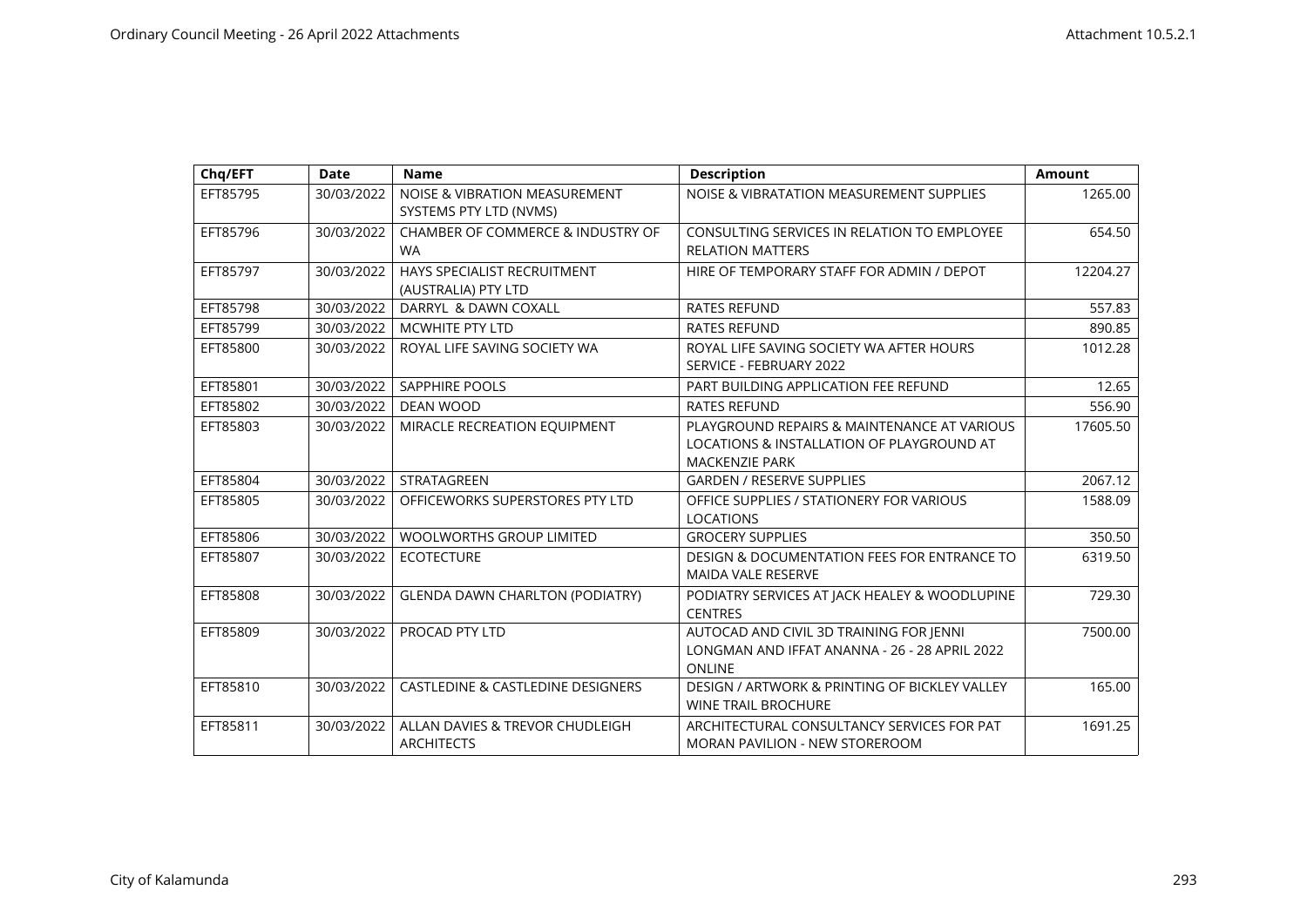| Chq/EFT | Date | Name | Description | Amount |
|---|---|---|---|---|
| EFT85795 | 30/03/2022 | NOISE & VIBRATION MEASUREMENT SYSTEMS PTY LTD (NVMS) | NOISE & VIBRATATION MEASUREMENT SUPPLIES | 1265.00 |
| EFT85796 | 30/03/2022 | CHAMBER OF COMMERCE & INDUSTRY OF WA | CONSULTING SERVICES IN RELATION TO EMPLOYEE RELATION MATTERS | 654.50 |
| EFT85797 | 30/03/2022 | HAYS SPECIALIST RECRUITMENT (AUSTRALIA) PTY LTD | HIRE OF TEMPORARY STAFF FOR ADMIN / DEPOT | 12204.27 |
| EFT85798 | 30/03/2022 | DARRYL & DAWN COXALL | RATES REFUND | 557.83 |
| EFT85799 | 30/03/2022 | MCWHITE PTY LTD | RATES REFUND | 890.85 |
| EFT85800 | 30/03/2022 | ROYAL LIFE SAVING SOCIETY WA | ROYAL LIFE SAVING SOCIETY WA AFTER HOURS SERVICE - FEBRUARY 2022 | 1012.28 |
| EFT85801 | 30/03/2022 | SAPPHIRE POOLS | PART BUILDING APPLICATION FEE REFUND | 12.65 |
| EFT85802 | 30/03/2022 | DEAN WOOD | RATES REFUND | 556.90 |
| EFT85803 | 30/03/2022 | MIRACLE RECREATION EQUIPMENT | PLAYGROUND REPAIRS & MAINTENANCE AT VARIOUS LOCATIONS & INSTALLATION OF PLAYGROUND AT MACKENZIE PARK | 17605.50 |
| EFT85804 | 30/03/2022 | STRATAGREEN | GARDEN / RESERVE SUPPLIES | 2067.12 |
| EFT85805 | 30/03/2022 | OFFICEWORKS SUPERSTORES PTY LTD | OFFICE SUPPLIES / STATIONERY FOR VARIOUS LOCATIONS | 1588.09 |
| EFT85806 | 30/03/2022 | WOOLWORTHS GROUP LIMITED | GROCERY SUPPLIES | 350.50 |
| EFT85807 | 30/03/2022 | ECOTECTURE | DESIGN & DOCUMENTATION FEES FOR ENTRANCE TO MAIDA VALE RESERVE | 6319.50 |
| EFT85808 | 30/03/2022 | GLENDA DAWN CHARLTON (PODIATRY) | PODIATRY SERVICES AT JACK HEALEY & WOODLUPINE CENTRES | 729.30 |
| EFT85809 | 30/03/2022 | PROCAD PTY LTD | AUTOCAD AND CIVIL 3D TRAINING FOR JENNI LONGMAN AND IFFAT ANANNA - 26 - 28 APRIL 2022 ONLINE | 7500.00 |
| EFT85810 | 30/03/2022 | CASTLEDINE & CASTLEDINE DESIGNERS | DESIGN / ARTWORK & PRINTING OF BICKLEY VALLEY WINE TRAIL BROCHURE | 165.00 |
| EFT85811 | 30/03/2022 | ALLAN DAVIES & TREVOR CHUDLEIGH ARCHITECTS | ARCHITECTURAL CONSULTANCY SERVICES FOR PAT MORAN PAVILION - NEW STOREROOM | 1691.25 |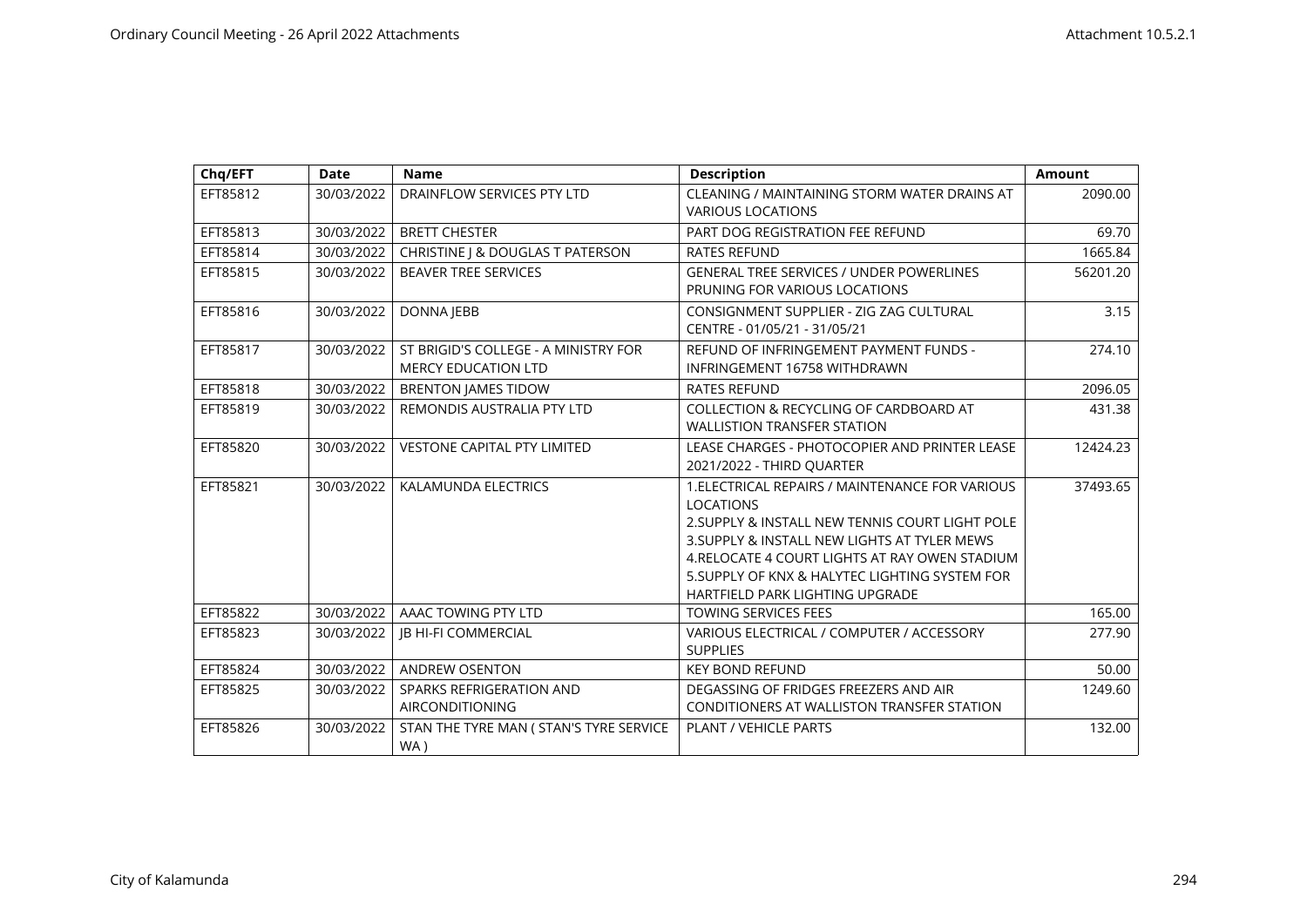| Chq/EFT | Date | Name | Description | Amount |
|---|---|---|---|---|
| EFT85812 | 30/03/2022 | DRAINFLOW SERVICES PTY LTD | CLEANING / MAINTAINING STORM WATER DRAINS AT VARIOUS LOCATIONS | 2090.00 |
| EFT85813 | 30/03/2022 | BRETT CHESTER | PART DOG REGISTRATION FEE REFUND | 69.70 |
| EFT85814 | 30/03/2022 | CHRISTINE J & DOUGLAS T PATERSON | RATES REFUND | 1665.84 |
| EFT85815 | 30/03/2022 | BEAVER TREE SERVICES | GENERAL TREE SERVICES / UNDER POWERLINES PRUNING FOR VARIOUS LOCATIONS | 56201.20 |
| EFT85816 | 30/03/2022 | DONNA JEBB | CONSIGNMENT SUPPLIER - ZIG ZAG CULTURAL CENTRE - 01/05/21 - 31/05/21 | 3.15 |
| EFT85817 | 30/03/2022 | ST BRIGID'S COLLEGE - A MINISTRY FOR MERCY EDUCATION LTD | REFUND OF INFRINGEMENT PAYMENT FUNDS - INFRINGEMENT 16758 WITHDRAWN | 274.10 |
| EFT85818 | 30/03/2022 | BRENTON JAMES TIDOW | RATES REFUND | 2096.05 |
| EFT85819 | 30/03/2022 | REMONDIS AUSTRALIA PTY LTD | COLLECTION & RECYCLING OF CARDBOARD AT WALLISTION TRANSFER STATION | 431.38 |
| EFT85820 | 30/03/2022 | VESTONE CAPITAL PTY LIMITED | LEASE CHARGES - PHOTOCOPIER AND PRINTER LEASE 2021/2022 - THIRD QUARTER | 12424.23 |
| EFT85821 | 30/03/2022 | KALAMUNDA ELECTRICS | 1.ELECTRICAL REPAIRS / MAINTENANCE FOR VARIOUS LOCATIONS<br>2.SUPPLY & INSTALL NEW TENNIS COURT LIGHT POLE<br>3.SUPPLY & INSTALL NEW LIGHTS AT TYLER MEWS<br>4.RELOCATE 4 COURT LIGHTS AT RAY OWEN STADIUM<br>5.SUPPLY OF KNX & HALYTEC LIGHTING SYSTEM FOR HARTFIELD PARK LIGHTING UPGRADE | 37493.65 |
| EFT85822 | 30/03/2022 | AAAC TOWING PTY LTD | TOWING SERVICES FEES | 165.00 |
| EFT85823 | 30/03/2022 | JB HI-FI COMMERCIAL | VARIOUS ELECTRICAL / COMPUTER / ACCESSORY SUPPLIES | 277.90 |
| EFT85824 | 30/03/2022 | ANDREW OSENTON | KEY BOND REFUND | 50.00 |
| EFT85825 | 30/03/2022 | SPARKS REFRIGERATION AND AIRCONDITIONING | DEGASSING OF FRIDGES FREEZERS AND AIR CONDITIONERS AT WALLISTON TRANSFER STATION | 1249.60 |
| EFT85826 | 30/03/2022 | STAN THE TYRE MAN ( STAN'S TYRE SERVICE WA ) | PLANT / VEHICLE PARTS | 132.00 |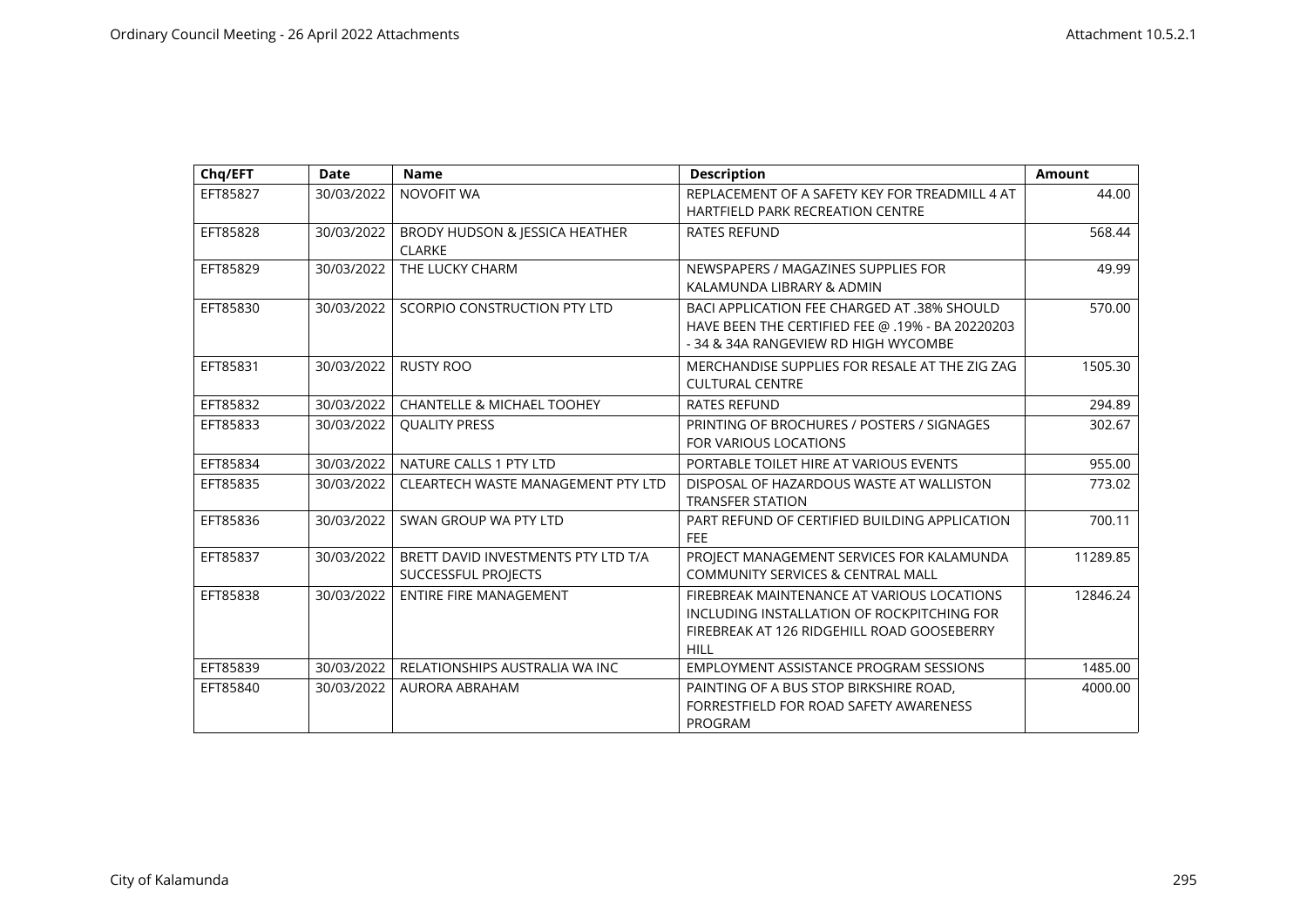| Chq/EFT | Date | Name | Description | Amount |
|---|---|---|---|---|
| EFT85827 | 30/03/2022 | NOVOFIT WA | REPLACEMENT OF A SAFETY KEY FOR TREADMILL 4 AT HARTFIELD PARK RECREATION CENTRE | 44.00 |
| EFT85828 | 30/03/2022 | BRODY HUDSON & JESSICA HEATHER CLARKE | RATES REFUND | 568.44 |
| EFT85829 | 30/03/2022 | THE LUCKY CHARM | NEWSPAPERS / MAGAZINES SUPPLIES FOR KALAMUNDA LIBRARY & ADMIN | 49.99 |
| EFT85830 | 30/03/2022 | SCORPIO CONSTRUCTION PTY LTD | BACI APPLICATION FEE CHARGED AT .38% SHOULD HAVE BEEN THE CERTIFIED FEE @ .19% - BA 20220203 - 34 & 34A RANGEVIEW RD HIGH WYCOMBE | 570.00 |
| EFT85831 | 30/03/2022 | RUSTY ROO | MERCHANDISE SUPPLIES FOR RESALE AT THE ZIG ZAG CULTURAL CENTRE | 1505.30 |
| EFT85832 | 30/03/2022 | CHANTELLE & MICHAEL TOOHEY | RATES REFUND | 294.89 |
| EFT85833 | 30/03/2022 | QUALITY PRESS | PRINTING OF BROCHURES / POSTERS / SIGNAGES FOR VARIOUS LOCATIONS | 302.67 |
| EFT85834 | 30/03/2022 | NATURE CALLS 1 PTY LTD | PORTABLE TOILET HIRE AT VARIOUS EVENTS | 955.00 |
| EFT85835 | 30/03/2022 | CLEARTECH WASTE MANAGEMENT PTY LTD | DISPOSAL OF HAZARDOUS WASTE AT WALLISTON TRANSFER STATION | 773.02 |
| EFT85836 | 30/03/2022 | SWAN GROUP WA PTY LTD | PART REFUND OF CERTIFIED BUILDING APPLICATION FEE | 700.11 |
| EFT85837 | 30/03/2022 | BRETT DAVID INVESTMENTS PTY LTD T/A SUCCESSFUL PROJECTS | PROJECT MANAGEMENT SERVICES FOR KALAMUNDA COMMUNITY SERVICES & CENTRAL MALL | 11289.85 |
| EFT85838 | 30/03/2022 | ENTIRE FIRE MANAGEMENT | FIREBREAK MAINTENANCE AT VARIOUS LOCATIONS INCLUDING INSTALLATION OF ROCKPITCHING FOR FIREBREAK AT 126 RIDGEHILL ROAD GOOSEBERRY HILL | 12846.24 |
| EFT85839 | 30/03/2022 | RELATIONSHIPS AUSTRALIA WA INC | EMPLOYMENT ASSISTANCE PROGRAM SESSIONS | 1485.00 |
| EFT85840 | 30/03/2022 | AURORA ABRAHAM | PAINTING OF A BUS STOP BIRKSHIRE ROAD, FORRESTFIELD FOR ROAD SAFETY AWARENESS PROGRAM | 4000.00 |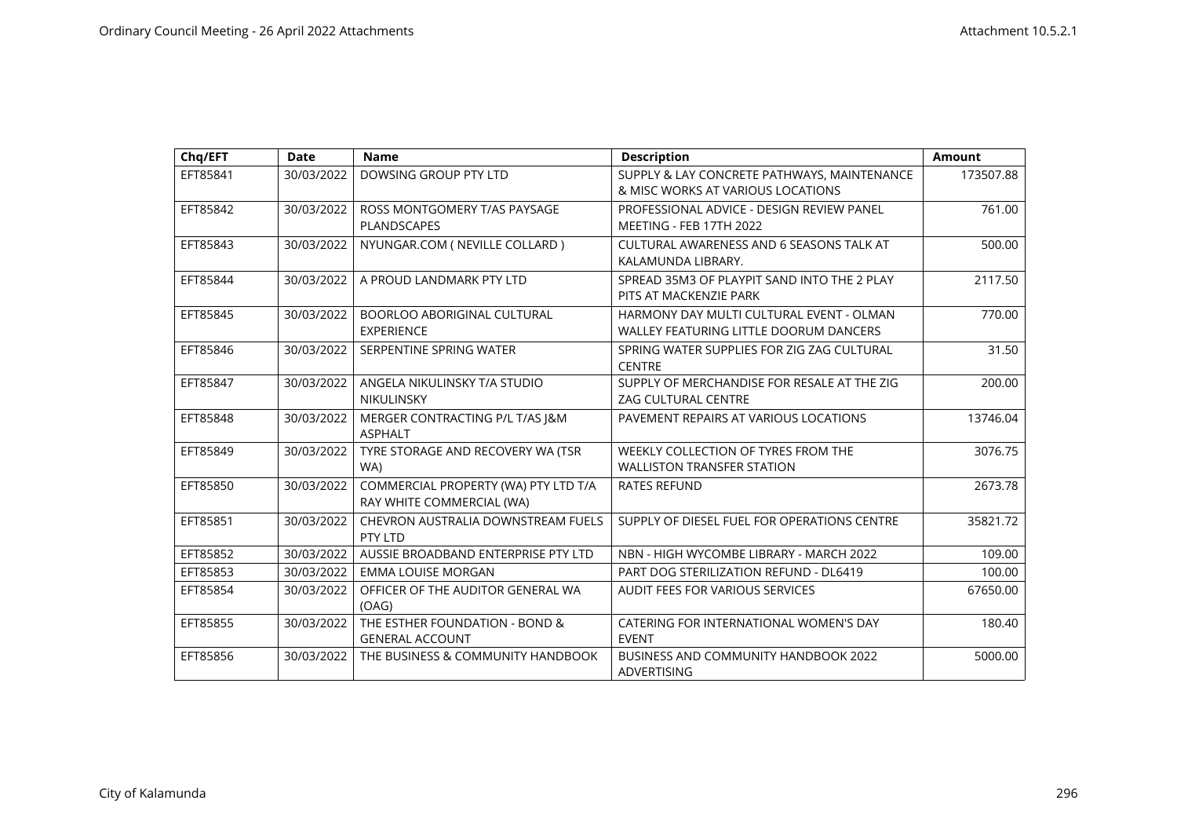| Chq/EFT | Date | Name | Description | Amount |
| --- | --- | --- | --- | --- |
| EFT85841 | 30/03/2022 | DOWSING GROUP PTY LTD | SUPPLY & LAY CONCRETE PATHWAYS, MAINTENANCE & MISC WORKS AT VARIOUS LOCATIONS | 173507.88 |
| EFT85842 | 30/03/2022 | ROSS MONTGOMERY T/AS PAYSAGE PLANDSCAPES | PROFESSIONAL ADVICE - DESIGN REVIEW PANEL MEETING - FEB 17TH 2022 | 761.00 |
| EFT85843 | 30/03/2022 | NYUNGAR.COM ( NEVILLE COLLARD ) | CULTURAL AWARENESS AND 6 SEASONS TALK AT KALAMUNDA LIBRARY. | 500.00 |
| EFT85844 | 30/03/2022 | A PROUD LANDMARK PTY LTD | SPREAD 35M3 OF PLAYPIT SAND INTO THE 2 PLAY PITS AT MACKENZIE PARK | 2117.50 |
| EFT85845 | 30/03/2022 | BOORLOO ABORIGINAL CULTURAL EXPERIENCE | HARMONY DAY MULTI CULTURAL EVENT - OLMAN WALLEY FEATURING LITTLE DOORUM DANCERS | 770.00 |
| EFT85846 | 30/03/2022 | SERPENTINE SPRING WATER | SPRING WATER SUPPLIES FOR ZIG ZAG CULTURAL CENTRE | 31.50 |
| EFT85847 | 30/03/2022 | ANGELA NIKULINSKY T/A STUDIO NIKULINSKY | SUPPLY OF MERCHANDISE FOR RESALE AT THE ZIG ZAG CULTURAL CENTRE | 200.00 |
| EFT85848 | 30/03/2022 | MERGER CONTRACTING P/L T/AS J&M ASPHALT | PAVEMENT REPAIRS AT VARIOUS LOCATIONS | 13746.04 |
| EFT85849 | 30/03/2022 | TYRE STORAGE AND RECOVERY WA (TSR WA) | WEEKLY COLLECTION OF TYRES FROM THE WALLISTON TRANSFER STATION | 3076.75 |
| EFT85850 | 30/03/2022 | COMMERCIAL PROPERTY (WA) PTY LTD T/A RAY WHITE COMMERCIAL (WA) | RATES REFUND | 2673.78 |
| EFT85851 | 30/03/2022 | CHEVRON AUSTRALIA DOWNSTREAM FUELS PTY LTD | SUPPLY OF DIESEL FUEL FOR OPERATIONS CENTRE | 35821.72 |
| EFT85852 | 30/03/2022 | AUSSIE BROADBAND ENTERPRISE PTY LTD | NBN - HIGH WYCOMBE LIBRARY - MARCH 2022 | 109.00 |
| EFT85853 | 30/03/2022 | EMMA LOUISE MORGAN | PART DOG STERILIZATION REFUND - DL6419 | 100.00 |
| EFT85854 | 30/03/2022 | OFFICER OF THE AUDITOR GENERAL WA (OAG) | AUDIT FEES FOR VARIOUS SERVICES | 67650.00 |
| EFT85855 | 30/03/2022 | THE ESTHER FOUNDATION - BOND & GENERAL ACCOUNT | CATERING FOR INTERNATIONAL WOMEN'S DAY EVENT | 180.40 |
| EFT85856 | 30/03/2022 | THE BUSINESS & COMMUNITY HANDBOOK | BUSINESS AND COMMUNITY HANDBOOK 2022 ADVERTISING | 5000.00 |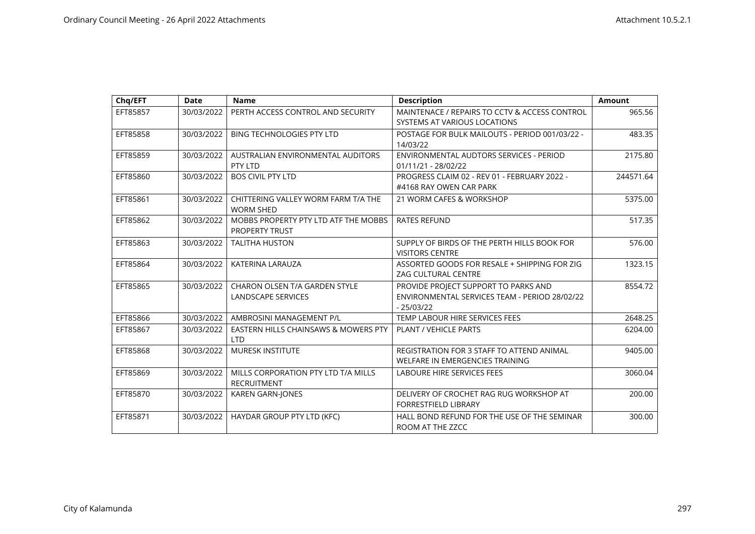| Chq/EFT | Date | Name | Description | Amount |
|---|---|---|---|---|
| EFT85857 | 30/03/2022 | PERTH ACCESS CONTROL AND SECURITY | MAINTENACE / REPAIRS TO CCTV & ACCESS CONTROL SYSTEMS AT VARIOUS LOCATIONS | 965.56 |
| EFT85858 | 30/03/2022 | BING TECHNOLOGIES PTY LTD | POSTAGE FOR BULK MAILOUTS - PERIOD 001/03/22 - 14/03/22 | 483.35 |
| EFT85859 | 30/03/2022 | AUSTRALIAN ENVIRONMENTAL AUDITORS PTY LTD | ENVIRONMENTAL AUDTORS SERVICES - PERIOD 01/11/21 - 28/02/22 | 2175.80 |
| EFT85860 | 30/03/2022 | BOS CIVIL PTY LTD | PROGRESS CLAIM 02 - REV 01 - FEBRUARY 2022 - #4168 RAY OWEN CAR PARK | 244571.64 |
| EFT85861 | 30/03/2022 | CHITTERING VALLEY WORM FARM T/A THE WORM SHED | 21 WORM CAFES & WORKSHOP | 5375.00 |
| EFT85862 | 30/03/2022 | MOBBS PROPERTY PTY LTD ATF THE MOBBS PROPERTY TRUST | RATES REFUND | 517.35 |
| EFT85863 | 30/03/2022 | TALITHA HUSTON | SUPPLY OF BIRDS OF THE PERTH HILLS BOOK FOR VISITORS CENTRE | 576.00 |
| EFT85864 | 30/03/2022 | KATERINA LARAUZA | ASSORTED GOODS FOR RESALE + SHIPPING FOR ZIG ZAG CULTURAL CENTRE | 1323.15 |
| EFT85865 | 30/03/2022 | CHARON OLSEN T/A GARDEN STYLE LANDSCAPE SERVICES | PROVIDE PROJECT SUPPORT TO PARKS AND ENVIRONMENTAL SERVICES TEAM - PERIOD 28/02/22 - 25/03/22 | 8554.72 |
| EFT85866 | 30/03/2022 | AMBROSINI MANAGEMENT P/L | TEMP LABOUR HIRE SERVICES FEES | 2648.25 |
| EFT85867 | 30/03/2022 | EASTERN HILLS CHAINSAWS & MOWERS PTY LTD | PLANT / VEHICLE PARTS | 6204.00 |
| EFT85868 | 30/03/2022 | MURESK INSTITUTE | REGISTRATION FOR 3 STAFF TO ATTEND ANIMAL WELFARE IN EMERGENCIES TRAINING | 9405.00 |
| EFT85869 | 30/03/2022 | MILLS CORPORATION PTY LTD T/A MILLS RECRUITMENT | LABOURE HIRE SERVICES FEES | 3060.04 |
| EFT85870 | 30/03/2022 | KAREN GARN-JONES | DELIVERY OF CROCHET RAG RUG WORKSHOP AT FORRESTFIELD LIBRARY | 200.00 |
| EFT85871 | 30/03/2022 | HAYDAR GROUP PTY LTD (KFC) | HALL BOND REFUND FOR THE USE OF THE SEMINAR ROOM AT THE ZZCC | 300.00 |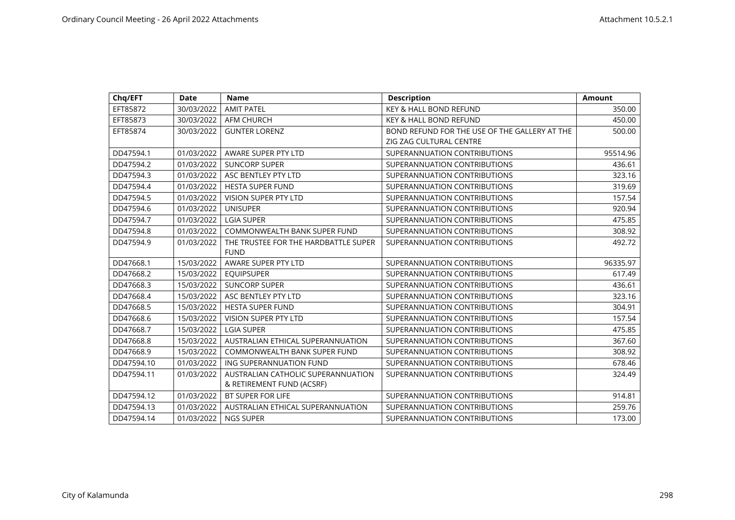| Chq/EFT | Date | Name | Description | Amount |
|---|---|---|---|---|
| EFT85872 | 30/03/2022 | AMIT PATEL | KEY & HALL BOND REFUND | 350.00 |
| EFT85873 | 30/03/2022 | AFM CHURCH | KEY & HALL BOND REFUND | 450.00 |
| EFT85874 | 30/03/2022 | GUNTER LORENZ | BOND REFUND FOR THE USE OF THE GALLERY AT THE ZIG ZAG CULTURAL CENTRE | 500.00 |
| DD47594.1 | 01/03/2022 | AWARE SUPER PTY LTD | SUPERANNUATION CONTRIBUTIONS | 95514.96 |
| DD47594.2 | 01/03/2022 | SUNCORP SUPER | SUPERANNUATION CONTRIBUTIONS | 436.61 |
| DD47594.3 | 01/03/2022 | ASC BENTLEY PTY LTD | SUPERANNUATION CONTRIBUTIONS | 323.16 |
| DD47594.4 | 01/03/2022 | HESTA SUPER FUND | SUPERANNUATION CONTRIBUTIONS | 319.69 |
| DD47594.5 | 01/03/2022 | VISION SUPER PTY LTD | SUPERANNUATION CONTRIBUTIONS | 157.54 |
| DD47594.6 | 01/03/2022 | UNISUPER | SUPERANNUATION CONTRIBUTIONS | 920.94 |
| DD47594.7 | 01/03/2022 | LGIA SUPER | SUPERANNUATION CONTRIBUTIONS | 475.85 |
| DD47594.8 | 01/03/2022 | COMMONWEALTH BANK SUPER FUND | SUPERANNUATION CONTRIBUTIONS | 308.92 |
| DD47594.9 | 01/03/2022 | THE TRUSTEE FOR THE HARDBATTLE SUPER FUND | SUPERANNUATION CONTRIBUTIONS | 492.72 |
| DD47668.1 | 15/03/2022 | AWARE SUPER PTY LTD | SUPERANNUATION CONTRIBUTIONS | 96335.97 |
| DD47668.2 | 15/03/2022 | EQUIPSUPER | SUPERANNUATION CONTRIBUTIONS | 617.49 |
| DD47668.3 | 15/03/2022 | SUNCORP SUPER | SUPERANNUATION CONTRIBUTIONS | 436.61 |
| DD47668.4 | 15/03/2022 | ASC BENTLEY PTY LTD | SUPERANNUATION CONTRIBUTIONS | 323.16 |
| DD47668.5 | 15/03/2022 | HESTA SUPER FUND | SUPERANNUATION CONTRIBUTIONS | 304.91 |
| DD47668.6 | 15/03/2022 | VISION SUPER PTY LTD | SUPERANNUATION CONTRIBUTIONS | 157.54 |
| DD47668.7 | 15/03/2022 | LGIA SUPER | SUPERANNUATION CONTRIBUTIONS | 475.85 |
| DD47668.8 | 15/03/2022 | AUSTRALIAN ETHICAL SUPERANNUATION | SUPERANNUATION CONTRIBUTIONS | 367.60 |
| DD47668.9 | 15/03/2022 | COMMONWEALTH BANK SUPER FUND | SUPERANNUATION CONTRIBUTIONS | 308.92 |
| DD47594.10 | 01/03/2022 | ING SUPERANNUATION FUND | SUPERANNUATION CONTRIBUTIONS | 678.46 |
| DD47594.11 | 01/03/2022 | AUSTRALIAN CATHOLIC SUPERANNUATION & RETIREMENT FUND (ACSRF) | SUPERANNUATION CONTRIBUTIONS | 324.49 |
| DD47594.12 | 01/03/2022 | BT SUPER FOR LIFE | SUPERANNUATION CONTRIBUTIONS | 914.81 |
| DD47594.13 | 01/03/2022 | AUSTRALIAN ETHICAL SUPERANNUATION | SUPERANNUATION CONTRIBUTIONS | 259.76 |
| DD47594.14 | 01/03/2022 | NGS SUPER | SUPERANNUATION CONTRIBUTIONS | 173.00 |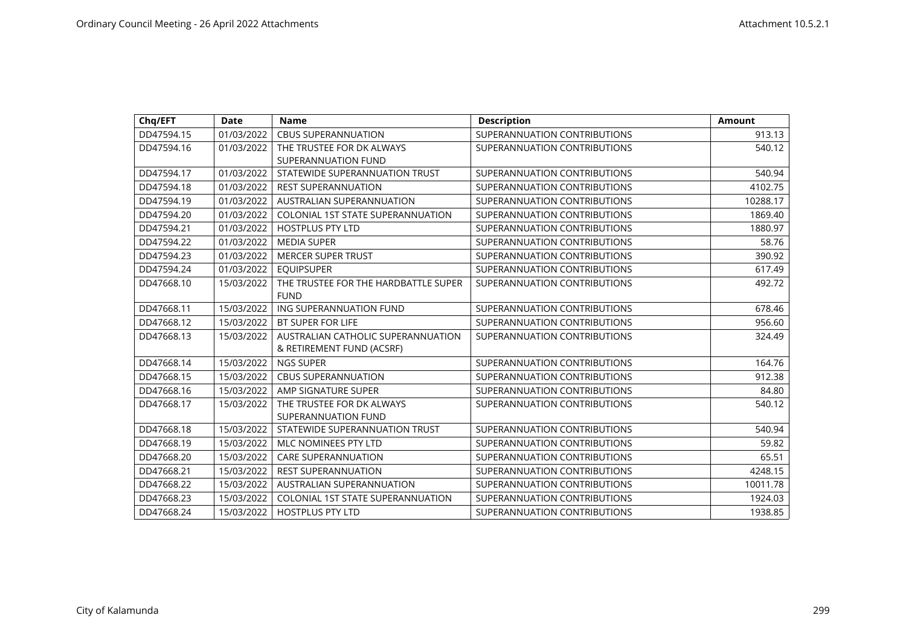| Chq/EFT | Date | Name | Description | Amount |
|---|---|---|---|---|
| DD47594.15 | 01/03/2022 | CBUS SUPERANNUATION | SUPERANNUATION CONTRIBUTIONS | 913.13 |
| DD47594.16 | 01/03/2022 | THE TRUSTEE FOR DK ALWAYS SUPERANNUATION FUND | SUPERANNUATION CONTRIBUTIONS | 540.12 |
| DD47594.17 | 01/03/2022 | STATEWIDE SUPERANNUATION TRUST | SUPERANNUATION CONTRIBUTIONS | 540.94 |
| DD47594.18 | 01/03/2022 | REST SUPERANNUATION | SUPERANNUATION CONTRIBUTIONS | 4102.75 |
| DD47594.19 | 01/03/2022 | AUSTRALIAN SUPERANNUATION | SUPERANNUATION CONTRIBUTIONS | 10288.17 |
| DD47594.20 | 01/03/2022 | COLONIAL 1ST STATE SUPERANNUATION | SUPERANNUATION CONTRIBUTIONS | 1869.40 |
| DD47594.21 | 01/03/2022 | HOSTPLUS PTY LTD | SUPERANNUATION CONTRIBUTIONS | 1880.97 |
| DD47594.22 | 01/03/2022 | MEDIA SUPER | SUPERANNUATION CONTRIBUTIONS | 58.76 |
| DD47594.23 | 01/03/2022 | MERCER SUPER TRUST | SUPERANNUATION CONTRIBUTIONS | 390.92 |
| DD47594.24 | 01/03/2022 | EQUIPSUPER | SUPERANNUATION CONTRIBUTIONS | 617.49 |
| DD47668.10 | 15/03/2022 | THE TRUSTEE FOR THE HARDBATTLE SUPER FUND | SUPERANNUATION CONTRIBUTIONS | 492.72 |
| DD47668.11 | 15/03/2022 | ING SUPERANNUATION FUND | SUPERANNUATION CONTRIBUTIONS | 678.46 |
| DD47668.12 | 15/03/2022 | BT SUPER FOR LIFE | SUPERANNUATION CONTRIBUTIONS | 956.60 |
| DD47668.13 | 15/03/2022 | AUSTRALIAN CATHOLIC SUPERANNUATION & RETIREMENT FUND (ACSRF) | SUPERANNUATION CONTRIBUTIONS | 324.49 |
| DD47668.14 | 15/03/2022 | NGS SUPER | SUPERANNUATION CONTRIBUTIONS | 164.76 |
| DD47668.15 | 15/03/2022 | CBUS SUPERANNUATION | SUPERANNUATION CONTRIBUTIONS | 912.38 |
| DD47668.16 | 15/03/2022 | AMP SIGNATURE SUPER | SUPERANNUATION CONTRIBUTIONS | 84.80 |
| DD47668.17 | 15/03/2022 | THE TRUSTEE FOR DK ALWAYS SUPERANNUATION FUND | SUPERANNUATION CONTRIBUTIONS | 540.12 |
| DD47668.18 | 15/03/2022 | STATEWIDE SUPERANNUATION TRUST | SUPERANNUATION CONTRIBUTIONS | 540.94 |
| DD47668.19 | 15/03/2022 | MLC NOMINEES PTY LTD | SUPERANNUATION CONTRIBUTIONS | 59.82 |
| DD47668.20 | 15/03/2022 | CARE SUPERANNUATION | SUPERANNUATION CONTRIBUTIONS | 65.51 |
| DD47668.21 | 15/03/2022 | REST SUPERANNUATION | SUPERANNUATION CONTRIBUTIONS | 4248.15 |
| DD47668.22 | 15/03/2022 | AUSTRALIAN SUPERANNUATION | SUPERANNUATION CONTRIBUTIONS | 10011.78 |
| DD47668.23 | 15/03/2022 | COLONIAL 1ST STATE SUPERANNUATION | SUPERANNUATION CONTRIBUTIONS | 1924.03 |
| DD47668.24 | 15/03/2022 | HOSTPLUS PTY LTD | SUPERANNUATION CONTRIBUTIONS | 1938.85 |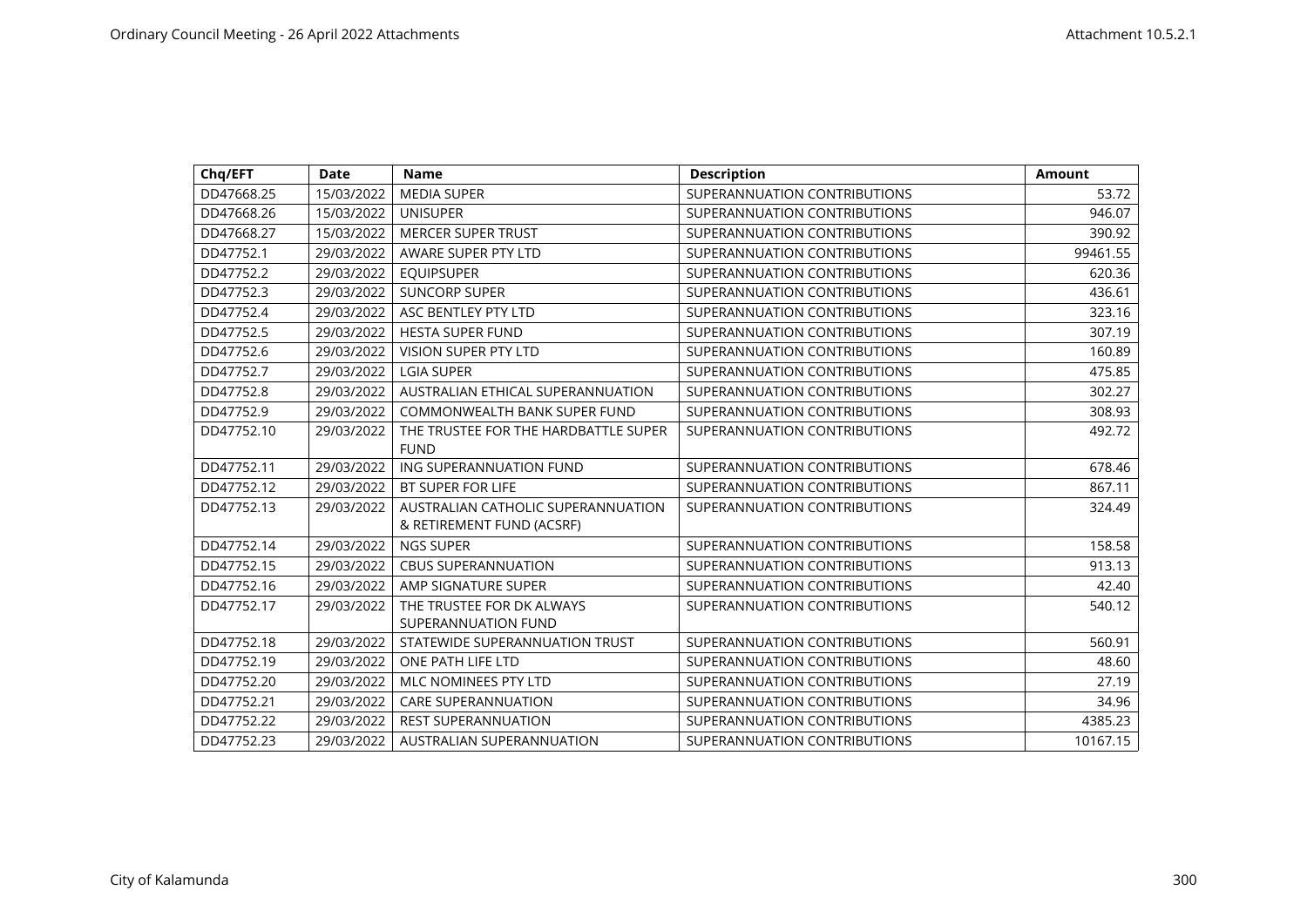| Chq/EFT | Date | Name | Description | Amount |
|---|---|---|---|---|
| DD47668.25 | 15/03/2022 | MEDIA SUPER | SUPERANNUATION CONTRIBUTIONS | 53.72 |
| DD47668.26 | 15/03/2022 | UNISUPER | SUPERANNUATION CONTRIBUTIONS | 946.07 |
| DD47668.27 | 15/03/2022 | MERCER SUPER TRUST | SUPERANNUATION CONTRIBUTIONS | 390.92 |
| DD47752.1 | 29/03/2022 | AWARE SUPER PTY LTD | SUPERANNUATION CONTRIBUTIONS | 99461.55 |
| DD47752.2 | 29/03/2022 | EQUIPSUPER | SUPERANNUATION CONTRIBUTIONS | 620.36 |
| DD47752.3 | 29/03/2022 | SUNCORP SUPER | SUPERANNUATION CONTRIBUTIONS | 436.61 |
| DD47752.4 | 29/03/2022 | ASC BENTLEY PTY LTD | SUPERANNUATION CONTRIBUTIONS | 323.16 |
| DD47752.5 | 29/03/2022 | HESTA SUPER FUND | SUPERANNUATION CONTRIBUTIONS | 307.19 |
| DD47752.6 | 29/03/2022 | VISION SUPER PTY LTD | SUPERANNUATION CONTRIBUTIONS | 160.89 |
| DD47752.7 | 29/03/2022 | LGIA SUPER | SUPERANNUATION CONTRIBUTIONS | 475.85 |
| DD47752.8 | 29/03/2022 | AUSTRALIAN ETHICAL SUPERANNUATION | SUPERANNUATION CONTRIBUTIONS | 302.27 |
| DD47752.9 | 29/03/2022 | COMMONWEALTH BANK SUPER FUND | SUPERANNUATION CONTRIBUTIONS | 308.93 |
| DD47752.10 | 29/03/2022 | THE TRUSTEE FOR THE HARDBATTLE SUPER FUND | SUPERANNUATION CONTRIBUTIONS | 492.72 |
| DD47752.11 | 29/03/2022 | ING SUPERANNUATION FUND | SUPERANNUATION CONTRIBUTIONS | 678.46 |
| DD47752.12 | 29/03/2022 | BT SUPER FOR LIFE | SUPERANNUATION CONTRIBUTIONS | 867.11 |
| DD47752.13 | 29/03/2022 | AUSTRALIAN CATHOLIC SUPERANNUATION & RETIREMENT FUND (ACSRF) | SUPERANNUATION CONTRIBUTIONS | 324.49 |
| DD47752.14 | 29/03/2022 | NGS SUPER | SUPERANNUATION CONTRIBUTIONS | 158.58 |
| DD47752.15 | 29/03/2022 | CBUS SUPERANNUATION | SUPERANNUATION CONTRIBUTIONS | 913.13 |
| DD47752.16 | 29/03/2022 | AMP SIGNATURE SUPER | SUPERANNUATION CONTRIBUTIONS | 42.40 |
| DD47752.17 | 29/03/2022 | THE TRUSTEE FOR DK ALWAYS SUPERANNUATION FUND | SUPERANNUATION CONTRIBUTIONS | 540.12 |
| DD47752.18 | 29/03/2022 | STATEWIDE SUPERANNUATION TRUST | SUPERANNUATION CONTRIBUTIONS | 560.91 |
| DD47752.19 | 29/03/2022 | ONE PATH LIFE LTD | SUPERANNUATION CONTRIBUTIONS | 48.60 |
| DD47752.20 | 29/03/2022 | MLC NOMINEES PTY LTD | SUPERANNUATION CONTRIBUTIONS | 27.19 |
| DD47752.21 | 29/03/2022 | CARE SUPERANNUATION | SUPERANNUATION CONTRIBUTIONS | 34.96 |
| DD47752.22 | 29/03/2022 | REST SUPERANNUATION | SUPERANNUATION CONTRIBUTIONS | 4385.23 |
| DD47752.23 | 29/03/2022 | AUSTRALIAN SUPERANNUATION | SUPERANNUATION CONTRIBUTIONS | 10167.15 |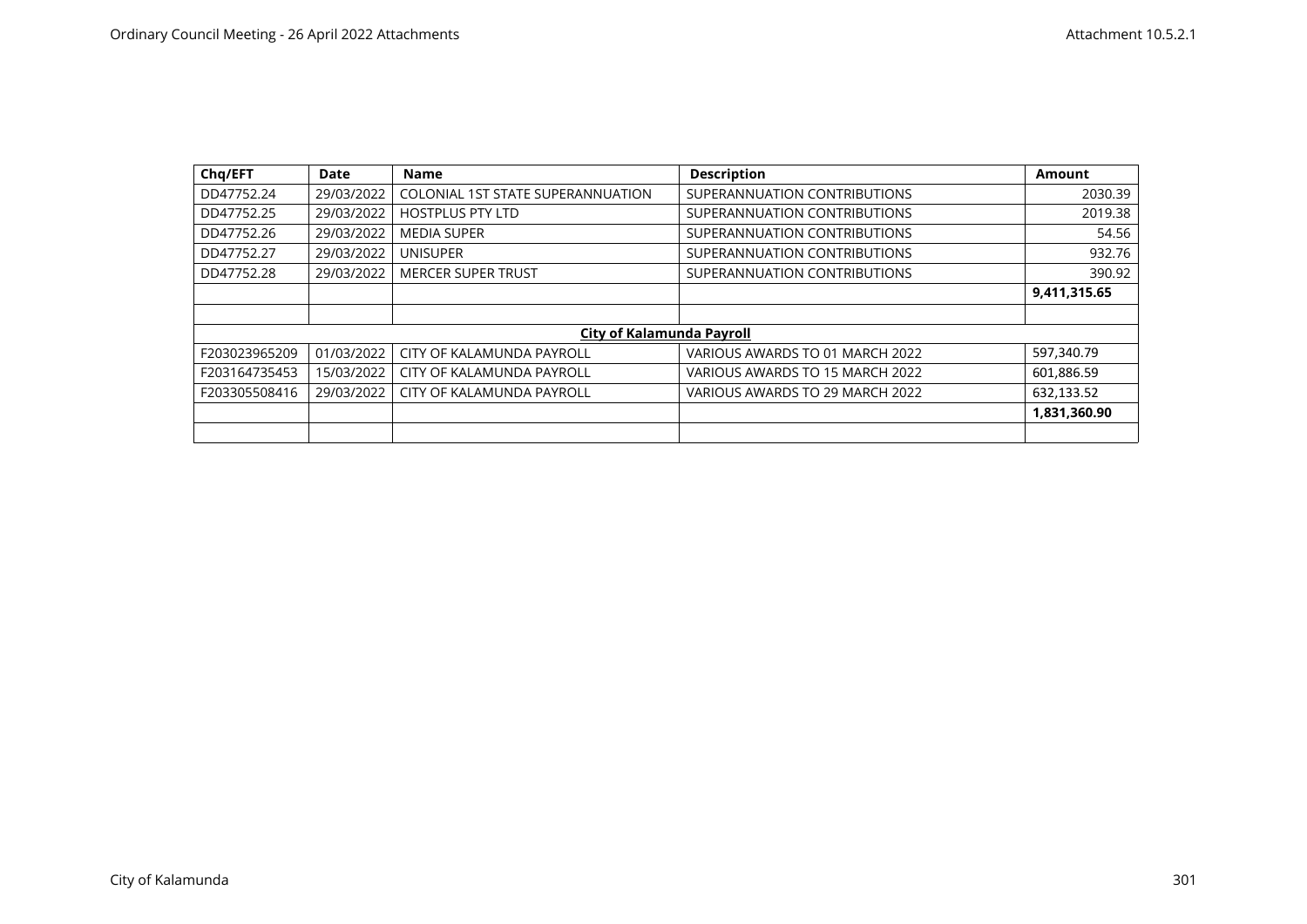| Chq/EFT | Date | Name | Description | Amount |
|---|---|---|---|---|
| DD47752.24 | 29/03/2022 | COLONIAL 1ST STATE SUPERANNUATION | SUPERANNUATION CONTRIBUTIONS | 2030.39 |
| DD47752.25 | 29/03/2022 | HOSTPLUS PTY LTD | SUPERANNUATION CONTRIBUTIONS | 2019.38 |
| DD47752.26 | 29/03/2022 | MEDIA SUPER | SUPERANNUATION CONTRIBUTIONS | 54.56 |
| DD47752.27 | 29/03/2022 | UNISUPER | SUPERANNUATION CONTRIBUTIONS | 932.76 |
| DD47752.28 | 29/03/2022 | MERCER SUPER TRUST | SUPERANNUATION CONTRIBUTIONS | 390.92 |
| | | | | **9,411,315.65** |
| | | | | |
| **City of Kalamunda Payroll** | | | | |
| F203023965209 | 01/03/2022 | CITY OF KALAMUNDA PAYROLL | VARIOUS AWARDS TO 01 MARCH 2022 | 597,340.79 |
| F203164735453 | 15/03/2022 | CITY OF KALAMUNDA PAYROLL | VARIOUS AWARDS TO 15 MARCH 2022 | 601,886.59 |
| F203305508416 | 29/03/2022 | CITY OF KALAMUNDA PAYROLL | VARIOUS AWARDS TO 29 MARCH 2022 | 632,133.52 |
| | | | | **1,831,360.90** |
| | | | | |